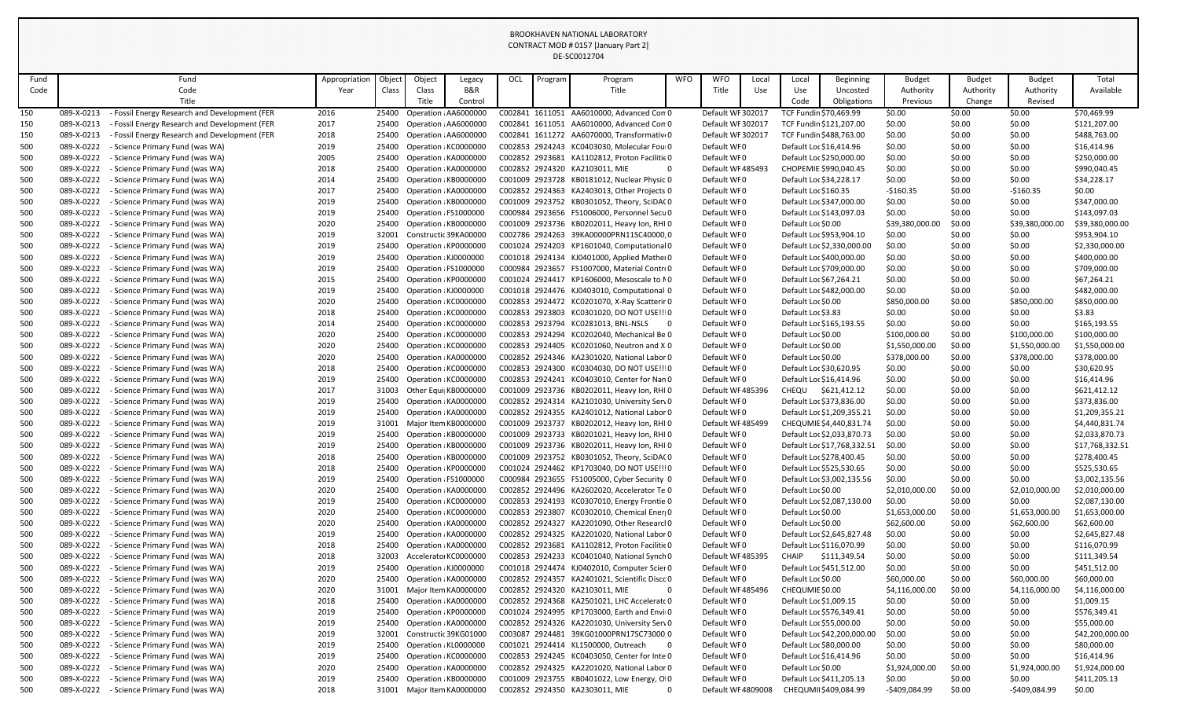# BROOKHAVEN NATIONAL LABORATORY
## CONTRACT MOD # 0157 [January Part 2]
### DE-SC0012704

| Fund Code | Fund Code Title | Appropriation Year | Object Class | Object Class Title | Legacy B&R Control | OCL | Program | Program Title | WFO | WFO Title | Local Use | Local Use Code | Beginning Uncosted Obligations | Budget Authority Previous | Budget Authority Change | Budget Authority Revised | Total Available |
|---|---|---|---|---|---|---|---|---|---|---|---|---|---|---|---|---|---|
| 150 | 089-X-0213 - Fossil Energy Research and Development (FER | 2016 | 25400 | Operation : AA6000000 | | C002841 | 1611051 | AA6010000, Advanced Con 0 | | Default WF 302017 | | TCF Fundin | $70,469.99 | $0.00 | $0.00 | $0.00 | $70,469.99 |
| 150 | 089-X-0213 - Fossil Energy Research and Development (FER | 2017 | 25400 | Operation : AA6000000 | | C002841 | 1611051 | AA6010000, Advanced Con 0 | | Default WF 302017 | | TCF Fundin | $121,207.00 | $0.00 | $0.00 | $0.00 | $121,207.00 |
| 150 | 089-X-0213 - Fossil Energy Research and Development (FER | 2018 | 25400 | Operation : AA6000000 | | C002841 | 1611272 | AA6070000, Transformativ 0 | | Default WF 302017 | | TCF Fundin | $488,763.00 | $0.00 | $0.00 | $0.00 | $488,763.00 |
| 500 | 089-X-0222 - Science Primary Fund (was WA) | 2019 | 25400 | Operation : KC0000000 | | C002853 | 2924243 | KC0403030, Molecular Fou 0 | | Default WF 0 | | Default Loc | $16,414.96 | $0.00 | $0.00 | $0.00 | $16,414.96 |
| 500 | 089-X-0222 - Science Primary Fund (was WA) | 2005 | 25400 | Operation : KA0000000 | | C002852 | 2923681 | KA1102812, Proton Faciliti 0 | | Default WF 0 | | Default Loc | $250,000.00 | $0.00 | $0.00 | $0.00 | $250,000.00 |
| 500 | 089-X-0222 - Science Primary Fund (was WA) | 2018 | 25400 | Operation : KA0000000 | | C002852 | 2924320 | KA2103011, MIE 0 | | Default WF 485493 | | CHOPEMIE | $990,040.45 | $0.00 | $0.00 | $0.00 | $990,040.45 |
| 500 | 089-X-0222 - Science Primary Fund (was WA) | 2014 | 25400 | Operation : KB0000000 | | C001009 | 2923728 | KB0181012, Nuclear Physic 0 | | Default WF 0 | | Default Loc | $34,228.17 | $0.00 | $0.00 | $0.00 | $34,228.17 |
| 500 | 089-X-0222 - Science Primary Fund (was WA) | 2017 | 25400 | Operation : KA0000000 | | C002852 | 2924363 | KA2403013, Other Projects 0 | | Default WF 0 | | Default Loc | $160.35 | -$160.35 | $0.00 | -$160.35 | $0.00 |
| 500 | 089-X-0222 - Science Primary Fund (was WA) | 2019 | 25400 | Operation : KB0000000 | | C001009 | 2923752 | KB0301052, Theory, SciDAC 0 | | Default WF 0 | | Default Loc | $347,000.00 | $0.00 | $0.00 | $0.00 | $347,000.00 |
| 500 | 089-X-0222 - Science Primary Fund (was WA) | 2019 | 25400 | Operation : FS1000000 | | C000984 | 2923656 | FS1006000, Personnel Secu 0 | | Default WF 0 | | Default Loc | $143,097.03 | $0.00 | $0.00 | $0.00 | $143,097.03 |
| 500 | 089-X-0222 - Science Primary Fund (was WA) | 2020 | 25400 | Operation : KB0000000 | | C001009 | 2923736 | KB0202011, Heavy Ion, RHI 0 | | Default WF 0 | | Default Loc | $0.00 | $39,380,000.00 | $0.00 | $39,380,000.00 | $39,380,000.00 |
| 500 | 089-X-0222 - Science Primary Fund (was WA) | 2019 | 32001 | Constructic 39KA00000 | | C002786 | 2924263 | 39KA00000PRN11SC40000, 0 | | Default WF 0 | | Default Loc | $953,904.10 | $0.00 | $0.00 | $0.00 | $953,904.10 |
| 500 | 089-X-0222 - Science Primary Fund (was WA) | 2019 | 25400 | Operation : KP0000000 | | C001024 | 2924203 | KP1601040, Computational 0 | | Default WF 0 | | Default Loc | $2,330,000.00 | $0.00 | $0.00 | $0.00 | $2,330,000.00 |
| 500 | 089-X-0222 - Science Primary Fund (was WA) | 2019 | 25400 | Operation : KJ0000000 | | C001018 | 2924134 | KJ0401000, Applied Mather 0 | | Default WF 0 | | Default Loc | $400,000.00 | $0.00 | $0.00 | $0.00 | $400,000.00 |
| 500 | 089-X-0222 - Science Primary Fund (was WA) | 2019 | 25400 | Operation : FS1000000 | | C000984 | 2923657 | FS1007000, Material Contr 0 | | Default WF 0 | | Default Loc | $709,000.00 | $0.00 | $0.00 | $0.00 | $709,000.00 |
| 500 | 089-X-0222 - Science Primary Fund (was WA) | 2015 | 25400 | Operation : KP0000000 | | C001024 | 2924417 | KP1606000, Mesoscale to M 0 | | Default WF 0 | | Default Loc | $67,264.21 | $0.00 | $0.00 | $0.00 | $67,264.21 |
| 500 | 089-X-0222 - Science Primary Fund (was WA) | 2019 | 25400 | Operation : KJ0000000 | | C001018 | 2924476 | KJ0403010, Computational 0 | | Default WF 0 | | Default Loc | $482,000.00 | $0.00 | $0.00 | $0.00 | $482,000.00 |
| 500 | 089-X-0222 - Science Primary Fund (was WA) | 2020 | 25400 | Operation : KC0000000 | | C002853 | 2924472 | KC0201070, X-Ray Scatterir 0 | | Default WF 0 | | Default Loc | $0.00 | $850,000.00 | $0.00 | $850,000.00 | $850,000.00 |
| 500 | 089-X-0222 - Science Primary Fund (was WA) | 2018 | 25400 | Operation : KC0000000 | | C002853 | 2923803 | KC0301020, DO NOT USE!!! 0 | | Default WF 0 | | Default Loc | $3.83 | $0.00 | $0.00 | $0.00 | $3.83 |
| 500 | 089-X-0222 - Science Primary Fund (was WA) | 2014 | 25400 | Operation : KC0000000 | | C002853 | 2923794 | KC0281013, BNL-NSLS 0 | | Default WF 0 | | Default Loc | $165,193.55 | $0.00 | $0.00 | $0.00 | $165,193.55 |
| 500 | 089-X-0222 - Science Primary Fund (was WA) | 2020 | 25400 | Operation : KC0000000 | | C002853 | 2924294 | KC0202040, Mechanical Be 0 | | Default WF 0 | | Default Loc | $0.00 | $100,000.00 | $0.00 | $100,000.00 | $100,000.00 |
| 500 | 089-X-0222 - Science Primary Fund (was WA) | 2020 | 25400 | Operation : KC0000000 | | C002853 | 2924405 | KC0201060, Neutron and X 0 | | Default WF 0 | | Default Loc | $0.00 | $1,550,000.00 | $0.00 | $1,550,000.00 | $1,550,000.00 |
| 500 | 089-X-0222 - Science Primary Fund (was WA) | 2020 | 25400 | Operation : KA0000000 | | C002852 | 2924346 | KA2301020, National Labor 0 | | Default WF 0 | | Default Loc | $0.00 | $378,000.00 | $0.00 | $378,000.00 | $378,000.00 |
| 500 | 089-X-0222 - Science Primary Fund (was WA) | 2018 | 25400 | Operation : KC0000000 | | C002853 | 2924300 | KC0304030, DO NOT USE!!! 0 | | Default WF 0 | | Default Loc | $30,620.95 | $0.00 | $0.00 | $0.00 | $30,620.95 |
| 500 | 089-X-0222 - Science Primary Fund (was WA) | 2019 | 25400 | Operation : KC0000000 | | C002853 | 2924241 | KC0403010, Center for Nan 0 | | Default WF 0 | | Default Loc | $16,414.96 | $0.00 | $0.00 | $0.00 | $16,414.96 |
| 500 | 089-X-0222 - Science Primary Fund (was WA) | 2017 | 31003 | Other Equi KB0000000 | | C001009 | 2923736 | KB0202011, Heavy Ion, RHI 0 | | Default WF 485396 | | CHEQU | $621,412.12 | $0.00 | $0.00 | $0.00 | $621,412.12 |
| 500 | 089-X-0222 - Science Primary Fund (was WA) | 2019 | 25400 | Operation : KA0000000 | | C002852 | 2924314 | KA2101030, University Serv 0 | | Default WF 0 | | Default Loc | $373,836.00 | $0.00 | $0.00 | $0.00 | $373,836.00 |
| 500 | 089-X-0222 - Science Primary Fund (was WA) | 2019 | 25400 | Operation : KA0000000 | | C002852 | 2924355 | KA2401012, National Labor 0 | | Default WF 0 | | Default Loc | $1,209,355.21 | $0.00 | $0.00 | $0.00 | $1,209,355.21 |
| 500 | 089-X-0222 - Science Primary Fund (was WA) | 2019 | 31001 | Major Item KB0000000 | | C001009 | 2923737 | KB0202012, Heavy Ion, RHI 0 | | Default WF 485499 | | CHEQUMIE | $4,440,831.74 | $0.00 | $0.00 | $0.00 | $4,440,831.74 |
| 500 | 089-X-0222 - Science Primary Fund (was WA) | 2019 | 25400 | Operation : KB0000000 | | C001009 | 2923733 | KB0201021, Heavy Ion, RHI 0 | | Default WF 0 | | Default Loc | $2,033,870.73 | $0.00 | $0.00 | $0.00 | $2,033,870.73 |
| 500 | 089-X-0222 - Science Primary Fund (was WA) | 2019 | 25400 | Operation : KB0000000 | | C001009 | 2923736 | KB0202011, Heavy Ion, RHI 0 | | Default WF 0 | | Default Loc | $17,768,332.51 | $0.00 | $0.00 | $0.00 | $17,768,332.51 |
| 500 | 089-X-0222 - Science Primary Fund (was WA) | 2018 | 25400 | Operation : KB0000000 | | C001009 | 2923752 | KB0301052, Theory, SciDAC 0 | | Default WF 0 | | Default Loc | $278,400.45 | $0.00 | $0.00 | $0.00 | $278,400.45 |
| 500 | 089-X-0222 - Science Primary Fund (was WA) | 2018 | 25400 | Operation : KP0000000 | | C001024 | 2924462 | KP1703040, DO NOT USE!!! 0 | | Default WF 0 | | Default Loc | $525,530.65 | $0.00 | $0.00 | $0.00 | $525,530.65 |
| 500 | 089-X-0222 - Science Primary Fund (was WA) | 2019 | 25400 | Operation : FS1000000 | | C000984 | 2923655 | FS1005000, Cyber Security 0 | | Default WF 0 | | Default Loc | $3,002,135.56 | $0.00 | $0.00 | $0.00 | $3,002,135.56 |
| 500 | 089-X-0222 - Science Primary Fund (was WA) | 2020 | 25400 | Operation : KA0000000 | | C002852 | 2924496 | KA2602020, Accelerator Te 0 | | Default WF 0 | | Default Loc | $0.00 | $2,010,000.00 | $0.00 | $2,010,000.00 | $2,010,000.00 |
| 500 | 089-X-0222 - Science Primary Fund (was WA) | 2019 | 25400 | Operation : KC0000000 | | C002853 | 2924193 | KC0307010, Energy Frontie 0 | | Default WF 0 | | Default Loc | $2,087,130.00 | $0.00 | $0.00 | $0.00 | $2,087,130.00 |
| 500 | 089-X-0222 - Science Primary Fund (was WA) | 2020 | 25400 | Operation : KC0000000 | | C002853 | 2923807 | KC0302010, Chemical Ener 0 | | Default WF 0 | | Default Loc | $0.00 | $1,653,000.00 | $0.00 | $1,653,000.00 | $1,653,000.00 |
| 500 | 089-X-0222 - Science Primary Fund (was WA) | 2020 | 25400 | Operation : KA0000000 | | C002852 | 2924327 | KA2201090, Other Researcl 0 | | Default WF 0 | | Default Loc | $0.00 | $62,600.00 | $0.00 | $62,600.00 | $62,600.00 |
| 500 | 089-X-0222 - Science Primary Fund (was WA) | 2019 | 25400 | Operation : KA0000000 | | C002852 | 2924325 | KA2201020, National Labor 0 | | Default WF 0 | | Default Loc | $2,645,827.48 | $0.00 | $0.00 | $0.00 | $2,645,827.48 |
| 500 | 089-X-0222 - Science Primary Fund (was WA) | 2018 | 25400 | Operation : KA0000000 | | C002852 | 2923681 | KA1102812, Proton Faciliti 0 | | Default WF 0 | | Default Loc | $116,070.99 | $0.00 | $0.00 | $0.00 | $116,070.99 |
| 500 | 089-X-0222 - Science Primary Fund (was WA) | 2018 | 32003 | Accelerator KC0000000 | | C002853 | 2924233 | KC0401040, National Synch 0 | | Default WF 485395 | | CHAIP | $111,349.54 | $0.00 | $0.00 | $0.00 | $111,349.54 |
| 500 | 089-X-0222 - Science Primary Fund (was WA) | 2019 | 25400 | Operation : KJ0000000 | | C001018 | 2924474 | KJ0402010, Computer Scier 0 | | Default WF 0 | | Default Loc | $451,512.00 | $0.00 | $0.00 | $0.00 | $451,512.00 |
| 500 | 089-X-0222 - Science Primary Fund (was WA) | 2020 | 25400 | Operation : KA0000000 | | C002852 | 2924357 | KA2401021, Scientific Disco 0 | | Default WF 0 | | Default Loc | $0.00 | $60,000.00 | $0.00 | $60,000.00 | $60,000.00 |
| 500 | 089-X-0222 - Science Primary Fund (was WA) | 2020 | 31001 | Major Item KA0000000 | | C002852 | 2924320 | KA2103011, MIE 0 | | Default WF 485496 | | CHEQUMIE | $0.00 | $4,116,000.00 | $0.00 | $4,116,000.00 | $4,116,000.00 |
| 500 | 089-X-0222 - Science Primary Fund (was WA) | 2018 | 25400 | Operation : KA0000000 | | C002852 | 2924368 | KA2501021, LHC Accelerato 0 | | Default WF 0 | | Default Loc | $1,009.15 | $0.00 | $0.00 | $0.00 | $1,009.15 |
| 500 | 089-X-0222 - Science Primary Fund (was WA) | 2019 | 25400 | Operation : KP0000000 | | C001024 | 2924995 | KP1703000, Earth and Envi 0 | | Default WF 0 | | Default Loc | $576,349.41 | $0.00 | $0.00 | $0.00 | $576,349.41 |
| 500 | 089-X-0222 - Science Primary Fund (was WA) | 2019 | 25400 | Operation : KA0000000 | | C002852 | 2924326 | KA2201030, University Serv 0 | | Default WF 0 | | Default Loc | $55,000.00 | $0.00 | $0.00 | $0.00 | $55,000.00 |
| 500 | 089-X-0222 - Science Primary Fund (was WA) | 2019 | 32001 | Constructic 39KG01000 | | C003087 | 2924481 | 39KG01000PRN17SC73000 0 | | Default WF 0 | | Default Loc | $42,200,000.00 | $0.00 | $0.00 | $0.00 | $42,200,000.00 |
| 500 | 089-X-0222 - Science Primary Fund (was WA) | 2019 | 25400 | Operation : KL0000000 | | C001021 | 2924414 | KL1500000, Outreach 0 | | Default WF 0 | | Default Loc | $80,000.00 | $0.00 | $0.00 | $0.00 | $80,000.00 |
| 500 | 089-X-0222 - Science Primary Fund (was WA) | 2019 | 25400 | Operation : KC0000000 | | C002853 | 2924245 | KC0403050, Center for Inte 0 | | Default WF 0 | | Default Loc | $16,414.96 | $0.00 | $0.00 | $0.00 | $16,414.96 |
| 500 | 089-X-0222 - Science Primary Fund (was WA) | 2020 | 25400 | Operation : KA0000000 | | C002852 | 2924325 | KA2201020, National Labor 0 | | Default WF 0 | | Default Loc | $0.00 | $1,924,000.00 | $0.00 | $1,924,000.00 | $1,924,000.00 |
| 500 | 089-X-0222 - Science Primary Fund (was WA) | 2019 | 25400 | Operation : KB0000000 | | C001009 | 2923755 | KB0401022, Low Energy, O 0 | | Default WF 0 | | Default Loc | $411,205.13 | $0.00 | $0.00 | $0.00 | $411,205.13 |
| 500 | 089-X-0222 - Science Primary Fund (was WA) | 2018 | 31001 | Major Item KA0000000 | | C002852 | 2924350 | KA2303011, MIE 0 | | Default WF 4809008 | | CHEQUMII | $409,084.99 | -$409,084.99 | $0.00 | -$409,084.99 | $0.00 |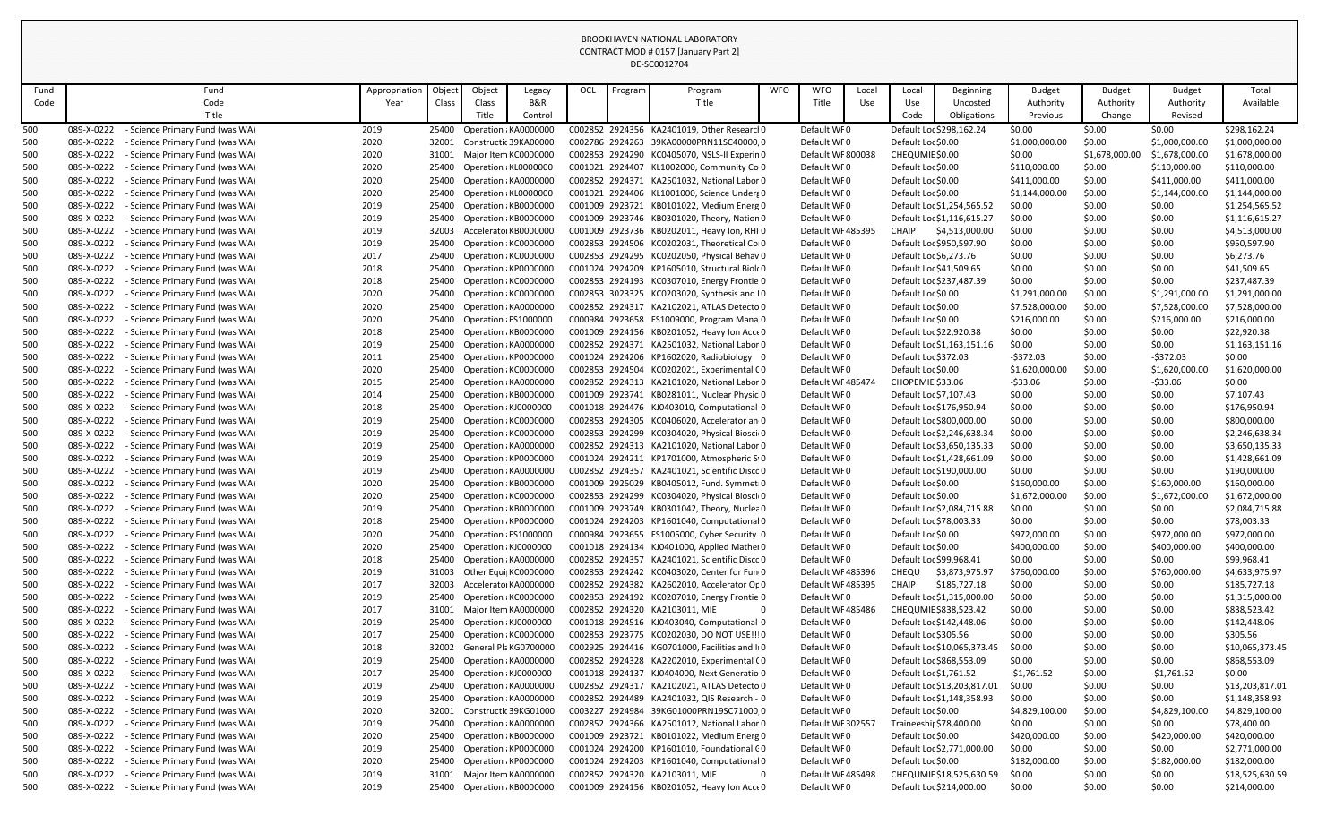# BROOKHAVEN NATIONAL LABORATORY
## CONTRACT MOD # 0157 [January Part 2]
### DE-SC0012704

| Fund Code | Fund Code Title | Appropriation Year | Object Class | Object Class Title | Legacy B&R Control | OCL | Program | Program Title | WFO | WFO Title | Local Use | Local Use Code | Beginning Uncosted Obligations | Budget Authority Previous | Budget Authority Change | Budget Authority Revised | Total Available |
|---|---|---|---|---|---|---|---|---|---|---|---|---|---|---|---|---|---|
| 500 | 089-X-0222 - Science Primary Fund (was WA) | 2019 | 25400 | Operation : | KA0000000 | C002852 | 2924356 | KA2401019, Other Researcl | 0 | Default WF | 0 | Default Loc | $298,162.24 | $0.00 | $0.00 | $0.00 | $298,162.24 |
| 500 | 089-X-0222 - Science Primary Fund (was WA) | 2020 | 32001 | Constructic | 39KA00000 | C002786 | 2924263 | 39KA00000PRN11SC40000, | 0 | Default WF | 0 | Default Loc | $0.00 | $1,000,000.00 | $0.00 | $1,000,000.00 | $1,000,000.00 |
| 500 | 089-X-0222 - Science Primary Fund (was WA) | 2020 | 31001 | Major Item | KC0000000 | C002853 | 2924290 | KC0405070, NSLS-II Experin | 0 | Default WF | 800038 | CHEQUMIE | $0.00 | $0.00 | $1,678,000.00 | $1,678,000.00 | $1,678,000.00 |
| 500 | 089-X-0222 - Science Primary Fund (was WA) | 2020 | 25400 | Operation : | KL0000000 | C001021 | 2924407 | KL1002000, Community Co | 0 | Default WF | 0 | Default Loc | $0.00 | $110,000.00 | $0.00 | $110,000.00 | $110,000.00 |
| 500 | 089-X-0222 - Science Primary Fund (was WA) | 2020 | 25400 | Operation : | KA0000000 | C002852 | 2924371 | KA2501032, National Labor | 0 | Default WF | 0 | Default Loc | $0.00 | $411,000.00 | $0.00 | $411,000.00 | $411,000.00 |
| 500 | 089-X-0222 - Science Primary Fund (was WA) | 2020 | 25400 | Operation : | KL0000000 | C001021 | 2924406 | KL1001000, Science Underg | 0 | Default WF | 0 | Default Loc | $0.00 | $1,144,000.00 | $0.00 | $1,144,000.00 | $1,144,000.00 |
| 500 | 089-X-0222 - Science Primary Fund (was WA) | 2019 | 25400 | Operation : | KB0000000 | C001009 | 2923721 | KB0101022, Medium Energ | 0 | Default WF | 0 | Default Loc | $1,254,565.52 | $0.00 | $0.00 | $0.00 | $1,254,565.52 |
| 500 | 089-X-0222 - Science Primary Fund (was WA) | 2019 | 25400 | Operation : | KB0000000 | C001009 | 2923746 | KB0301020, Theory, Nation | 0 | Default WF | 0 | Default Loc | $1,116,615.27 | $0.00 | $0.00 | $0.00 | $1,116,615.27 |
| 500 | 089-X-0222 - Science Primary Fund (was WA) | 2019 | 32003 | Accelerator | KB0000000 | C001009 | 2923736 | KB0202011, Heavy Ion, RHI | 0 | Default WF | 485395 | CHAIP | $4,513,000.00 | $0.00 | $0.00 | $0.00 | $4,513,000.00 |
| 500 | 089-X-0222 - Science Primary Fund (was WA) | 2019 | 25400 | Operation : | KC0000000 | C002853 | 2924506 | KC0202031, Theoretical Co | 0 | Default WF | 0 | Default Loc | $950,597.90 | $0.00 | $0.00 | $0.00 | $950,597.90 |
| 500 | 089-X-0222 - Science Primary Fund (was WA) | 2017 | 25400 | Operation : | KC0000000 | C002853 | 2924295 | KC0202050, Physical Behav | 0 | Default WF | 0 | Default Loc | $6,273.76 | $0.00 | $0.00 | $0.00 | $6,273.76 |
| 500 | 089-X-0222 - Science Primary Fund (was WA) | 2018 | 25400 | Operation : | KP0000000 | C001024 | 2924209 | KP1605010, Structural Biol | 0 | Default WF | 0 | Default Loc | $41,509.65 | $0.00 | $0.00 | $0.00 | $41,509.65 |
| 500 | 089-X-0222 - Science Primary Fund (was WA) | 2018 | 25400 | Operation : | KC0000000 | C002853 | 2924193 | KC0307010, Energy Frontie | 0 | Default WF | 0 | Default Loc | $237,487.39 | $0.00 | $0.00 | $0.00 | $237,487.39 |
| 500 | 089-X-0222 - Science Primary Fund (was WA) | 2020 | 25400 | Operation : | KC0000000 | C002853 | 3023325 | KC0203020, Synthesis and I | 0 | Default WF | 0 | Default Loc | $0.00 | $1,291,000.00 | $0.00 | $1,291,000.00 | $1,291,000.00 |
| 500 | 089-X-0222 - Science Primary Fund (was WA) | 2020 | 25400 | Operation : | KA0000000 | C002852 | 2924317 | KA2102021, ATLAS Detecto | 0 | Default WF | 0 | Default Loc | $0.00 | $7,528,000.00 | $0.00 | $7,528,000.00 | $7,528,000.00 |
| 500 | 089-X-0222 - Science Primary Fund (was WA) | 2020 | 25400 | Operation : | FS1000000 | C000984 | 2923658 | FS1009000, Program Mana | 0 | Default WF | 0 | Default Loc | $0.00 | $216,000.00 | $0.00 | $216,000.00 | $216,000.00 |
| 500 | 089-X-0222 - Science Primary Fund (was WA) | 2018 | 25400 | Operation : | KB0000000 | C001009 | 2924156 | KB0201052, Heavy Ion Acce | 0 | Default WF | 0 | Default Loc | $22,920.38 | $0.00 | $0.00 | $0.00 | $22,920.38 |
| 500 | 089-X-0222 - Science Primary Fund (was WA) | 2019 | 25400 | Operation : | KA0000000 | C002852 | 2924371 | KA2501032, National Labor | 0 | Default WF | 0 | Default Loc | $1,163,151.16 | $0.00 | $0.00 | $0.00 | $1,163,151.16 |
| 500 | 089-X-0222 - Science Primary Fund (was WA) | 2011 | 25400 | Operation : | KP0000000 | C001024 | 2924206 | KP1602020, Radiobiology | 0 | Default WF | 0 | Default Loc | $372.03 | -$372.03 | $0.00 | -$372.03 | $0.00 |
| 500 | 089-X-0222 - Science Primary Fund (was WA) | 2020 | 25400 | Operation : | KC0000000 | C002853 | 2924504 | KC0202021, Experimental C | 0 | Default WF | 0 | Default Loc | $0.00 | $1,620,000.00 | $0.00 | $1,620,000.00 | $1,620,000.00 |
| 500 | 089-X-0222 - Science Primary Fund (was WA) | 2015 | 25400 | Operation : | KA0000000 | C002852 | 2924313 | KA2101020, National Labor | 0 | Default WF | 485474 | CHOPEMIE | $33.06 | -$33.06 | $0.00 | -$33.06 | $0.00 |
| 500 | 089-X-0222 - Science Primary Fund (was WA) | 2014 | 25400 | Operation : | KB0000000 | C001009 | 2923741 | KB0281011, Nuclear Physic | 0 | Default WF | 0 | Default Loc | $7,107.43 | $0.00 | $0.00 | $0.00 | $7,107.43 |
| 500 | 089-X-0222 - Science Primary Fund (was WA) | 2018 | 25400 | Operation : | KJ0000000 | C001018 | 2924476 | KJ0403010, Computational | 0 | Default WF | 0 | Default Loc | $176,950.94 | $0.00 | $0.00 | $0.00 | $176,950.94 |
| 500 | 089-X-0222 - Science Primary Fund (was WA) | 2019 | 25400 | Operation : | KC0000000 | C002853 | 2924305 | KC0406020, Accelerator an | 0 | Default WF | 0 | Default Loc | $800,000.00 | $0.00 | $0.00 | $0.00 | $800,000.00 |
| 500 | 089-X-0222 - Science Primary Fund (was WA) | 2019 | 25400 | Operation : | KC0000000 | C002853 | 2924299 | KC0304020, Physical Biosci | 0 | Default WF | 0 | Default Loc | $2,246,638.34 | $0.00 | $0.00 | $0.00 | $2,246,638.34 |
| 500 | 089-X-0222 - Science Primary Fund (was WA) | 2019 | 25400 | Operation : | KA0000000 | C002852 | 2924313 | KA2101020, National Labor | 0 | Default WF | 0 | Default Loc | $3,650,135.33 | $0.00 | $0.00 | $0.00 | $3,650,135.33 |
| 500 | 089-X-0222 - Science Primary Fund (was WA) | 2019 | 25400 | Operation : | KP0000000 | C001024 | 2924211 | KP1701000, Atmospheric S | 0 | Default WF | 0 | Default Loc | $1,428,661.09 | $0.00 | $0.00 | $0.00 | $1,428,661.09 |
| 500 | 089-X-0222 - Science Primary Fund (was WA) | 2019 | 25400 | Operation : | KA0000000 | C002852 | 2924357 | KA2401021, Scientific Disc | 0 | Default WF | 0 | Default Loc | $190,000.00 | $0.00 | $0.00 | $0.00 | $190,000.00 |
| 500 | 089-X-0222 - Science Primary Fund (was WA) | 2020 | 25400 | Operation : | KB0000000 | C001009 | 2925029 | KB0405012, Fund. Symmet | 0 | Default WF | 0 | Default Loc | $0.00 | $160,000.00 | $0.00 | $160,000.00 | $160,000.00 |
| 500 | 089-X-0222 - Science Primary Fund (was WA) | 2020 | 25400 | Operation : | KC0000000 | C002853 | 2924299 | KC0304020, Physical Biosci | 0 | Default WF | 0 | Default Loc | $0.00 | $1,672,000.00 | $0.00 | $1,672,000.00 | $1,672,000.00 |
| 500 | 089-X-0222 - Science Primary Fund (was WA) | 2019 | 25400 | Operation : | KB0000000 | C001009 | 2923749 | KB0301042, Theory, Nuclea | 0 | Default WF | 0 | Default Loc | $2,084,715.88 | $0.00 | $0.00 | $0.00 | $2,084,715.88 |
| 500 | 089-X-0222 - Science Primary Fund (was WA) | 2018 | 25400 | Operation : | KP0000000 | C001024 | 2924203 | KP1601040, Computational | 0 | Default WF | 0 | Default Loc | $78,003.33 | $0.00 | $0.00 | $0.00 | $78,003.33 |
| 500 | 089-X-0222 - Science Primary Fund (was WA) | 2020 | 25400 | Operation : | FS1000000 | C000984 | 2923655 | FS1005000, Cyber Security | 0 | Default WF | 0 | Default Loc | $0.00 | $972,000.00 | $0.00 | $972,000.00 | $972,000.00 |
| 500 | 089-X-0222 - Science Primary Fund (was WA) | 2020 | 25400 | Operation : | KJ0000000 | C001018 | 2924134 | KJ0401000, Applied Mathe | 0 | Default WF | 0 | Default Loc | $0.00 | $400,000.00 | $0.00 | $400,000.00 | $400,000.00 |
| 500 | 089-X-0222 - Science Primary Fund (was WA) | 2018 | 25400 | Operation : | KA0000000 | C002852 | 2924357 | KA2401021, Scientific Disc | 0 | Default WF | 0 | Default Loc | $99,968.41 | $0.00 | $0.00 | $0.00 | $99,968.41 |
| 500 | 089-X-0222 - Science Primary Fund (was WA) | 2019 | 31003 | Other Equi | KC0000000 | C002853 | 2924242 | KC0403020, Center for Fun | 0 | Default WF | 485396 | CHEQU | $3,873,975.97 | $760,000.00 | $0.00 | $760,000.00 | $4,633,975.97 |
| 500 | 089-X-0222 - Science Primary Fund (was WA) | 2017 | 32003 | Accelerator | KA0000000 | C002852 | 2924382 | KA2602010, Accelerator Op | 0 | Default WF | 485395 | CHAIP | $185,727.18 | $0.00 | $0.00 | $0.00 | $185,727.18 |
| 500 | 089-X-0222 - Science Primary Fund (was WA) | 2019 | 25400 | Operation : | KC0000000 | C002853 | 2924192 | KC0207010, Energy Frontie | 0 | Default WF | 0 | Default Loc | $1,315,000.00 | $0.00 | $0.00 | $0.00 | $1,315,000.00 |
| 500 | 089-X-0222 - Science Primary Fund (was WA) | 2017 | 31001 | Major Item | KA0000000 | C002852 | 2924320 | KA2103011, MIE | 0 | Default WF | 485486 | CHEQUMIE | $838,523.42 | $0.00 | $0.00 | $0.00 | $838,523.42 |
| 500 | 089-X-0222 - Science Primary Fund (was WA) | 2019 | 25400 | Operation : | KJ0000000 | C001018 | 2924516 | KJ0403040, Computational | 0 | Default WF | 0 | Default Loc | $142,448.06 | $0.00 | $0.00 | $0.00 | $142,448.06 |
| 500 | 089-X-0222 - Science Primary Fund (was WA) | 2017 | 25400 | Operation : | KC0000000 | C002853 | 2923775 | KC0202030, DO NOT USE!!! | 0 | Default WF | 0 | Default Loc | $305.56 | $0.00 | $0.00 | $0.00 | $305.56 |
| 500 | 089-X-0222 - Science Primary Fund (was WA) | 2018 | 32002 | General Pla | KG0700000 | C002925 | 2924416 | KG0701000, Facilities and I | 0 | Default WF | 0 | Default Loc | $10,065,373.45 | $0.00 | $0.00 | $0.00 | $10,065,373.45 |
| 500 | 089-X-0222 - Science Primary Fund (was WA) | 2019 | 25400 | Operation : | KA0000000 | C002852 | 2924328 | KA2202010, Experimental C | 0 | Default WF | 0 | Default Loc | $868,553.09 | $0.00 | $0.00 | $0.00 | $868,553.09 |
| 500 | 089-X-0222 - Science Primary Fund (was WA) | 2017 | 25400 | Operation : | KJ0000000 | C001018 | 2924137 | KJ0404000, Next Generatio | 0 | Default WF | 0 | Default Loc | $1,761.52 | -$1,761.52 | $0.00 | -$1,761.52 | $0.00 |
| 500 | 089-X-0222 - Science Primary Fund (was WA) | 2019 | 25400 | Operation : | KA0000000 | C002852 | 2924317 | KA2102021, ATLAS Detecto | 0 | Default WF | 0 | Default Loc | $13,203,817.01 | $0.00 | $0.00 | $0.00 | $13,203,817.01 |
| 500 | 089-X-0222 - Science Primary Fund (was WA) | 2019 | 25400 | Operation : | KA0000000 | C002852 | 2924489 | KA2401032, QIS Research - | 0 | Default WF | 0 | Default Loc | $1,148,358.93 | $0.00 | $0.00 | $0.00 | $1,148,358.93 |
| 500 | 089-X-0222 - Science Primary Fund (was WA) | 2020 | 32001 | Constructic | 39KG01000 | C003227 | 2924984 | 39KG01000PRN19SC71000 | 0 | Default WF | 0 | Default Loc | $0.00 | $4,829,100.00 | $0.00 | $4,829,100.00 | $4,829,100.00 |
| 500 | 089-X-0222 - Science Primary Fund (was WA) | 2019 | 25400 | Operation : | KA0000000 | C002852 | 2924366 | KA2501012, National Labor | 0 | Default WF | 302557 | Traineeshi | $78,400.00 | $0.00 | $0.00 | $0.00 | $78,400.00 |
| 500 | 089-X-0222 - Science Primary Fund (was WA) | 2020 | 25400 | Operation : | KB0000000 | C001009 | 2923721 | KB0101022, Medium Energ | 0 | Default WF | 0 | Default Loc | $0.00 | $420,000.00 | $0.00 | $420,000.00 | $420,000.00 |
| 500 | 089-X-0222 - Science Primary Fund (was WA) | 2019 | 25400 | Operation : | KP0000000 | C001024 | 2924200 | KP1601010, Foundational C | 0 | Default WF | 0 | Default Loc | $2,771,000.00 | $0.00 | $0.00 | $0.00 | $2,771,000.00 |
| 500 | 089-X-0222 - Science Primary Fund (was WA) | 2020 | 25400 | Operation : | KP0000000 | C001024 | 2924203 | KP1601040, Computational | 0 | Default WF | 0 | Default Loc | $0.00 | $182,000.00 | $0.00 | $182,000.00 | $182,000.00 |
| 500 | 089-X-0222 - Science Primary Fund (was WA) | 2019 | 31001 | Major Item | KA0000000 | C002852 | 2924320 | KA2103011, MIE | 0 | Default WF | 485498 | CHEQUMIE | $18,525,630.59 | $0.00 | $0.00 | $0.00 | $18,525,630.59 |
| 500 | 089-X-0222 - Science Primary Fund (was WA) | 2019 | 25400 | Operation : | KB0000000 | C001009 | 2924156 | KB0201052, Heavy Ion Acce | 0 | Default WF | 0 | Default Loc | $214,000.00 | $0.00 | $0.00 | $0.00 | $214,000.00 |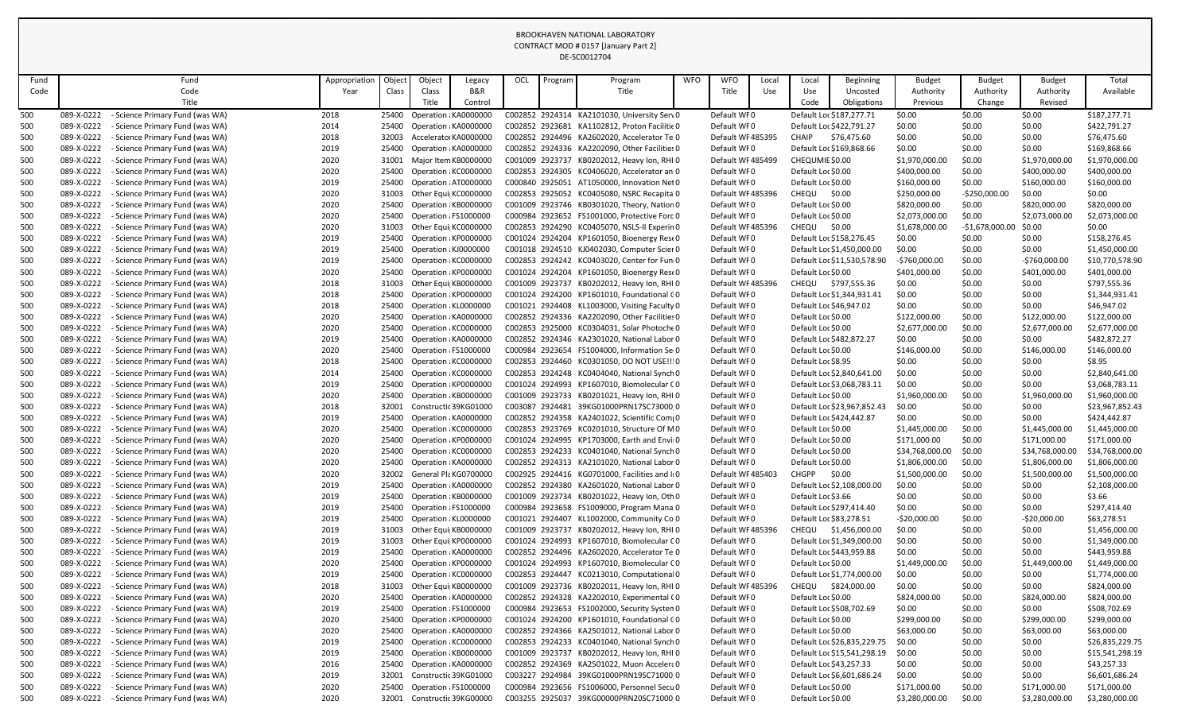BROOKHAVEN NATIONAL LABORATORY
CONTRACT MOD # 0157 [January Part 2]
DE-SC0012704

| Fund Code | Fund Code Title | Appropriation Year | Object Class | Object Class Title | Legacy B&R Control | OCL | Program | Program Title | WFO | WFO Title | Local Use | Local Use Code | Beginning Uncosted Obligations | Budget Authority Previous | Budget Authority Change | Budget Authority Revised | Total Available |
|---|---|---|---|---|---|---|---|---|---|---|---|---|---|---|---|---|---|
| 500 | 089-X-0222 - Science Primary Fund (was WA) | 2018 | 25400 | Operation : | KA0000000 | C002852 | 2924314 | KA2101030, University Serv | 0 | Default WF | 0 | Default Loc | $187,277.71 | $0.00 | $0.00 | $0.00 | $187,277.71 |
| 500 | 089-X-0222 - Science Primary Fund (was WA) | 2014 | 25400 | Operation : | KA0000000 | C002852 | 2923681 | KA1102812, Proton Facilitie | 0 | Default WF | 0 | Default Loc | $422,791.27 | $0.00 | $0.00 | $0.00 | $422,791.27 |
| 500 | 089-X-0222 - Science Primary Fund (was WA) | 2018 | 32003 | Accelerator | KA0000000 | C002852 | 2924496 | KA2602020, Accelerator Te | 0 | Default WF | 485395 | CHAIP | $76,475.60 | $0.00 | $0.00 | $0.00 | $76,475.60 |
| 500 | 089-X-0222 - Science Primary Fund (was WA) | 2019 | 25400 | Operation : | KA0000000 | C002852 | 2924336 | KA2202090, Other Facilities | 0 | Default WF | 0 | Default Loc | $169,868.66 | $0.00 | $0.00 | $0.00 | $169,868.66 |
| 500 | 089-X-0222 - Science Primary Fund (was WA) | 2020 | 31001 | Major Item | KB0000000 | C001009 | 2923737 | KB0202012, Heavy Ion, RHI | 0 | Default WF | 485499 | CHEQUMIE | $0.00 | $1,970,000.00 | $0.00 | $1,970,000.00 | $1,970,000.00 |
| 500 | 089-X-0222 - Science Primary Fund (was WA) | 2020 | 25400 | Operation : | KC0000000 | C002853 | 2924305 | KC0406020, Accelerator an | 0 | Default WF | 0 | Default Loc | $0.00 | $400,000.00 | $0.00 | $400,000.00 | $400,000.00 |
| 500 | 089-X-0222 - Science Primary Fund (was WA) | 2019 | 25400 | Operation : | AT0000000 | C000840 | 2925051 | AT1050000, Innovation Net | 0 | Default WF | 0 | Default Loc | $0.00 | $160,000.00 | $0.00 | $160,000.00 | $160,000.00 |
| 500 | 089-X-0222 - Science Primary Fund (was WA) | 2020 | 31003 | Other Equi | KC0000000 | C002853 | 2925052 | KC0405080, NSRC Recapita | 0 | Default WF | 485396 | CHEQU | $0.00 | $250,000.00 | -$250,000.00 | $0.00 | $0.00 |
| 500 | 089-X-0222 - Science Primary Fund (was WA) | 2020 | 25400 | Operation : | KB0000000 | C001009 | 2923746 | KB0301020, Theory, Nation | 0 | Default WF | 0 | Default Loc | $0.00 | $820,000.00 | $0.00 | $820,000.00 | $820,000.00 |
| 500 | 089-X-0222 - Science Primary Fund (was WA) | 2020 | 25400 | Operation : | FS1000000 | C000984 | 2923652 | FS1001000, Protective Forc | 0 | Default WF | 0 | Default Loc | $0.00 | $2,073,000.00 | $0.00 | $2,073,000.00 | $2,073,000.00 |
| 500 | 089-X-0222 - Science Primary Fund (was WA) | 2020 | 31003 | Other Equi | KC0000000 | C002853 | 2924290 | KC0405070, NSLS-II Experin | 0 | Default WF | 485396 | CHEQU | $0.00 | $1,678,000.00 | -$1,678,000.00 | $0.00 | $0.00 |
| 500 | 089-X-0222 - Science Primary Fund (was WA) | 2019 | 25400 | Operation : | KP0000000 | C001024 | 2924204 | KP1601050, Bioenergy Rese | 0 | Default WF | 0 | Default Loc | $158,276.45 | $0.00 | $0.00 | $0.00 | $158,276.45 |
| 500 | 089-X-0222 - Science Primary Fund (was WA) | 2019 | 25400 | Operation : | KJ0000000 | C001018 | 2924510 | KJ0402030, Computer Scier | 0 | Default WF | 0 | Default Loc | $1,450,000.00 | $0.00 | $0.00 | $0.00 | $1,450,000.00 |
| 500 | 089-X-0222 - Science Primary Fund (was WA) | 2019 | 25400 | Operation : | KC0000000 | C002853 | 2924242 | KC0403020, Center for Fun | 0 | Default WF | 0 | Default Loc | $11,530,578.90 | -$760,000.00 | $0.00 | -$760,000.00 | $10,770,578.90 |
| 500 | 089-X-0222 - Science Primary Fund (was WA) | 2020 | 25400 | Operation : | KP0000000 | C001024 | 2924204 | KP1601050, Bioenergy Rese | 0 | Default WF | 0 | Default Loc | $0.00 | $401,000.00 | $0.00 | $401,000.00 | $401,000.00 |
| 500 | 089-X-0222 - Science Primary Fund (was WA) | 2018 | 31003 | Other Equi | KB0000000 | C001009 | 2923737 | KB0202012, Heavy Ion, RHI | 0 | Default WF | 485396 | CHEQU | $797,555.36 | $0.00 | $0.00 | $0.00 | $797,555.36 |
| 500 | 089-X-0222 - Science Primary Fund (was WA) | 2018 | 25400 | Operation : | KP0000000 | C001024 | 2924200 | KP1601010, Foundational C | 0 | Default WF | 0 | Default Loc | $1,344,931.41 | $0.00 | $0.00 | $0.00 | $1,344,931.41 |
| 500 | 089-X-0222 - Science Primary Fund (was WA) | 2018 | 25400 | Operation : | KL0000000 | C001021 | 2924408 | KL1003000, Visiting Faculty | 0 | Default WF | 0 | Default Loc | $46,947.02 | $0.00 | $0.00 | $0.00 | $46,947.02 |
| 500 | 089-X-0222 - Science Primary Fund (was WA) | 2020 | 25400 | Operation : | KA0000000 | C002852 | 2924336 | KA2202090, Other Facilities | 0 | Default WF | 0 | Default Loc | $0.00 | $122,000.00 | $0.00 | $122,000.00 | $122,000.00 |
| 500 | 089-X-0222 - Science Primary Fund (was WA) | 2020 | 25400 | Operation : | KC0000000 | C002853 | 2925000 | KC0304031, Solar Photoche | 0 | Default WF | 0 | Default Loc | $0.00 | $2,677,000.00 | $0.00 | $2,677,000.00 | $2,677,000.00 |
| 500 | 089-X-0222 - Science Primary Fund (was WA) | 2019 | 25400 | Operation : | KA0000000 | C002852 | 2924346 | KA2301020, National Labor | 0 | Default WF | 0 | Default Loc | $482,872.27 | $0.00 | $0.00 | $0.00 | $482,872.27 |
| 500 | 089-X-0222 - Science Primary Fund (was WA) | 2020 | 25400 | Operation : | FS1000000 | C000984 | 2923654 | FS1004000, Information Se | 0 | Default WF | 0 | Default Loc | $0.00 | $146,000.00 | $0.00 | $146,000.00 | $146,000.00 |
| 500 | 089-X-0222 - Science Primary Fund (was WA) | 2018 | 25400 | Operation : | KC0000000 | C002853 | 2924460 | KC0301050, DO NOT USE!!! | 0 | Default WF | 0 | Default Loc | $8.95 | $0.00 | $0.00 | $0.00 | $8.95 |
| 500 | 089-X-0222 - Science Primary Fund (was WA) | 2014 | 25400 | Operation : | KC0000000 | C002853 | 2924248 | KC0404040, National Synch | 0 | Default WF | 0 | Default Loc | $2,840,641.00 | $0.00 | $0.00 | $0.00 | $2,840,641.00 |
| 500 | 089-X-0222 - Science Primary Fund (was WA) | 2019 | 25400 | Operation : | KP0000000 | C001024 | 2924993 | KP1607010, Biomolecular C | 0 | Default WF | 0 | Default Loc | $3,068,783.11 | $0.00 | $0.00 | $0.00 | $3,068,783.11 |
| 500 | 089-X-0222 - Science Primary Fund (was WA) | 2020 | 25400 | Operation : | KB0000000 | C001009 | 2923733 | KB0201021, Heavy Ion, RHI | 0 | Default WF | 0 | Default Loc | $0.00 | $1,960,000.00 | $0.00 | $1,960,000.00 | $1,960,000.00 |
| 500 | 089-X-0222 - Science Primary Fund (was WA) | 2018 | 32001 | Constructic | 39KG01000 | C003087 | 2924481 | 39KG01000PRN17SC73000 | 0 | Default WF | 0 | Default Loc | $23,967,852.43 | $0.00 | $0.00 | $0.00 | $23,967,852.43 |
| 500 | 089-X-0222 - Science Primary Fund (was WA) | 2019 | 25400 | Operation : | KA0000000 | C002852 | 2924358 | KA2401022, Scientific Comp | 0 | Default WF | 0 | Default Loc | $424,442.87 | $0.00 | $0.00 | $0.00 | $424,442.87 |
| 500 | 089-X-0222 - Science Primary Fund (was WA) | 2020 | 25400 | Operation : | KC0000000 | C002853 | 2923769 | KC0201010, Structure Of M | 0 | Default WF | 0 | Default Loc | $0.00 | $1,445,000.00 | $0.00 | $1,445,000.00 | $1,445,000.00 |
| 500 | 089-X-0222 - Science Primary Fund (was WA) | 2020 | 25400 | Operation : | KP0000000 | C001024 | 2924995 | KP1703000, Earth and Envi | 0 | Default WF | 0 | Default Loc | $0.00 | $171,000.00 | $0.00 | $171,000.00 | $171,000.00 |
| 500 | 089-X-0222 - Science Primary Fund (was WA) | 2020 | 25400 | Operation : | KC0000000 | C002853 | 2924233 | KC0401040, National Synch | 0 | Default WF | 0 | Default Loc | $0.00 | $34,768,000.00 | $0.00 | $34,768,000.00 | $34,768,000.00 |
| 500 | 089-X-0222 - Science Primary Fund (was WA) | 2020 | 25400 | Operation : | KA0000000 | C002852 | 2924313 | KA2101020, National Labor | 0 | Default WF | 0 | Default Loc | $0.00 | $1,806,000.00 | $0.00 | $1,806,000.00 | $1,806,000.00 |
| 500 | 089-X-0222 - Science Primary Fund (was WA) | 2020 | 32002 | General Pla | KG0700000 | C002925 | 2924416 | KG0701000, Facilities and I | 0 | Default WF | 485403 | CHGPP | $0.00 | $1,500,000.00 | $0.00 | $1,500,000.00 | $1,500,000.00 |
| 500 | 089-X-0222 - Science Primary Fund (was WA) | 2019 | 25400 | Operation : | KA0000000 | C002852 | 2924380 | KA2601020, National Labor | 0 | Default WF | 0 | Default Loc | $2,108,000.00 | $0.00 | $0.00 | $0.00 | $2,108,000.00 |
| 500 | 089-X-0222 - Science Primary Fund (was WA) | 2019 | 25400 | Operation : | KB0000000 | C001009 | 2923734 | KB0201022, Heavy Ion, Oth | 0 | Default WF | 0 | Default Loc | $3.66 | $0.00 | $0.00 | $0.00 | $3.66 |
| 500 | 089-X-0222 - Science Primary Fund (was WA) | 2019 | 25400 | Operation : | FS1000000 | C000984 | 2923658 | FS1009000, Program Mana | 0 | Default WF | 0 | Default Loc | $297,414.40 | $0.00 | $0.00 | $0.00 | $297,414.40 |
| 500 | 089-X-0222 - Science Primary Fund (was WA) | 2019 | 25400 | Operation : | KL0000000 | C001021 | 2924407 | KL1002000, Community Co | 0 | Default WF | 0 | Default Loc | $83,278.51 | -$20,000.00 | $0.00 | -$20,000.00 | $63,278.51 |
| 500 | 089-X-0222 - Science Primary Fund (was WA) | 2019 | 31003 | Other Equi | KB0000000 | C001009 | 2923737 | KB0202012, Heavy Ion, RHI | 0 | Default WF | 485396 | CHEQU | $1,456,000.00 | $0.00 | $0.00 | $0.00 | $1,456,000.00 |
| 500 | 089-X-0222 - Science Primary Fund (was WA) | 2019 | 31003 | Other Equi | KP0000000 | C001024 | 2924993 | KP1607010, Biomolecular C | 0 | Default WF | 0 | Default Loc | $1,349,000.00 | $0.00 | $0.00 | $0.00 | $1,349,000.00 |
| 500 | 089-X-0222 - Science Primary Fund (was WA) | 2019 | 25400 | Operation : | KA0000000 | C002852 | 2924496 | KA2602020, Accelerator Te | 0 | Default WF | 0 | Default Loc | $443,959.88 | $0.00 | $0.00 | $0.00 | $443,959.88 |
| 500 | 089-X-0222 - Science Primary Fund (was WA) | 2020 | 25400 | Operation : | KP0000000 | C001024 | 2924993 | KP1607010, Biomolecular C | 0 | Default WF | 0 | Default Loc | $0.00 | $1,449,000.00 | $0.00 | $1,449,000.00 | $1,449,000.00 |
| 500 | 089-X-0222 - Science Primary Fund (was WA) | 2019 | 25400 | Operation : | KC0000000 | C002853 | 2924447 | KC0213010, Computational | 0 | Default WF | 0 | Default Loc | $1,774,000.00 | $0.00 | $0.00 | $0.00 | $1,774,000.00 |
| 500 | 089-X-0222 - Science Primary Fund (was WA) | 2018 | 31003 | Other Equi | KB0000000 | C001009 | 2923736 | KB0202011, Heavy Ion, RHI | 0 | Default WF | 485396 | CHEQU | $824,000.00 | $0.00 | $0.00 | $0.00 | $824,000.00 |
| 500 | 089-X-0222 - Science Primary Fund (was WA) | 2020 | 25400 | Operation : | KA0000000 | C002852 | 2924328 | KA2202010, Experimental C | 0 | Default WF | 0 | Default Loc | $0.00 | $824,000.00 | $0.00 | $824,000.00 | $824,000.00 |
| 500 | 089-X-0222 - Science Primary Fund (was WA) | 2019 | 25400 | Operation : | FS1000000 | C000984 | 2923653 | FS1002000, Security Systen | 0 | Default WF | 0 | Default Loc | $508,702.69 | $0.00 | $0.00 | $0.00 | $508,702.69 |
| 500 | 089-X-0222 - Science Primary Fund (was WA) | 2020 | 25400 | Operation : | KP0000000 | C001024 | 2924200 | KP1601010, Foundational C | 0 | Default WF | 0 | Default Loc | $0.00 | $299,000.00 | $0.00 | $299,000.00 | $299,000.00 |
| 500 | 089-X-0222 - Science Primary Fund (was WA) | 2020 | 25400 | Operation : | KA0000000 | C002852 | 2924366 | KA2501012, National Labor | 0 | Default WF | 0 | Default Loc | $0.00 | $63,000.00 | $0.00 | $63,000.00 | $63,000.00 |
| 500 | 089-X-0222 - Science Primary Fund (was WA) | 2019 | 25400 | Operation : | KC0000000 | C002853 | 2924233 | KC0401040, National Synch | 0 | Default WF | 0 | Default Loc | $26,835,229.75 | $0.00 | $0.00 | $0.00 | $26,835,229.75 |
| 500 | 089-X-0222 - Science Primary Fund (was WA) | 2019 | 25400 | Operation : | KB0000000 | C001009 | 2923737 | KB0202012, Heavy Ion, RHI | 0 | Default WF | 0 | Default Loc | $15,541,298.19 | $0.00 | $0.00 | $0.00 | $15,541,298.19 |
| 500 | 089-X-0222 - Science Primary Fund (was WA) | 2016 | 25400 | Operation : | KA0000000 | C002852 | 2924369 | KA2501022, Muon Accelera | 0 | Default WF | 0 | Default Loc | $43,257.33 | $0.00 | $0.00 | $0.00 | $43,257.33 |
| 500 | 089-X-0222 - Science Primary Fund (was WA) | 2019 | 32001 | Constructic | 39KG01000 | C003227 | 2924984 | 39KG01000PRN19SC71000 | 0 | Default WF | 0 | Default Loc | $6,601,686.24 | $0.00 | $0.00 | $0.00 | $6,601,686.24 |
| 500 | 089-X-0222 - Science Primary Fund (was WA) | 2020 | 25400 | Operation : | FS1000000 | C000984 | 2923656 | FS1006000, Personnel Secu | 0 | Default WF | 0 | Default Loc | $0.00 | $171,000.00 | $0.00 | $171,000.00 | $171,000.00 |
| 500 | 089-X-0222 - Science Primary Fund (was WA) | 2020 | 32001 | Constructic | 39KG00000 | C003255 | 2925037 | 39KG00000PRN20SC71000 | 0 | Default WF | 0 | Default Loc | $0.00 | $3,280,000.00 | $0.00 | $3,280,000.00 | $3,280,000.00 |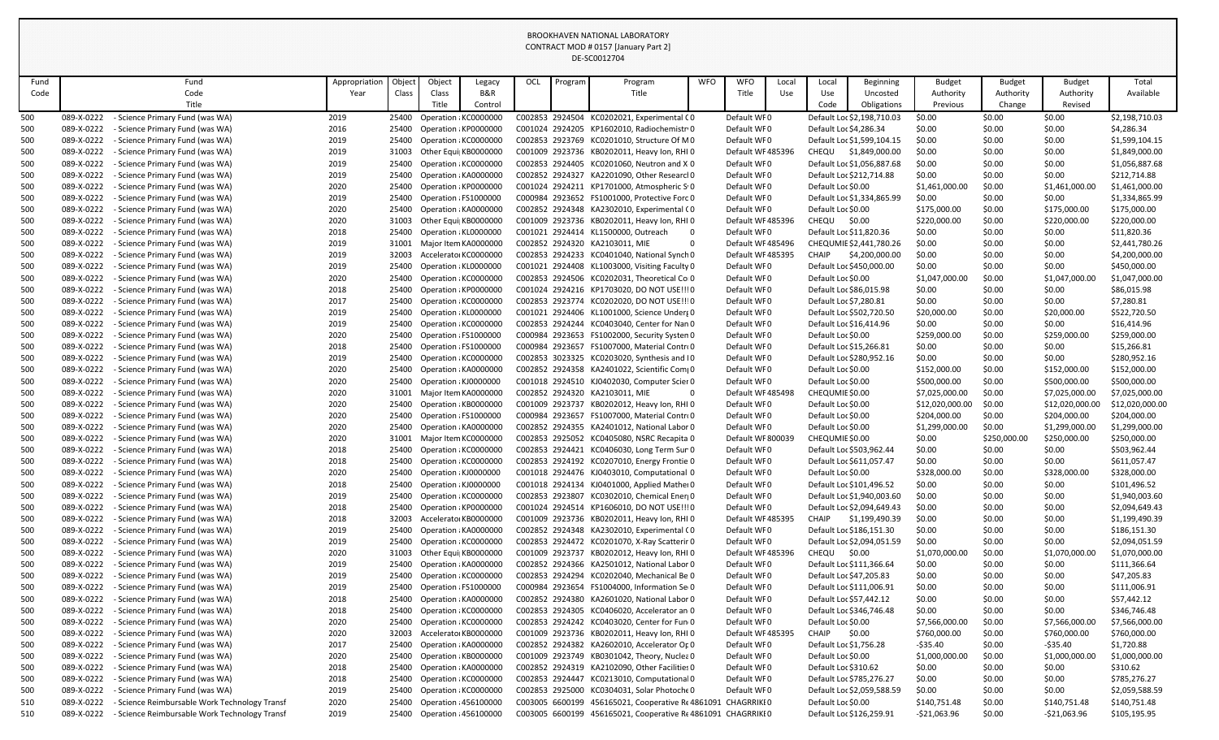BROOKHAVEN NATIONAL LABORATORY
CONTRACT MOD # 0157 [January Part 2]
DE-SC0012704

| Fund Code | Fund Code Title | Appropriation Year | Object Class | Object Class Title | Legacy B&R Control | OCL | Program | Program Title | WFO | WFO Title | Local Use | Local Use Code | Beginning Uncosted Obligations | Budget Authority Previous | Budget Authority Change | Budget Authority Revised | Total Available |
|---|---|---|---|---|---|---|---|---|---|---|---|---|---|---|---|---|---|
| 500 | 089-X-0222 - Science Primary Fund (was WA) | 2019 | 25400 | Operation : KC0000000 | | C002853 | 2924504 | KC0202021, Experimental ( 0 | | Default WF 0 | | Default Loc | $2,198,710.03 | $0.00 | $0.00 | $0.00 | $2,198,710.03 |
| 500 | 089-X-0222 - Science Primary Fund (was WA) | 2016 | 25400 | Operation : KP0000000 | | C001024 | 2924205 | KP1602010, Radiochemistr 0 | | Default WF 0 | | Default Loc | $4,286.34 | $0.00 | $0.00 | $0.00 | $4,286.34 |
| 500 | 089-X-0222 - Science Primary Fund (was WA) | 2019 | 25400 | Operation : KC0000000 | | C002853 | 2923769 | KC0201010, Structure Of M 0 | | Default WF 0 | | Default Loc | $1,599,104.15 | $0.00 | $0.00 | $0.00 | $1,599,104.15 |
| 500 | 089-X-0222 - Science Primary Fund (was WA) | 2019 | 31003 | Other Equi KB0000000 | | C001009 | 2923736 | KB0202011, Heavy Ion, RHI 0 | | Default WF 485396 | | CHEQU | $1,849,000.00 | $0.00 | $0.00 | $0.00 | $1,849,000.00 |
| 500 | 089-X-0222 - Science Primary Fund (was WA) | 2019 | 25400 | Operation : KC0000000 | | C002853 | 2924405 | KC0201060, Neutron and X 0 | | Default WF 0 | | Default Loc | $1,056,887.68 | $0.00 | $0.00 | $0.00 | $1,056,887.68 |
| 500 | 089-X-0222 - Science Primary Fund (was WA) | 2019 | 25400 | Operation : KA0000000 | | C002852 | 2924327 | KA2201090, Other Researcl 0 | | Default WF 0 | | Default Loc | $212,714.88 | $0.00 | $0.00 | $0.00 | $212,714.88 |
| 500 | 089-X-0222 - Science Primary Fund (was WA) | 2020 | 25400 | Operation : KP0000000 | | C001024 | 2924211 | KP1701000, Atmospheric S 0 | | Default WF 0 | | Default Loc | $0.00 | $1,461,000.00 | $0.00 | $1,461,000.00 | $1,461,000.00 |
| 500 | 089-X-0222 - Science Primary Fund (was WA) | 2019 | 25400 | Operation : FS1000000 | | C000984 | 2923652 | FS1001000, Protective Forc 0 | | Default WF 0 | | Default Loc | $1,334,865.99 | $0.00 | $0.00 | $0.00 | $1,334,865.99 |
| 500 | 089-X-0222 - Science Primary Fund (was WA) | 2020 | 25400 | Operation : KA0000000 | | C002852 | 2924348 | KA2302010, Experimental ( 0 | | Default WF 0 | | Default Loc | $0.00 | $175,000.00 | $0.00 | $175,000.00 | $175,000.00 |
| 500 | 089-X-0222 - Science Primary Fund (was WA) | 2020 | 31003 | Other Equi KB0000000 | | C001009 | 2923736 | KB0202011, Heavy Ion, RHI 0 | | Default WF 485396 | | CHEQU | $0.00 | $220,000.00 | $0.00 | $220,000.00 | $220,000.00 |
| 500 | 089-X-0222 - Science Primary Fund (was WA) | 2018 | 25400 | Operation : KL0000000 | | C001021 | 2924414 | KL1500000, Outreach 0 | | Default WF 0 | | Default Loc | $11,820.36 | $0.00 | $0.00 | $0.00 | $11,820.36 |
| 500 | 089-X-0222 - Science Primary Fund (was WA) | 2019 | 31001 | Major Item KA0000000 | | C002852 | 2924320 | KA2103011, MIE 0 | | Default WF 485496 | | CHEQUMIE | $2,441,780.26 | $0.00 | $0.00 | $0.00 | $2,441,780.26 |
| 500 | 089-X-0222 - Science Primary Fund (was WA) | 2019 | 32003 | Accelerator KC0000000 | | C002853 | 2924233 | KC0401040, National Synch 0 | | Default WF 485395 | | CHAIP | $4,200,000.00 | $0.00 | $0.00 | $0.00 | $4,200,000.00 |
| 500 | 089-X-0222 - Science Primary Fund (was WA) | 2019 | 25400 | Operation : KL0000000 | | C001021 | 2924408 | KL1003000, Visiting Faculty 0 | | Default WF 0 | | Default Loc | $450,000.00 | $0.00 | $0.00 | $0.00 | $450,000.00 |
| 500 | 089-X-0222 - Science Primary Fund (was WA) | 2020 | 25400 | Operation : KC0000000 | | C002853 | 2924506 | KC0202031, Theoretical Co 0 | | Default WF 0 | | Default Loc | $0.00 | $1,047,000.00 | $0.00 | $1,047,000.00 | $1,047,000.00 |
| 500 | 089-X-0222 - Science Primary Fund (was WA) | 2018 | 25400 | Operation : KP0000000 | | C001024 | 2924216 | KP1703020, DO NOT USE!!! 0 | | Default WF 0 | | Default Loc | $86,015.98 | $0.00 | $0.00 | $0.00 | $86,015.98 |
| 500 | 089-X-0222 - Science Primary Fund (was WA) | 2017 | 25400 | Operation : KC0000000 | | C002853 | 2923774 | KC0202020, DO NOT USE!!! 0 | | Default WF 0 | | Default Loc | $7,280.81 | $0.00 | $0.00 | $0.00 | $7,280.81 |
| 500 | 089-X-0222 - Science Primary Fund (was WA) | 2019 | 25400 | Operation : KL0000000 | | C001021 | 2924406 | KL1001000, Science Underg 0 | | Default WF 0 | | Default Loc | $502,720.50 | $20,000.00 | $0.00 | $20,000.00 | $522,720.50 |
| 500 | 089-X-0222 - Science Primary Fund (was WA) | 2019 | 25400 | Operation : KC0000000 | | C002853 | 2924244 | KC0403040, Center for Nan 0 | | Default WF 0 | | Default Loc | $16,414.96 | $0.00 | $0.00 | $0.00 | $16,414.96 |
| 500 | 089-X-0222 - Science Primary Fund (was WA) | 2020 | 25400 | Operation : FS1000000 | | C000984 | 2923653 | FS1002000, Security Systen 0 | | Default WF 0 | | Default Loc | $0.00 | $259,000.00 | $0.00 | $259,000.00 | $259,000.00 |
| 500 | 089-X-0222 - Science Primary Fund (was WA) | 2018 | 25400 | Operation : FS1000000 | | C000984 | 2923657 | FS1007000, Material Contr 0 | | Default WF 0 | | Default Loc | $15,266.81 | $0.00 | $0.00 | $0.00 | $15,266.81 |
| 500 | 089-X-0222 - Science Primary Fund (was WA) | 2019 | 25400 | Operation : KC0000000 | | C002853 | 3023325 | KC0203020, Synthesis and I 0 | | Default WF 0 | | Default Loc | $280,952.16 | $0.00 | $0.00 | $0.00 | $280,952.16 |
| 500 | 089-X-0222 - Science Primary Fund (was WA) | 2020 | 25400 | Operation : KA0000000 | | C002852 | 2924358 | KA2401022, Scientific Com 0 | | Default WF 0 | | Default Loc | $0.00 | $152,000.00 | $0.00 | $152,000.00 | $152,000.00 |
| 500 | 089-X-0222 - Science Primary Fund (was WA) | 2020 | 25400 | Operation : KJ0000000 | | C001018 | 2924510 | KJ0402030, Computer Scier 0 | | Default WF 0 | | Default Loc | $0.00 | $500,000.00 | $0.00 | $500,000.00 | $500,000.00 |
| 500 | 089-X-0222 - Science Primary Fund (was WA) | 2020 | 31001 | Major Item KA0000000 | | C002852 | 2924320 | KA2103011, MIE 0 | | Default WF 485498 | | CHEQUMIE | $0.00 | $7,025,000.00 | $0.00 | $7,025,000.00 | $7,025,000.00 |
| 500 | 089-X-0222 - Science Primary Fund (was WA) | 2020 | 25400 | Operation : KB0000000 | | C001009 | 2923737 | KB0202012, Heavy Ion, RHI 0 | | Default WF 0 | | Default Loc | $0.00 | $12,020,000.00 | $0.00 | $12,020,000.00 | $12,020,000.00 |
| 500 | 089-X-0222 - Science Primary Fund (was WA) | 2020 | 25400 | Operation : FS1000000 | | C000984 | 2923657 | FS1007000, Material Contr 0 | | Default WF 0 | | Default Loc | $0.00 | $204,000.00 | $0.00 | $204,000.00 | $204,000.00 |
| 500 | 089-X-0222 - Science Primary Fund (was WA) | 2020 | 25400 | Operation : KA0000000 | | C002852 | 2924355 | KA2401012, National Labor 0 | | Default WF 0 | | Default Loc | $0.00 | $1,299,000.00 | $0.00 | $1,299,000.00 | $1,299,000.00 |
| 500 | 089-X-0222 - Science Primary Fund (was WA) | 2020 | 31001 | Major Item KC0000000 | | C002853 | 2925052 | KC0405080, NSRC Recapita 0 | | Default WF 800039 | | CHEQUMIE | $0.00 | $0.00 | $250,000.00 | $250,000.00 | $250,000.00 |
| 500 | 089-X-0222 - Science Primary Fund (was WA) | 2018 | 25400 | Operation : KC0000000 | | C002853 | 2924421 | KC0406030, Long Term Sur 0 | | Default WF 0 | | Default Loc | $503,962.44 | $0.00 | $0.00 | $0.00 | $503,962.44 |
| 500 | 089-X-0222 - Science Primary Fund (was WA) | 2018 | 25400 | Operation : KC0000000 | | C002853 | 2924192 | KC0207010, Energy Frontie 0 | | Default WF 0 | | Default Loc | $611,057.47 | $0.00 | $0.00 | $0.00 | $611,057.47 |
| 500 | 089-X-0222 - Science Primary Fund (was WA) | 2020 | 25400 | Operation : KJ0000000 | | C001018 | 2924476 | KJ0403010, Computational 0 | | Default WF 0 | | Default Loc | $0.00 | $328,000.00 | $0.00 | $328,000.00 | $328,000.00 |
| 500 | 089-X-0222 - Science Primary Fund (was WA) | 2018 | 25400 | Operation : KJ0000000 | | C001018 | 2924134 | KJ0401000, Applied Mather 0 | | Default WF 0 | | Default Loc | $101,496.52 | $0.00 | $0.00 | $0.00 | $101,496.52 |
| 500 | 089-X-0222 - Science Primary Fund (was WA) | 2019 | 25400 | Operation : KC0000000 | | C002853 | 2923807 | KC0302010, Chemical Ener 0 | | Default WF 0 | | Default Loc | $1,940,003.60 | $0.00 | $0.00 | $0.00 | $1,940,003.60 |
| 500 | 089-X-0222 - Science Primary Fund (was WA) | 2018 | 25400 | Operation : KP0000000 | | C001024 | 2924514 | KP1606010, DO NOT USE!!! 0 | | Default WF 0 | | Default Loc | $2,094,649.43 | $0.00 | $0.00 | $0.00 | $2,094,649.43 |
| 500 | 089-X-0222 - Science Primary Fund (was WA) | 2018 | 32003 | Accelerator KB0000000 | | C001009 | 2923736 | KB0202011, Heavy Ion, RHI 0 | | Default WF 485395 | | CHAIP | $1,199,490.39 | $0.00 | $0.00 | $0.00 | $1,199,490.39 |
| 500 | 089-X-0222 - Science Primary Fund (was WA) | 2019 | 25400 | Operation : KA0000000 | | C002852 | 2924348 | KA2302010, Experimental ( 0 | | Default WF 0 | | Default Loc | $186,151.30 | $0.00 | $0.00 | $0.00 | $186,151.30 |
| 500 | 089-X-0222 - Science Primary Fund (was WA) | 2019 | 25400 | Operation : KC0000000 | | C002853 | 2924472 | KC0201070, X-Ray Scatterir 0 | | Default WF 0 | | Default Loc | $2,094,051.59 | $0.00 | $0.00 | $0.00 | $2,094,051.59 |
| 500 | 089-X-0222 - Science Primary Fund (was WA) | 2020 | 31003 | Other Equi KB0000000 | | C001009 | 2923737 | KB0202012, Heavy Ion, RHI 0 | | Default WF 485396 | | CHEQU | $0.00 | $1,070,000.00 | $0.00 | $1,070,000.00 | $1,070,000.00 |
| 500 | 089-X-0222 - Science Primary Fund (was WA) | 2019 | 25400 | Operation : KA0000000 | | C002852 | 2924366 | KA2501012, National Labor 0 | | Default WF 0 | | Default Loc | $111,366.64 | $0.00 | $0.00 | $0.00 | $111,366.64 |
| 500 | 089-X-0222 - Science Primary Fund (was WA) | 2019 | 25400 | Operation : KC0000000 | | C002853 | 2924294 | KC0202040, Mechanical Be 0 | | Default WF 0 | | Default Loc | $47,205.83 | $0.00 | $0.00 | $0.00 | $47,205.83 |
| 500 | 089-X-0222 - Science Primary Fund (was WA) | 2019 | 25400 | Operation : FS1000000 | | C000984 | 2923654 | FS1004000, Information Se 0 | | Default WF 0 | | Default Loc | $111,006.91 | $0.00 | $0.00 | $0.00 | $111,006.91 |
| 500 | 089-X-0222 - Science Primary Fund (was WA) | 2018 | 25400 | Operation : KA0000000 | | C002852 | 2924380 | KA2601020, National Labor 0 | | Default WF 0 | | Default Loc | $57,442.12 | $0.00 | $0.00 | $0.00 | $57,442.12 |
| 500 | 089-X-0222 - Science Primary Fund (was WA) | 2018 | 25400 | Operation : KC0000000 | | C002853 | 2924305 | KC0406020, Accelerator an 0 | | Default WF 0 | | Default Loc | $346,746.48 | $0.00 | $0.00 | $0.00 | $346,746.48 |
| 500 | 089-X-0222 - Science Primary Fund (was WA) | 2020 | 25400 | Operation : KC0000000 | | C002853 | 2924242 | KC0403020, Center for Fun 0 | | Default WF 0 | | Default Loc | $0.00 | $7,566,000.00 | $0.00 | $7,566,000.00 | $7,566,000.00 |
| 500 | 089-X-0222 - Science Primary Fund (was WA) | 2020 | 32003 | Accelerator KB0000000 | | C001009 | 2923736 | KB0202011, Heavy Ion, RHI 0 | | Default WF 485395 | | CHAIP | $0.00 | $760,000.00 | $0.00 | $760,000.00 | $760,000.00 |
| 500 | 089-X-0222 - Science Primary Fund (was WA) | 2017 | 25400 | Operation : KA0000000 | | C002852 | 2924382 | KA2602010, Accelerator Op 0 | | Default WF 0 | | Default Loc | $1,756.28 | -$35.40 | $0.00 | -$35.40 | $1,720.88 |
| 500 | 089-X-0222 - Science Primary Fund (was WA) | 2020 | 25400 | Operation : KB0000000 | | C001009 | 2923749 | KB0301042, Theory, Nuclea 0 | | Default WF 0 | | Default Loc | $0.00 | $1,000,000.00 | $0.00 | $1,000,000.00 | $1,000,000.00 |
| 500 | 089-X-0222 - Science Primary Fund (was WA) | 2018 | 25400 | Operation : KA0000000 | | C002852 | 2924319 | KA2102090, Other Facilities 0 | | Default WF 0 | | Default Loc | $310.62 | $0.00 | $0.00 | $0.00 | $310.62 |
| 500 | 089-X-0222 - Science Primary Fund (was WA) | 2018 | 25400 | Operation : KC0000000 | | C002853 | 2924447 | KC0213010, Computational 0 | | Default WF 0 | | Default Loc | $785,276.27 | $0.00 | $0.00 | $0.00 | $785,276.27 |
| 500 | 089-X-0222 - Science Primary Fund (was WA) | 2019 | 25400 | Operation : KC0000000 | | C002853 | 2925000 | KC0304031, Solar Photoche 0 | | Default WF 0 | | Default Loc | $2,059,588.59 | $0.00 | $0.00 | $0.00 | $2,059,588.59 |
| 510 | 089-X-0222 - Science Reimbursable Work Technology Transf | 2020 | 25400 | Operation : 456100000 | | C003005 | 6600199 | 456165021, Cooperative Re 4861091 | | CHAGRRIKI 0 | | Default Loc | $0.00 | $140,751.48 | $0.00 | $140,751.48 | $140,751.48 |
| 510 | 089-X-0222 - Science Reimbursable Work Technology Transf | 2019 | 25400 | Operation : 456100000 | | C003005 | 6600199 | 456165021, Cooperative Re 4861091 | | CHAGRRIKI 0 | | Default Loc | $126,259.91 | -$21,063.96 | $0.00 | -$21,063.96 | $105,195.95 |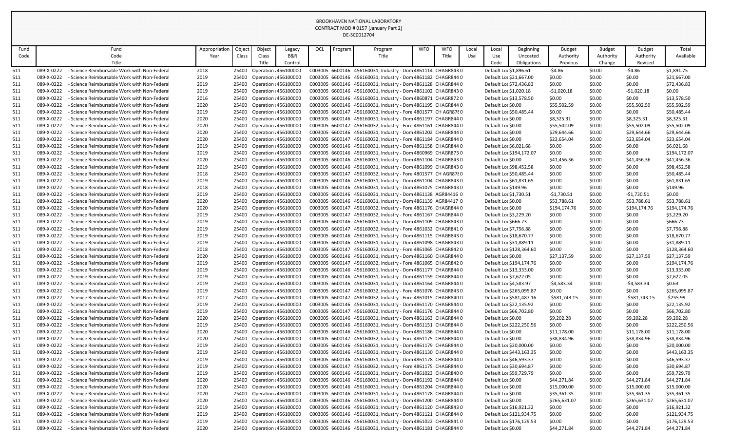BROOKHAVEN NATIONAL LABORATORY
CONTRACT MOD # 0157 [January Part 2]
DE-SC0012704

| Fund Code | Fund Code Title | Appropriation Year | Object Class | Object Class Title | Legacy B&R Control | OCL | Program | Program Title | WFO | WFO Title | Local Use | Local Use Code | Beginning Uncosted Obligations | Budget Authority Previous | Budget Authority Change | Budget Authority Revised | Total Available |
|---|---|---|---|---|---|---|---|---|---|---|---|---|---|---|---|---|---|
| 511 | 089-X-0222 - Science Reimbursable Work with Non-Federal | 2018 | 25400 | Operation : | 456100000 | C003005 | 6600146 | 456160031, Industry - Dom | 4861114 | CHAGR843 | 0 | Default Loc | $1,896.61 | -$4.86 | $0.00 | -$4.86 | $1,891.75 |
| 511 | 089-X-0222 - Science Reimbursable Work with Non-Federal | 2019 | 25400 | Operation : | 456100000 | C003005 | 6600146 | 456160031, Industry - Dom | 4861182 | CHAGR844 | 0 | Default Loc | $21,667.00 | $0.00 | $0.00 | $0.00 | $21,667.00 |
| 511 | 089-X-0222 - Science Reimbursable Work with Non-Federal | 2019 | 25400 | Operation : | 456100000 | C003005 | 6600146 | 456160031, Industry - Dom | 4861128 | CHAGR844 | 0 | Default Loc | $72,436.83 | $0.00 | $0.00 | $0.00 | $72,436.83 |
| 511 | 089-X-0222 - Science Reimbursable Work with Non-Federal | 2019 | 25400 | Operation : | 456100000 | C003005 | 6600146 | 456160031, Industry - Dom | 4861102 | CHAGR843 | 0 | Default Loc | $1,020.18 | -$1,020.18 | $0.00 | -$1,020.18 | $0.00 |
| 511 | 089-X-0222 - Science Reimbursable Work with Non-Federal | 2016 | 25400 | Operation : | 456100000 | C003005 | 6600146 | 456160031, Industry - Dom | 4860871 | CHAGR872 | 0 | Default Loc | $13,578.50 | $0.00 | $0.00 | $0.00 | $13,578.50 |
| 511 | 089-X-0222 - Science Reimbursable Work with Non-Federal | 2020 | 25400 | Operation : | 456100000 | C003005 | 6600146 | 456160031, Industry - Dom | 4861195 | CHAGR844 | 0 | Default Loc | $0.00 | $55,502.59 | $0.00 | $55,502.59 | $55,502.59 |
| 511 | 089-X-0222 - Science Reimbursable Work with Non-Federal | 2019 | 25400 | Operation : | 456100000 | C003005 | 6600147 | 456160032, Industry - Fore | 4801577 | CH AGR878 | 0 | Default Loc | $50,485.44 | $0.00 | $0.00 | $0.00 | $50,485.44 |
| 511 | 089-X-0222 - Science Reimbursable Work with Non-Federal | 2020 | 25400 | Operation : | 456100000 | C003005 | 6600146 | 456160031, Industry - Dom | 4861197 | CHAGR844 | 0 | Default Loc | $0.00 | $8,325.31 | $0.00 | $8,325.31 | $8,325.31 |
| 511 | 089-X-0222 - Science Reimbursable Work with Non-Federal | 2020 | 25400 | Operation : | 456100000 | C003005 | 6600147 | 456160032, Industry - Fore | 4861161 | CHAGR844 | 0 | Default Loc | $0.00 | $55,502.09 | $0.00 | $55,502.09 | $55,502.09 |
| 511 | 089-X-0222 - Science Reimbursable Work with Non-Federal | 2020 | 25400 | Operation : | 456100000 | C003005 | 6600146 | 456160031, Industry - Dom | 4861202 | CHAGR844 | 0 | Default Loc | $0.00 | $29,644.66 | $0.00 | $29,644.66 | $29,644.66 |
| 511 | 089-X-0222 - Science Reimbursable Work with Non-Federal | 2020 | 25400 | Operation : | 456100000 | C003005 | 6600147 | 456160032, Industry - Fore | 4861184 | CHAGR844 | 0 | Default Loc | $0.00 | $23,654.04 | $0.00 | $23,654.04 | $23,654.04 |
| 511 | 089-X-0222 - Science Reimbursable Work with Non-Federal | 2019 | 25400 | Operation : | 456100000 | C003005 | 6600146 | 456160031, Industry - Dom | 4861158 | CHAGR844 | 0 | Default Loc | $6,021.68 | $0.00 | $0.00 | $0.00 | $6,021.68 |
| 511 | 089-X-0222 - Science Reimbursable Work with Non-Federal | 2019 | 25400 | Operation : | 456100000 | C003005 | 6600146 | 456160031, Industry - Dom | 4860969 | CHAGR873 | 0 | Default Loc | $194,172.07 | $0.00 | $0.00 | $0.00 | $194,172.07 |
| 511 | 089-X-0222 - Science Reimbursable Work with Non-Federal | 2020 | 25400 | Operation : | 456100000 | C003005 | 6600146 | 456160031, Industry - Dom | 4861104 | CHAGR843 | 0 | Default Loc | $0.00 | $41,456.36 | $0.00 | $41,456.36 | $41,456.36 |
| 511 | 089-X-0222 - Science Reimbursable Work with Non-Federal | 2019 | 25400 | Operation : | 456100000 | C003005 | 6600146 | 456160031, Industry - Dom | 4861099 | CHAGR843 | 0 | Default Loc | $98,452.58 | $0.00 | $0.00 | $0.00 | $98,452.58 |
| 511 | 089-X-0222 - Science Reimbursable Work with Non-Federal | 2018 | 25400 | Operation : | 456100000 | C003005 | 6600147 | 456160032, Industry - Fore | 4801577 | CH AGR878 | 0 | Default Loc | $50,485.44 | $0.00 | $0.00 | $0.00 | $50,485.44 |
| 511 | 089-X-0222 - Science Reimbursable Work with Non-Federal | 2019 | 25400 | Operation : | 456100000 | C003005 | 6600146 | 456160031, Industry - Dom | 4861104 | CHAGR843 | 0 | Default Loc | $61,831.65 | $0.00 | $0.00 | $0.00 | $61,831.65 |
| 511 | 089-X-0222 - Science Reimbursable Work with Non-Federal | 2018 | 25400 | Operation : | 456100000 | C003005 | 6600146 | 456160031, Industry - Dom | 4861075 | CHAGR843 | 0 | Default Loc | $149.96 | $0.00 | $0.00 | $0.00 | $149.96 |
| 511 | 089-X-0222 - Science Reimbursable Work with Non-Federal | 2019 | 25400 | Operation : | 456100000 | C003005 | 6600146 | 456160031, Industry - Dom | 4861138 | AGR84416 | 0 | Default Loc | $1,730.51 | -$1,730.51 | $0.00 | -$1,730.51 | $0.00 |
| 511 | 089-X-0222 - Science Reimbursable Work with Non-Federal | 2020 | 25400 | Operation : | 456100000 | C003005 | 6600146 | 456160031, Industry - Dom | 4861139 | AGR84417 | 0 | Default Loc | $0.00 | $53,788.61 | $0.00 | $53,788.61 | $53,788.61 |
| 511 | 089-X-0222 - Science Reimbursable Work with Non-Federal | 2020 | 25400 | Operation : | 456100000 | C003005 | 6600147 | 456160032, Industry - Fore | 4861176 | CHAGR844 | 0 | Default Loc | $0.00 | $194,174.76 | $0.00 | $194,174.76 | $194,174.76 |
| 511 | 089-X-0222 - Science Reimbursable Work with Non-Federal | 2019 | 25400 | Operation : | 456100000 | C003005 | 6600147 | 456160032, Industry - Fore | 4861167 | CHAGR844 | 0 | Default Loc | $3,229.20 | $0.00 | $0.00 | $0.00 | $3,229.20 |
| 511 | 089-X-0222 - Science Reimbursable Work with Non-Federal | 2019 | 25400 | Operation : | 456100000 | C003005 | 6600146 | 456160031, Industry - Dom | 4861109 | CHAGR843 | 0 | Default Loc | $666.73 | $0.00 | $0.00 | $0.00 | $666.73 |
| 511 | 089-X-0222 - Science Reimbursable Work with Non-Federal | 2019 | 25400 | Operation : | 456100000 | C003005 | 6600147 | 456160032, Industry - Fore | 4861032 | CHAGR841 | 0 | Default Loc | $7,756.88 | $0.00 | $0.00 | $0.00 | $7,756.88 |
| 511 | 089-X-0222 - Science Reimbursable Work with Non-Federal | 2019 | 25400 | Operation : | 456100000 | C003005 | 6600146 | 456160031, Industry - Dom | 4861115 | CHAGR843 | 0 | Default Loc | $18,670.77 | $0.00 | $0.00 | $0.00 | $18,670.77 |
| 511 | 089-X-0222 - Science Reimbursable Work with Non-Federal | 2019 | 25400 | Operation : | 456100000 | C003005 | 6600146 | 456160031, Industry - Dom | 4861098 | CHAGR843 | 0 | Default Loc | $31,889.11 | $0.00 | $0.00 | $0.00 | $31,889.11 |
| 511 | 089-X-0222 - Science Reimbursable Work with Non-Federal | 2018 | 25400 | Operation : | 456100000 | C003005 | 6600147 | 456160032, Industry - Fore | 4861065 | CHAGR842 | 0 | Default Loc | $128,364.60 | $0.00 | $0.00 | $0.00 | $128,364.60 |
| 511 | 089-X-0222 - Science Reimbursable Work with Non-Federal | 2020 | 25400 | Operation : | 456100000 | C003005 | 6600146 | 456160031, Industry - Dom | 4861160 | CHAGR844 | 0 | Default Loc | $0.00 | $27,137.59 | $0.00 | $27,137.59 | $27,137.59 |
| 511 | 089-X-0222 - Science Reimbursable Work with Non-Federal | 2019 | 25400 | Operation : | 456100000 | C003005 | 6600147 | 456160032, Industry - Fore | 4861065 | CHAGR842 | 0 | Default Loc | $194,174.76 | $0.00 | $0.00 | $0.00 | $194,174.76 |
| 511 | 089-X-0222 - Science Reimbursable Work with Non-Federal | 2019 | 25400 | Operation : | 456100000 | C003005 | 6600146 | 456160031, Industry - Dom | 4861177 | CHAGR844 | 0 | Default Loc | $13,333.00 | $0.00 | $0.00 | $0.00 | $13,333.00 |
| 511 | 089-X-0222 - Science Reimbursable Work with Non-Federal | 2019 | 25400 | Operation : | 456100000 | C003005 | 6600146 | 456160031, Industry - Dom | 4861159 | CHAGR844 | 0 | Default Loc | $7,622.05 | $0.00 | $0.00 | $0.00 | $7,622.05 |
| 511 | 089-X-0222 - Science Reimbursable Work with Non-Federal | 2019 | 25400 | Operation : | 456100000 | C003005 | 6600146 | 456160031, Industry - Dom | 4861164 | CHAGR844 | 0 | Default Loc | $4,583.97 | -$4,583.34 | $0.00 | -$4,583.34 | $0.63 |
| 511 | 089-X-0222 - Science Reimbursable Work with Non-Federal | 2019 | 25400 | Operation : | 456100000 | C003005 | 6600147 | 456160032, Industry - Fore | 4861076 | CHAGR843 | 0 | Default Loc | $265,095.87 | $0.00 | $0.00 | $0.00 | $265,095.87 |
| 511 | 089-X-0222 - Science Reimbursable Work with Non-Federal | 2017 | 25400 | Operation : | 456100000 | C003005 | 6600147 | 456160032, Industry - Fore | 4861015 | CHAGR840 | 0 | Default Loc | $581,487.16 | -$581,743.15 | $0.00 | -$581,743.15 | -$255.99 |
| 511 | 089-X-0222 - Science Reimbursable Work with Non-Federal | 2019 | 25400 | Operation : | 456100000 | C003005 | 6600146 | 456160031, Industry - Dom | 4861170 | CHAGR844 | 0 | Default Loc | $22,135.92 | $0.00 | $0.00 | $0.00 | $22,135.92 |
| 511 | 089-X-0222 - Science Reimbursable Work with Non-Federal | 2019 | 25400 | Operation : | 456100000 | C003005 | 6600147 | 456160032, Industry - Fore | 4861176 | CHAGR844 | 0 | Default Loc | $66,702.80 | $0.00 | $0.00 | $0.00 | $66,702.80 |
| 511 | 089-X-0222 - Science Reimbursable Work with Non-Federal | 2020 | 25400 | Operation : | 456100000 | C003005 | 6600146 | 456160031, Industry - Dom | 4861163 | CHAGR844 | 0 | Default Loc | $0.00 | $9,202.28 | $0.00 | $9,202.28 | $9,202.28 |
| 511 | 089-X-0222 - Science Reimbursable Work with Non-Federal | 2019 | 25400 | Operation : | 456100000 | C003005 | 6600146 | 456160031, Industry - Dom | 4861151 | CHAGR844 | 0 | Default Loc | $222,250.56 | $0.00 | $0.00 | $0.00 | $222,250.56 |
| 511 | 089-X-0222 - Science Reimbursable Work with Non-Federal | 2020 | 25400 | Operation : | 456100000 | C003005 | 6600146 | 456160031, Industry - Dom | 4861186 | CHAGR844 | 0 | Default Loc | $0.00 | $11,178.00 | $0.00 | $11,178.00 | $11,178.00 |
| 511 | 089-X-0222 - Science Reimbursable Work with Non-Federal | 2020 | 25400 | Operation : | 456100000 | C003005 | 6600147 | 456160032, Industry - Fore | 4861175 | CHAGR844 | 0 | Default Loc | $0.00 | $38,834.96 | $0.00 | $38,834.96 | $38,834.96 |
| 511 | 089-X-0222 - Science Reimbursable Work with Non-Federal | 2019 | 25400 | Operation : | 456100000 | C003005 | 6600146 | 456160031, Industry - Dom | 4861179 | CHAGR844 | 0 | Default Loc | $20,000.00 | $0.00 | $0.00 | $0.00 | $20,000.00 |
| 511 | 089-X-0222 - Science Reimbursable Work with Non-Federal | 2019 | 25400 | Operation : | 456100000 | C003005 | 6600146 | 456160031, Industry - Dom | 4861130 | CHAGR844 | 0 | Default Loc | $443,163.35 | $0.00 | $0.00 | $0.00 | $443,163.35 |
| 511 | 089-X-0222 - Science Reimbursable Work with Non-Federal | 2019 | 25400 | Operation : | 456100000 | C003005 | 6600146 | 456160031, Industry - Dom | 4861178 | CHAGR844 | 0 | Default Loc | $46,593.37 | $0.00 | $0.00 | $0.00 | $46,593.37 |
| 511 | 089-X-0222 - Science Reimbursable Work with Non-Federal | 2019 | 25400 | Operation : | 456100000 | C003005 | 6600147 | 456160032, Industry - Fore | 4861175 | CHAGR844 | 0 | Default Loc | $30,694.87 | $0.00 | $0.00 | $0.00 | $30,694.87 |
| 511 | 089-X-0222 - Science Reimbursable Work with Non-Federal | 2019 | 25400 | Operation : | 456100000 | C003005 | 6600146 | 456160031, Industry - Dom | 4861023 | CHAGR840 | 0 | Default Loc | $59,729.79 | $0.00 | $0.00 | $0.00 | $59,729.79 |
| 511 | 089-X-0222 - Science Reimbursable Work with Non-Federal | 2020 | 25400 | Operation : | 456100000 | C003005 | 6600146 | 456160031, Industry - Dom | 4861192 | CHAGR844 | 0 | Default Loc | $0.00 | $44,271.84 | $0.00 | $44,271.84 | $44,271.84 |
| 511 | 089-X-0222 - Science Reimbursable Work with Non-Federal | 2020 | 25400 | Operation : | 456100000 | C003005 | 6600146 | 456160031, Industry - Dom | 4861204 | CHAGR844 | 0 | Default Loc | $0.00 | $15,000.00 | $0.00 | $15,000.00 | $15,000.00 |
| 511 | 089-X-0222 - Science Reimbursable Work with Non-Federal | 2020 | 25400 | Operation : | 456100000 | C003005 | 6600146 | 456160031, Industry - Dom | 4861178 | CHAGR844 | 0 | Default Loc | $0.00 | $35,361.35 | $0.00 | $35,361.35 | $35,361.35 |
| 511 | 089-X-0222 - Science Reimbursable Work with Non-Federal | 2020 | 25400 | Operation : | 456100000 | C003005 | 6600146 | 456160031, Industry - Dom | 4861200 | CHAGR844 | 0 | Default Loc | $0.00 | $265,631.07 | $0.00 | $265,631.07 | $265,631.07 |
| 511 | 089-X-0222 - Science Reimbursable Work with Non-Federal | 2019 | 25400 | Operation : | 456100000 | C003005 | 6600146 | 456160031, Industry - Dom | 4861120 | CHAGR843 | 0 | Default Loc | $16,921.32 | $0.00 | $0.00 | $0.00 | $16,921.32 |
| 511 | 089-X-0222 - Science Reimbursable Work with Non-Federal | 2019 | 25400 | Operation : | 456100000 | C003005 | 6600146 | 456160031, Industry - Dom | 4861121 | CHAGR844 | 0 | Default Loc | $121,934.75 | $0.00 | $0.00 | $0.00 | $121,934.75 |
| 511 | 089-X-0222 - Science Reimbursable Work with Non-Federal | 2019 | 25400 | Operation : | 456100000 | C003005 | 6600146 | 456160031, Industry - Dom | 4861022 | CHAGR841 | 0 | Default Loc | $176,129.53 | $0.00 | $0.00 | $0.00 | $176,129.53 |
| 511 | 089-X-0222 - Science Reimbursable Work with Non-Federal | 2020 | 25400 | Operation : | 456100000 | C003005 | 6600146 | 456160031, Industry - Dom | 4861181 | CHAGR844 | 0 | Default Loc | $0.00 | $44,271.84 | $0.00 | $44,271.84 | $44,271.84 |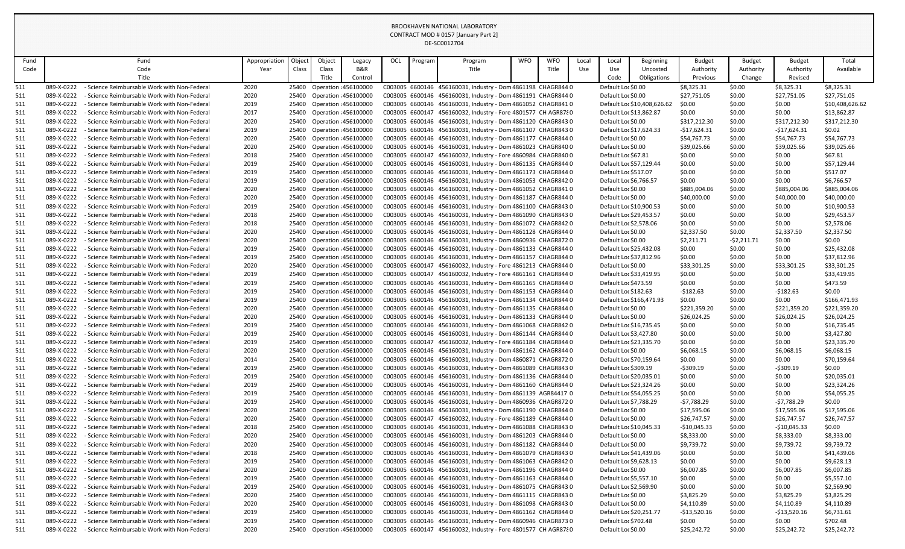BROOKHAVEN NATIONAL LABORATORY
CONTRACT MOD # 0157 [January Part 2]
DE-SC0012704

| Fund Code | Fund Code Title | Appropriation Year | Object Class | Object Class Title | Legacy B&R Control | OCL | Program | Program Title | WFO | WFO Title | Local Use | Local Use Code | Beginning Uncosted Obligations | Budget Authority Previous | Budget Authority Change | Budget Authority Revised | Total Available |
|---|---|---|---|---|---|---|---|---|---|---|---|---|---|---|---|---|---|
| 511 | 089-X-0222 - Science Reimbursable Work with Non-Federal | 2020 | 25400 | Operation : | 456100000 | C003005 | 6600146 | 456160031, Industry - Dom | 4861198 | CHAGR844 | 0 | Default Loc | $0.00 | $8,325.31 | $0.00 | $8,325.31 | $8,325.31 |
| 511 | 089-X-0222 - Science Reimbursable Work with Non-Federal | 2020 | 25400 | Operation : | 456100000 | C003005 | 6600146 | 456160031, Industry - Dom | 4861191 | CHAGR844 | 0 | Default Loc | $0.00 | $27,751.05 | $0.00 | $27,751.05 | $27,751.05 |
| 511 | 089-X-0222 - Science Reimbursable Work with Non-Federal | 2019 | 25400 | Operation : | 456100000 | C003005 | 6600146 | 456160031, Industry - Dom | 4861052 | CHAGR841 | 0 | Default Loc | $10,408,626.62 | $0.00 | $0.00 | $0.00 | $10,408,626.62 |
| 511 | 089-X-0222 - Science Reimbursable Work with Non-Federal | 2017 | 25400 | Operation : | 456100000 | C003005 | 6600147 | 456160032, Industry - Fore | 4801577 | CH AGR878 | 0 | Default Loc | $13,862.87 | $0.00 | $0.00 | $0.00 | $13,862.87 |
| 511 | 089-X-0222 - Science Reimbursable Work with Non-Federal | 2020 | 25400 | Operation : | 456100000 | C003005 | 6600146 | 456160031, Industry - Dom | 4861120 | CHAGR843 | 0 | Default Loc | $0.00 | $317,212.30 | $0.00 | $317,212.30 | $317,212.30 |
| 511 | 089-X-0222 - Science Reimbursable Work with Non-Federal | 2019 | 25400 | Operation : | 456100000 | C003005 | 6600146 | 456160031, Industry - Dom | 4861107 | CHAGR843 | 0 | Default Loc | $17,624.33 | -$17,624.31 | $0.00 | -$17,624.31 | $0.02 |
| 511 | 089-X-0222 - Science Reimbursable Work with Non-Federal | 2020 | 25400 | Operation : | 456100000 | C003005 | 6600146 | 456160031, Industry - Dom | 4861177 | CHAGR844 | 0 | Default Loc | $0.00 | $54,767.73 | $0.00 | $54,767.73 | $54,767.73 |
| 511 | 089-X-0222 - Science Reimbursable Work with Non-Federal | 2020 | 25400 | Operation : | 456100000 | C003005 | 6600146 | 456160031, Industry - Dom | 4861023 | CHAGR840 | 0 | Default Loc | $0.00 | $39,025.66 | $0.00 | $39,025.66 | $39,025.66 |
| 511 | 089-X-0222 - Science Reimbursable Work with Non-Federal | 2018 | 25400 | Operation : | 456100000 | C003005 | 6600147 | 456160032, Industry - Fore | 4860984 | CHAGR840 | 0 | Default Loc | $67.81 | $0.00 | $0.00 | $0.00 | $67.81 |
| 511 | 089-X-0222 - Science Reimbursable Work with Non-Federal | 2019 | 25400 | Operation : | 456100000 | C003005 | 6600146 | 456160031, Industry - Dom | 4861135 | CHAGR844 | 0 | Default Loc | $57,129.44 | $0.00 | $0.00 | $0.00 | $57,129.44 |
| 511 | 089-X-0222 - Science Reimbursable Work with Non-Federal | 2019 | 25400 | Operation : | 456100000 | C003005 | 6600146 | 456160031, Industry - Dom | 4861173 | CHAGR844 | 0 | Default Loc | $517.07 | $0.00 | $0.00 | $0.00 | $517.07 |
| 511 | 089-X-0222 - Science Reimbursable Work with Non-Federal | 2019 | 25400 | Operation : | 456100000 | C003005 | 6600146 | 456160031, Industry - Dom | 4861053 | CHAGR842 | 0 | Default Loc | $6,766.57 | $0.00 | $0.00 | $0.00 | $6,766.57 |
| 511 | 089-X-0222 - Science Reimbursable Work with Non-Federal | 2020 | 25400 | Operation : | 456100000 | C003005 | 6600146 | 456160031, Industry - Dom | 4861052 | CHAGR841 | 0 | Default Loc | $0.00 | $885,004.06 | $0.00 | $885,004.06 | $885,004.06 |
| 511 | 089-X-0222 - Science Reimbursable Work with Non-Federal | 2020 | 25400 | Operation : | 456100000 | C003005 | 6600146 | 456160031, Industry - Dom | 4861187 | CHAGR844 | 0 | Default Loc | $0.00 | $40,000.00 | $0.00 | $40,000.00 | $40,000.00 |
| 511 | 089-X-0222 - Science Reimbursable Work with Non-Federal | 2019 | 25400 | Operation : | 456100000 | C003005 | 6600146 | 456160031, Industry - Dom | 4861100 | CHAGR843 | 0 | Default Loc | $10,900.53 | $0.00 | $0.00 | $0.00 | $10,900.53 |
| 511 | 089-X-0222 - Science Reimbursable Work with Non-Federal | 2018 | 25400 | Operation : | 456100000 | C003005 | 6600146 | 456160031, Industry - Dom | 4861090 | CHAGR843 | 0 | Default Loc | $29,453.57 | $0.00 | $0.00 | $0.00 | $29,453.57 |
| 511 | 089-X-0222 - Science Reimbursable Work with Non-Federal | 2018 | 25400 | Operation : | 456100000 | C003005 | 6600146 | 456160031, Industry - Dom | 4861072 | CHAGR842 | 0 | Default Loc | $2,578.06 | $0.00 | $0.00 | $0.00 | $2,578.06 |
| 511 | 089-X-0222 - Science Reimbursable Work with Non-Federal | 2020 | 25400 | Operation : | 456100000 | C003005 | 6600146 | 456160031, Industry - Dom | 4861128 | CHAGR844 | 0 | Default Loc | $0.00 | $2,337.50 | $0.00 | $2,337.50 | $2,337.50 |
| 511 | 089-X-0222 - Science Reimbursable Work with Non-Federal | 2020 | 25400 | Operation : | 456100000 | C003005 | 6600146 | 456160031, Industry - Dom | 4860936 | CHAGR872 | 0 | Default Loc | $0.00 | $2,211.71 | -$2,211.71 | $0.00 | $0.00 |
| 511 | 089-X-0222 - Science Reimbursable Work with Non-Federal | 2019 | 25400 | Operation : | 456100000 | C003005 | 6600146 | 456160031, Industry - Dom | 4861133 | CHAGR844 | 0 | Default Loc | $25,432.08 | $0.00 | $0.00 | $0.00 | $25,432.08 |
| 511 | 089-X-0222 - Science Reimbursable Work with Non-Federal | 2019 | 25400 | Operation : | 456100000 | C003005 | 6600146 | 456160031, Industry - Dom | 4861157 | CHAGR844 | 0 | Default Loc | $37,812.96 | $0.00 | $0.00 | $0.00 | $37,812.96 |
| 511 | 089-X-0222 - Science Reimbursable Work with Non-Federal | 2020 | 25400 | Operation : | 456100000 | C003005 | 6600147 | 456160032, Industry - Fore | 4861213 | CHAGR844 | 0 | Default Loc | $0.00 | $33,301.25 | $0.00 | $33,301.25 | $33,301.25 |
| 511 | 089-X-0222 - Science Reimbursable Work with Non-Federal | 2019 | 25400 | Operation : | 456100000 | C003005 | 6600147 | 456160032, Industry - Fore | 4861161 | CHAGR844 | 0 | Default Loc | $33,419.95 | $0.00 | $0.00 | $0.00 | $33,419.95 |
| 511 | 089-X-0222 - Science Reimbursable Work with Non-Federal | 2019 | 25400 | Operation : | 456100000 | C003005 | 6600146 | 456160031, Industry - Dom | 4861165 | CHAGR844 | 0 | Default Loc | $473.59 | $0.00 | $0.00 | $0.00 | $473.59 |
| 511 | 089-X-0222 - Science Reimbursable Work with Non-Federal | 2019 | 25400 | Operation : | 456100000 | C003005 | 6600146 | 456160031, Industry - Dom | 4861153 | CHAGR844 | 0 | Default Loc | $182.63 | -$182.63 | $0.00 | -$182.63 | $0.00 |
| 511 | 089-X-0222 - Science Reimbursable Work with Non-Federal | 2019 | 25400 | Operation : | 456100000 | C003005 | 6600146 | 456160031, Industry - Dom | 4861134 | CHAGR844 | 0 | Default Loc | $166,471.93 | $0.00 | $0.00 | $0.00 | $166,471.93 |
| 511 | 089-X-0222 - Science Reimbursable Work with Non-Federal | 2020 | 25400 | Operation : | 456100000 | C003005 | 6600146 | 456160031, Industry - Dom | 4861135 | CHAGR844 | 0 | Default Loc | $0.00 | $221,359.20 | $0.00 | $221,359.20 | $221,359.20 |
| 511 | 089-X-0222 - Science Reimbursable Work with Non-Federal | 2020 | 25400 | Operation : | 456100000 | C003005 | 6600146 | 456160031, Industry - Dom | 4861133 | CHAGR844 | 0 | Default Loc | $0.00 | $26,024.25 | $0.00 | $26,024.25 | $26,024.25 |
| 511 | 089-X-0222 - Science Reimbursable Work with Non-Federal | 2019 | 25400 | Operation : | 456100000 | C003005 | 6600146 | 456160031, Industry - Dom | 4861068 | CHAGR842 | 0 | Default Loc | $16,735.45 | $0.00 | $0.00 | $0.00 | $16,735.45 |
| 511 | 089-X-0222 - Science Reimbursable Work with Non-Federal | 2019 | 25400 | Operation : | 456100000 | C003005 | 6600146 | 456160031, Industry - Dom | 4861144 | CHAGR844 | 0 | Default Loc | $3,427.80 | $0.00 | $0.00 | $0.00 | $3,427.80 |
| 511 | 089-X-0222 - Science Reimbursable Work with Non-Federal | 2019 | 25400 | Operation : | 456100000 | C003005 | 6600147 | 456160032, Industry - Fore | 4861184 | CHAGR844 | 0 | Default Loc | $23,335.70 | $0.00 | $0.00 | $0.00 | $23,335.70 |
| 511 | 089-X-0222 - Science Reimbursable Work with Non-Federal | 2020 | 25400 | Operation : | 456100000 | C003005 | 6600146 | 456160031, Industry - Dom | 4861162 | CHAGR844 | 0 | Default Loc | $0.00 | $6,068.15 | $0.00 | $6,068.15 | $6,068.15 |
| 511 | 089-X-0222 - Science Reimbursable Work with Non-Federal | 2014 | 25400 | Operation : | 456100000 | C003005 | 6600146 | 456160031, Industry - Dom | 4860871 | CHAGR872 | 0 | Default Loc | $70,159.64 | $0.00 | $0.00 | $0.00 | $70,159.64 |
| 511 | 089-X-0222 - Science Reimbursable Work with Non-Federal | 2019 | 25400 | Operation : | 456100000 | C003005 | 6600146 | 456160031, Industry - Dom | 4861089 | CHAGR843 | 0 | Default Loc | $309.19 | -$309.19 | $0.00 | -$309.19 | $0.00 |
| 511 | 089-X-0222 - Science Reimbursable Work with Non-Federal | 2019 | 25400 | Operation : | 456100000 | C003005 | 6600146 | 456160031, Industry - Dom | 4861136 | CHAGR844 | 0 | Default Loc | $20,035.01 | $0.00 | $0.00 | $0.00 | $20,035.01 |
| 511 | 089-X-0222 - Science Reimbursable Work with Non-Federal | 2019 | 25400 | Operation : | 456100000 | C003005 | 6600146 | 456160031, Industry - Dom | 4861160 | CHAGR844 | 0 | Default Loc | $23,324.26 | $0.00 | $0.00 | $0.00 | $23,324.26 |
| 511 | 089-X-0222 - Science Reimbursable Work with Non-Federal | 2019 | 25400 | Operation : | 456100000 | C003005 | 6600146 | 456160031, Industry - Dom | 4861139 | AGR84417 | 0 | Default Loc | $54,055.25 | $0.00 | $0.00 | $0.00 | $54,055.25 |
| 511 | 089-X-0222 - Science Reimbursable Work with Non-Federal | 2019 | 25400 | Operation : | 456100000 | C003005 | 6600146 | 456160031, Industry - Dom | 4860936 | CHAGR872 | 0 | Default Loc | $7,788.29 | -$7,788.29 | $0.00 | -$7,788.29 | $0.00 |
| 511 | 089-X-0222 - Science Reimbursable Work with Non-Federal | 2020 | 25400 | Operation : | 456100000 | C003005 | 6600146 | 456160031, Industry - Dom | 4861190 | CHAGR844 | 0 | Default Loc | $0.00 | $17,595.06 | $0.00 | $17,595.06 | $17,595.06 |
| 511 | 089-X-0222 - Science Reimbursable Work with Non-Federal | 2020 | 25400 | Operation : | 456100000 | C003005 | 6600147 | 456160032, Industry - Fore | 4861189 | CHAGR844 | 0 | Default Loc | $0.00 | $26,747.57 | $0.00 | $26,747.57 | $26,747.57 |
| 511 | 089-X-0222 - Science Reimbursable Work with Non-Federal | 2018 | 25400 | Operation : | 456100000 | C003005 | 6600146 | 456160031, Industry - Dom | 4861088 | CHAGR843 | 0 | Default Loc | $10,045.33 | -$10,045.33 | $0.00 | -$10,045.33 | $0.00 |
| 511 | 089-X-0222 - Science Reimbursable Work with Non-Federal | 2020 | 25400 | Operation : | 456100000 | C003005 | 6600146 | 456160031, Industry - Dom | 4861203 | CHAGR844 | 0 | Default Loc | $0.00 | $8,333.00 | $0.00 | $8,333.00 | $8,333.00 |
| 511 | 089-X-0222 - Science Reimbursable Work with Non-Federal | 2020 | 25400 | Operation : | 456100000 | C003005 | 6600146 | 456160031, Industry - Dom | 4861182 | CHAGR844 | 0 | Default Loc | $0.00 | $9,739.72 | $0.00 | $9,739.72 | $9,739.72 |
| 511 | 089-X-0222 - Science Reimbursable Work with Non-Federal | 2018 | 25400 | Operation : | 456100000 | C003005 | 6600146 | 456160031, Industry - Dom | 4861079 | CHAGR843 | 0 | Default Loc | $41,439.06 | $0.00 | $0.00 | $0.00 | $41,439.06 |
| 511 | 089-X-0222 - Science Reimbursable Work with Non-Federal | 2019 | 25400 | Operation : | 456100000 | C003005 | 6600146 | 456160031, Industry - Dom | 4861063 | CHAGR842 | 0 | Default Loc | $9,628.13 | $0.00 | $0.00 | $0.00 | $9,628.13 |
| 511 | 089-X-0222 - Science Reimbursable Work with Non-Federal | 2020 | 25400 | Operation : | 456100000 | C003005 | 6600146 | 456160031, Industry - Dom | 4861196 | CHAGR844 | 0 | Default Loc | $0.00 | $6,007.85 | $0.00 | $6,007.85 | $6,007.85 |
| 511 | 089-X-0222 - Science Reimbursable Work with Non-Federal | 2019 | 25400 | Operation : | 456100000 | C003005 | 6600146 | 456160031, Industry - Dom | 4861163 | CHAGR844 | 0 | Default Loc | $5,557.10 | $0.00 | $0.00 | $0.00 | $5,557.10 |
| 511 | 089-X-0222 - Science Reimbursable Work with Non-Federal | 2019 | 25400 | Operation : | 456100000 | C003005 | 6600146 | 456160031, Industry - Dom | 4861075 | CHAGR843 | 0 | Default Loc | $2,569.90 | $0.00 | $0.00 | $0.00 | $2,569.90 |
| 511 | 089-X-0222 - Science Reimbursable Work with Non-Federal | 2020 | 25400 | Operation : | 456100000 | C003005 | 6600146 | 456160031, Industry - Dom | 4861115 | CHAGR843 | 0 | Default Loc | $0.00 | $3,825.29 | $0.00 | $3,825.29 | $3,825.29 |
| 511 | 089-X-0222 - Science Reimbursable Work with Non-Federal | 2020 | 25400 | Operation : | 456100000 | C003005 | 6600146 | 456160031, Industry - Dom | 4861098 | CHAGR843 | 0 | Default Loc | $0.00 | $4,110.89 | $0.00 | $4,110.89 | $4,110.89 |
| 511 | 089-X-0222 - Science Reimbursable Work with Non-Federal | 2019 | 25400 | Operation : | 456100000 | C003005 | 6600146 | 456160031, Industry - Dom | 4861162 | CHAGR844 | 0 | Default Loc | $20,251.77 | -$13,520.16 | $0.00 | -$13,520.16 | $6,731.61 |
| 511 | 089-X-0222 - Science Reimbursable Work with Non-Federal | 2019 | 25400 | Operation : | 456100000 | C003005 | 6600146 | 456160031, Industry - Dom | 4860946 | CHAGR873 | 0 | Default Loc | $702.48 | $0.00 | $0.00 | $0.00 | $702.48 |
| 511 | 089-X-0222 - Science Reimbursable Work with Non-Federal | 2020 | 25400 | Operation : | 456100000 | C003005 | 6600147 | 456160032, Industry - Fore | 4801577 | CH AGR878 | 0 | Default Loc | $0.00 | $25,242.72 | $0.00 | $25,242.72 | $25,242.72 |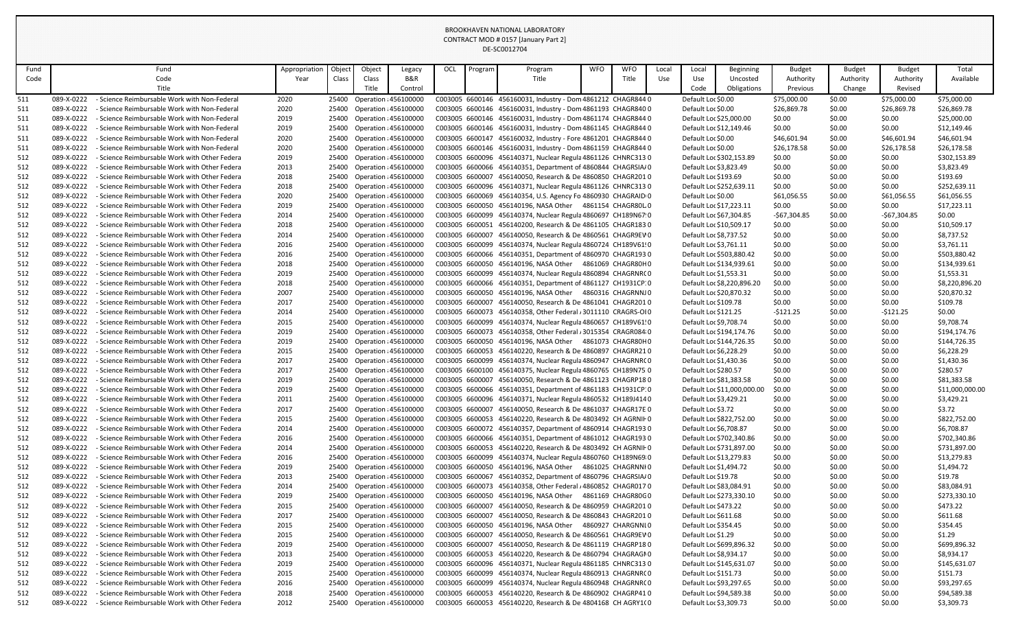BROOKHAVEN NATIONAL LABORATORY
CONTRACT MOD # 0157 [January Part 2]
DE-SC0012704

| Fund Code | Fund Code Title | Appropriation Year | Object Class | Object Class Title | Legacy B&R Control | OCL | Program | Program Title | WFO | WFO Title | Local Use | Local Use Code | Beginning Uncosted Obligations | Budget Authority Previous | Budget Authority Change | Budget Authority Revised | Total Available |
|---|---|---|---|---|---|---|---|---|---|---|---|---|---|---|---|---|---|
| 511 | 089-X-0222 - Science Reimbursable Work with Non-Federal | 2020 | 25400 | Operation : | 456100000 | C003005 | 6600146 | 456160031, Industry - Dom | 4861212 | CHAGR844 | 0 | Default Loc | $0.00 | $75,000.00 | $0.00 | $75,000.00 | $75,000.00 |
| 511 | 089-X-0222 - Science Reimbursable Work with Non-Federal | 2020 | 25400 | Operation : | 456100000 | C003005 | 6600146 | 456160031, Industry - Dom | 4861193 | CHAGR840 | 0 | Default Loc | $0.00 | $26,869.78 | $0.00 | $26,869.78 | $26,869.78 |
| 511 | 089-X-0222 - Science Reimbursable Work with Non-Federal | 2019 | 25400 | Operation : | 456100000 | C003005 | 6600146 | 456160031, Industry - Dom | 4861174 | CHAGR844 | 0 | Default Loc | $25,000.00 | $0.00 | $0.00 | $0.00 | $25,000.00 |
| 511 | 089-X-0222 - Science Reimbursable Work with Non-Federal | 2019 | 25400 | Operation : | 456100000 | C003005 | 6600146 | 456160031, Industry - Dom | 4861145 | CHAGR844 | 0 | Default Loc | $12,149.46 | $0.00 | $0.00 | $0.00 | $12,149.46 |
| 511 | 089-X-0222 - Science Reimbursable Work with Non-Federal | 2020 | 25400 | Operation : | 456100000 | C003005 | 6600147 | 456160032, Industry - Fore | 4861201 | CHAGR844 | 0 | Default Loc | $0.00 | $46,601.94 | $0.00 | $46,601.94 | $46,601.94 |
| 511 | 089-X-0222 - Science Reimbursable Work with Non-Federal | 2020 | 25400 | Operation : | 456100000 | C003005 | 6600146 | 456160031, Industry - Dom | 4861159 | CHAGR844 | 0 | Default Loc | $0.00 | $26,178.58 | $0.00 | $26,178.58 | $26,178.58 |
| 512 | 089-X-0222 - Science Reimbursable Work with Other Federa | 2019 | 25400 | Operation : | 456100000 | C003005 | 6600096 | 456140371, Nuclear Regula | 4861126 | CHNRC313 | 0 | Default Loc | $302,153.89 | $0.00 | $0.00 | $0.00 | $302,153.89 |
| 512 | 089-X-0222 - Science Reimbursable Work with Other Federa | 2013 | 25400 | Operation : | 456100000 | C003005 | 6600066 | 456140351, Department of | 4860844 | CHAGRSIA | 0 | Default Loc | $3,823.49 | $0.00 | $0.00 | $0.00 | $3,823.49 |
| 512 | 089-X-0222 - Science Reimbursable Work with Other Federa | 2018 | 25400 | Operation : | 456100000 | C003005 | 6600007 | 456140050, Research & De | 4860850 | CHAGR201 | 0 | Default Loc | $193.69 | $0.00 | $0.00 | $0.00 | $193.69 |
| 512 | 089-X-0222 - Science Reimbursable Work with Other Federa | 2018 | 25400 | Operation : | 456100000 | C003005 | 6600096 | 456140371, Nuclear Regula | 4861126 | CHNRC313 | 0 | Default Loc | $252,639.11 | $0.00 | $0.00 | $0.00 | $252,639.11 |
| 512 | 089-X-0222 - Science Reimbursable Work with Other Federa | 2020 | 25400 | Operation : | 456100000 | C003005 | 6600069 | 456140354, U.S. Agency Fo | 4860930 | CHAGRAID | 0 | Default Loc | $0.00 | $61,056.55 | $0.00 | $61,056.55 | $61,056.55 |
| 512 | 089-X-0222 - Science Reimbursable Work with Other Federa | 2019 | 25400 | Operation : | 456100000 | C003005 | 6600050 | 456140196, NASA Other | 4861154 | CHAGR80L | 0 | Default Loc | $17,223.11 | $0.00 | $0.00 | $0.00 | $17,223.11 |
| 512 | 089-X-0222 - Science Reimbursable Work with Other Federa | 2014 | 25400 | Operation : | 456100000 | C003005 | 6600099 | 456140374, Nuclear Regula | 4860697 | CH189N67 | 0 | Default Loc | $67,304.85 | -$67,304.85 | $0.00 | -$67,304.85 | $0.00 |
| 512 | 089-X-0222 - Science Reimbursable Work with Other Federa | 2018 | 25400 | Operation : | 456100000 | C003005 | 6600051 | 456140200, Research & De | 4861105 | CHAGR183 | 0 | Default Loc | $10,509.17 | $0.00 | $0.00 | $0.00 | $10,509.17 |
| 512 | 089-X-0222 - Science Reimbursable Work with Other Federa | 2014 | 25400 | Operation : | 456100000 | C003005 | 6600007 | 456140050, Research & De | 4860561 | CHAGR9EV | 0 | Default Loc | $8,737.52 | $0.00 | $0.00 | $0.00 | $8,737.52 |
| 512 | 089-X-0222 - Science Reimbursable Work with Other Federa | 2016 | 25400 | Operation : | 456100000 | C003005 | 6600099 | 456140374, Nuclear Regula | 4860724 | CH189V61 | 0 | Default Loc | $3,761.11 | $0.00 | $0.00 | $0.00 | $3,761.11 |
| 512 | 089-X-0222 - Science Reimbursable Work with Other Federa | 2016 | 25400 | Operation : | 456100000 | C003005 | 6600066 | 456140351, Department of | 4860970 | CHAGR193 | 0 | Default Loc | $503,880.42 | $0.00 | $0.00 | $0.00 | $503,880.42 |
| 512 | 089-X-0222 - Science Reimbursable Work with Other Federa | 2018 | 25400 | Operation : | 456100000 | C003005 | 6600050 | 456140196, NASA Other | 4861069 | CHAGR80H | 0 | Default Loc | $134,939.61 | $0.00 | $0.00 | $0.00 | $134,939.61 |
| 512 | 089-X-0222 - Science Reimbursable Work with Other Federa | 2019 | 25400 | Operation : | 456100000 | C003005 | 6600099 | 456140374, Nuclear Regula | 4860894 | CHAGRNRC | 0 | Default Loc | $1,553.31 | $0.00 | $0.00 | $0.00 | $1,553.31 |
| 512 | 089-X-0222 - Science Reimbursable Work with Other Federa | 2018 | 25400 | Operation : | 456100000 | C003005 | 6600066 | 456140351, Department of | 4861127 | CH1931CP | 0 | Default Loc | $8,220,896.20 | $0.00 | $0.00 | $0.00 | $8,220,896.20 |
| 512 | 089-X-0222 - Science Reimbursable Work with Other Federa | 2007 | 25400 | Operation : | 456100000 | C003005 | 6600050 | 456140196, NASA Other | 4860316 | CHAGRNNJ | 0 | Default Loc | $20,870.32 | $0.00 | $0.00 | $0.00 | $20,870.32 |
| 512 | 089-X-0222 - Science Reimbursable Work with Other Federa | 2017 | 25400 | Operation : | 456100000 | C003005 | 6600007 | 456140050, Research & De | 4861041 | CHAGR201 | 0 | Default Loc | $109.78 | $0.00 | $0.00 | $0.00 | $109.78 |
| 512 | 089-X-0222 - Science Reimbursable Work with Other Federa | 2014 | 25400 | Operation : | 456100000 | C003005 | 6600073 | 456140358, Other Federal | 3011110 | CRAGRS-OI | 0 | Default Loc | $121.25 | -$121.25 | $0.00 | -$121.25 | $0.00 |
| 512 | 089-X-0222 - Science Reimbursable Work with Other Federa | 2015 | 25400 | Operation : | 456100000 | C003005 | 6600099 | 456140374, Nuclear Regula | 4860657 | CH189V61 | 0 | Default Loc | $9,708.74 | $0.00 | $0.00 | $0.00 | $9,708.74 |
| 512 | 089-X-0222 - Science Reimbursable Work with Other Federa | 2019 | 25400 | Operation : | 456100000 | C003005 | 6600073 | 456140358, Other Federal | 3015354 | CRAGR084 | 0 | Default Loc | $194,174.76 | $0.00 | $0.00 | $0.00 | $194,174.76 |
| 512 | 089-X-0222 - Science Reimbursable Work with Other Federa | 2019 | 25400 | Operation : | 456100000 | C003005 | 6600050 | 456140196, NASA Other | 4861073 | CHAGR80H | 0 | Default Loc | $144,726.35 | $0.00 | $0.00 | $0.00 | $144,726.35 |
| 512 | 089-X-0222 - Science Reimbursable Work with Other Federa | 2015 | 25400 | Operation : | 456100000 | C003005 | 6600053 | 456140220, Research & De | 4860897 | CHAGRR21 | 0 | Default Loc | $6,228.29 | $0.00 | $0.00 | $0.00 | $6,228.29 |
| 512 | 089-X-0222 - Science Reimbursable Work with Other Federa | 2017 | 25400 | Operation : | 456100000 | C003005 | 6600099 | 456140374, Nuclear Regula | 4860947 | CHAGRNRC | 0 | Default Loc | $1,430.36 | $0.00 | $0.00 | $0.00 | $1,430.36 |
| 512 | 089-X-0222 - Science Reimbursable Work with Other Federa | 2017 | 25400 | Operation : | 456100000 | C003005 | 6600100 | 456140375, Nuclear Regula | 4860765 | CH189N75 | 0 | Default Loc | $280.57 | $0.00 | $0.00 | $0.00 | $280.57 |
| 512 | 089-X-0222 - Science Reimbursable Work with Other Federa | 2019 | 25400 | Operation : | 456100000 | C003005 | 6600007 | 456140050, Research & De | 4861123 | CHAGRP18 | 0 | Default Loc | $81,383.58 | $0.00 | $0.00 | $0.00 | $81,383.58 |
| 512 | 089-X-0222 - Science Reimbursable Work with Other Federa | 2019 | 25400 | Operation : | 456100000 | C003005 | 6600066 | 456140351, Department of | 4861183 | CH1931CP | 0 | Default Loc | $11,000,000.00 | $0.00 | $0.00 | $0.00 | $11,000,000.00 |
| 512 | 089-X-0222 - Science Reimbursable Work with Other Federa | 2011 | 25400 | Operation : | 456100000 | C003005 | 6600096 | 456140371, Nuclear Regula | 4860532 | CH189J414 | 0 | Default Loc | $3,429.21 | $0.00 | $0.00 | $0.00 | $3,429.21 |
| 512 | 089-X-0222 - Science Reimbursable Work with Other Federa | 2017 | 25400 | Operation : | 456100000 | C003005 | 6600007 | 456140050, Research & De | 4861037 | CHAGR17E | 0 | Default Loc | $3.72 | $0.00 | $0.00 | $0.00 | $3.72 |
| 512 | 089-X-0222 - Science Reimbursable Work with Other Federa | 2015 | 25400 | Operation : | 456100000 | C003005 | 6600053 | 456140220, Research & De | 4803492 | CH AGRNI- | 0 | Default Loc | $822,752.00 | $0.00 | $0.00 | $0.00 | $822,752.00 |
| 512 | 089-X-0222 - Science Reimbursable Work with Other Federa | 2014 | 25400 | Operation : | 456100000 | C003005 | 6600072 | 456140357, Department of | 4860914 | CHAGR193 | 0 | Default Loc | $6,708.87 | $0.00 | $0.00 | $0.00 | $6,708.87 |
| 512 | 089-X-0222 - Science Reimbursable Work with Other Federa | 2016 | 25400 | Operation : | 456100000 | C003005 | 6600066 | 456140351, Department of | 4861012 | CHAGR193 | 0 | Default Loc | $702,340.86 | $0.00 | $0.00 | $0.00 | $702,340.86 |
| 512 | 089-X-0222 - Science Reimbursable Work with Other Federa | 2014 | 25400 | Operation : | 456100000 | C003005 | 6600053 | 456140220, Research & De | 4803492 | CH AGRNI- | 0 | Default Loc | $731,897.00 | $0.00 | $0.00 | $0.00 | $731,897.00 |
| 512 | 089-X-0222 - Science Reimbursable Work with Other Federa | 2016 | 25400 | Operation : | 456100000 | C003005 | 6600099 | 456140374, Nuclear Regula | 4860760 | CH189N69 | 0 | Default Loc | $13,279.83 | $0.00 | $0.00 | $0.00 | $13,279.83 |
| 512 | 089-X-0222 - Science Reimbursable Work with Other Federa | 2019 | 25400 | Operation : | 456100000 | C003005 | 6600050 | 456140196, NASA Other | 4861025 | CHAGRNNI | 0 | Default Loc | $1,494.72 | $0.00 | $0.00 | $0.00 | $1,494.72 |
| 512 | 089-X-0222 - Science Reimbursable Work with Other Federa | 2013 | 25400 | Operation : | 456100000 | C003005 | 6600067 | 456140352, Department of | 4860796 | CHAGRSIA | 0 | Default Loc | $19.78 | $0.00 | $0.00 | $0.00 | $19.78 |
| 512 | 089-X-0222 - Science Reimbursable Work with Other Federa | 2014 | 25400 | Operation : | 456100000 | C003005 | 6600073 | 456140358, Other Federal | 4860852 | CHAGR017 | 0 | Default Loc | $83,084.91 | $0.00 | $0.00 | $0.00 | $83,084.91 |
| 512 | 089-X-0222 - Science Reimbursable Work with Other Federa | 2019 | 25400 | Operation : | 456100000 | C003005 | 6600050 | 456140196, NASA Other | 4861169 | CHAGR80G | 0 | Default Loc | $273,330.10 | $0.00 | $0.00 | $0.00 | $273,330.10 |
| 512 | 089-X-0222 - Science Reimbursable Work with Other Federa | 2015 | 25400 | Operation : | 456100000 | C003005 | 6600007 | 456140050, Research & De | 4860959 | CHAGR201 | 0 | Default Loc | $473.22 | $0.00 | $0.00 | $0.00 | $473.22 |
| 512 | 089-X-0222 - Science Reimbursable Work with Other Federa | 2017 | 25400 | Operation : | 456100000 | C003005 | 6600007 | 456140050, Research & De | 4860843 | CHAGR201 | 0 | Default Loc | $611.68 | $0.00 | $0.00 | $0.00 | $611.68 |
| 512 | 089-X-0222 - Science Reimbursable Work with Other Federa | 2015 | 25400 | Operation : | 456100000 | C003005 | 6600050 | 456140196, NASA Other | 4860927 | CHARGNNI | 0 | Default Loc | $354.45 | $0.00 | $0.00 | $0.00 | $354.45 |
| 512 | 089-X-0222 - Science Reimbursable Work with Other Federa | 2015 | 25400 | Operation : | 456100000 | C003005 | 6600007 | 456140050, Research & De | 4860561 | CHAGR9EV | 0 | Default Loc | $1.29 | $0.00 | $0.00 | $0.00 | $1.29 |
| 512 | 089-X-0222 - Science Reimbursable Work with Other Federa | 2019 | 25400 | Operation : | 456100000 | C003005 | 6600007 | 456140050, Research & De | 4861119 | CHAGRP18 | 0 | Default Loc | $699,896.32 | $0.00 | $0.00 | $0.00 | $699,896.32 |
| 512 | 089-X-0222 - Science Reimbursable Work with Other Federa | 2013 | 25400 | Operation : | 456100000 | C003005 | 6600053 | 456140220, Research & De | 4860794 | CHAGRAGN | 0 | Default Loc | $8,934.17 | $0.00 | $0.00 | $0.00 | $8,934.17 |
| 512 | 089-X-0222 - Science Reimbursable Work with Other Federa | 2019 | 25400 | Operation : | 456100000 | C003005 | 6600096 | 456140371, Nuclear Regula | 4861185 | CHNRC313 | 0 | Default Loc | $145,631.07 | $0.00 | $0.00 | $0.00 | $145,631.07 |
| 512 | 089-X-0222 - Science Reimbursable Work with Other Federa | 2015 | 25400 | Operation : | 456100000 | C003005 | 6600099 | 456140374, Nuclear Regula | 4860913 | CHAGRNRC | 0 | Default Loc | $151.73 | $0.00 | $0.00 | $0.00 | $151.73 |
| 512 | 089-X-0222 - Science Reimbursable Work with Other Federa | 2016 | 25400 | Operation : | 456100000 | C003005 | 6600099 | 456140374, Nuclear Regula | 4860948 | CHAGRNRC | 0 | Default Loc | $93,297.65 | $0.00 | $0.00 | $0.00 | $93,297.65 |
| 512 | 089-X-0222 - Science Reimbursable Work with Other Federa | 2018 | 25400 | Operation : | 456100000 | C003005 | 6600053 | 456140220, Research & De | 4860902 | CHAGRP41 | 0 | Default Loc | $94,589.38 | $0.00 | $0.00 | $0.00 | $94,589.38 |
| 512 | 089-X-0222 - Science Reimbursable Work with Other Federa | 2012 | 25400 | Operation : | 456100000 | C003005 | 6600053 | 456140220, Research & De | 4804168 | CH AGRY1 | 0 | Default Loc | $3,309.73 | $0.00 | $0.00 | $0.00 | $3,309.73 |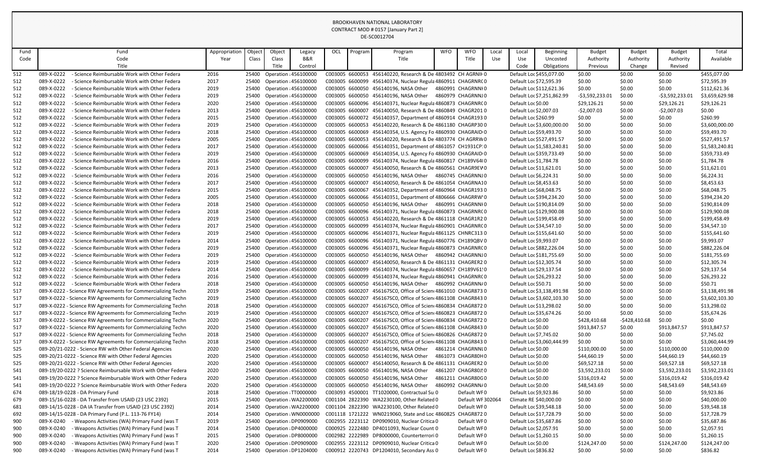BROOKHAVEN NATIONAL LABORATORY
CONTRACT MOD # 0157 [January Part 2]
DE-SC0012704

| Fund Code | Fund Code Title | Appropriation Year | Object Class | Object Class Title | Legacy B&R Control | OCL | Program | Program Title | WFO | WFO Title | Local Use | Local Use Code | Beginning Uncosted Obligations | Budget Authority Previous | Budget Authority Change | Budget Authority Revised | Total Available |
|---|---|---|---|---|---|---|---|---|---|---|---|---|---|---|---|---|---|
| 512 | 089-X-0222 - Science Reimbursable Work with Other Federa | 2016 | 25400 | Operation : | 456100000 | C003005 | 6600053 | 456140220, Research & De | 4803492 | CH AGRNIH | 0 | Default Loc | $455,077.00 | $0.00 | $0.00 | $0.00 | $455,077.00 |
| 512 | 089-X-0222 - Science Reimbursable Work with Other Federa | 2017 | 25400 | Operation : | 456100000 | C003005 | 6600099 | 456140374, Nuclear Regula | 4860911 | CHAGRNRC | 0 | Default Loc | $72,595.39 | $0.00 | $0.00 | $0.00 | $72,595.39 |
| 512 | 089-X-0222 - Science Reimbursable Work with Other Federa | 2019 | 25400 | Operation : | 456100000 | C003005 | 6600050 | 456140196, NASA Other | 4860991 | CHAGRNNI | 0 | Default Loc | $112,621.36 | $0.00 | $0.00 | $0.00 | $112,621.36 |
| 512 | 089-X-0222 - Science Reimbursable Work with Other Federa | 2019 | 25400 | Operation : | 456100000 | C003005 | 6600050 | 456140196, NASA Other | 4860979 | CHAGRNNJ | 0 | Default Loc | $7,251,862.99 | -$3,592,233.01 | $0.00 | -$3,592,233.01 | $3,659,629.98 |
| 512 | 089-X-0222 - Science Reimbursable Work with Other Federa | 2020 | 25400 | Operation : | 456100000 | C003005 | 6600096 | 456140371, Nuclear Regula | 4860873 | CHAGRNRC | 0 | Default Loc | $0.00 | $29,126.21 | $0.00 | $29,126.21 | $29,126.21 |
| 512 | 089-X-0222 - Science Reimbursable Work with Other Federa | 2013 | 25400 | Operation : | 456100000 | C003005 | 6600007 | 456140050, Research & De | 4860849 | CHAGR201 | 0 | Default Loc | $2,007.03 | -$2,007.03 | $0.00 | -$2,007.03 | $0.00 |
| 512 | 089-X-0222 - Science Reimbursable Work with Other Federa | 2015 | 25400 | Operation : | 456100000 | C003005 | 6600072 | 456140357, Department of | 4860914 | CHAGR193 | 0 | Default Loc | $260.99 | $0.00 | $0.00 | $0.00 | $260.99 |
| 512 | 089-X-0222 - Science Reimbursable Work with Other Federa | 2019 | 25400 | Operation : | 456100000 | C003005 | 6600053 | 456140220, Research & De | 4861180 | CHAGRP30 | 0 | Default Loc | $3,600,000.00 | $0.00 | $0.00 | $0.00 | $3,600,000.00 |
| 512 | 089-X-0222 - Science Reimbursable Work with Other Federa | 2018 | 25400 | Operation : | 456100000 | C003005 | 6600069 | 456140354, U.S. Agency Fo | 4860930 | CHAGRAID | 0 | Default Loc | $59,493.70 | $0.00 | $0.00 | $0.00 | $59,493.70 |
| 512 | 089-X-0222 - Science Reimbursable Work with Other Federa | 2005 | 25400 | Operation : | 456100000 | C003005 | 6600053 | 456140220, Research & De | 4803774 | CH AGRRW | 0 | Default Loc | $527,491.57 | $0.00 | $0.00 | $0.00 | $527,491.57 |
| 512 | 089-X-0222 - Science Reimbursable Work with Other Federa | 2017 | 25400 | Operation : | 456100000 | C003005 | 6600066 | 456140351, Department of | 4861057 | CH1931CP | 0 | Default Loc | $1,583,240.81 | $0.00 | $0.00 | $0.00 | $1,583,240.81 |
| 512 | 089-X-0222 - Science Reimbursable Work with Other Federa | 2019 | 25400 | Operation : | 456100000 | C003005 | 6600069 | 456140354, U.S. Agency Fo | 4860930 | CHAGRAID | 0 | Default Loc | $359,733.49 | $0.00 | $0.00 | $0.00 | $359,733.49 |
| 512 | 089-X-0222 - Science Reimbursable Work with Other Federa | 2016 | 25400 | Operation : | 456100000 | C003005 | 6600099 | 456140374, Nuclear Regula | 4860817 | CH189V64 | 0 | Default Loc | $1,784.78 | $0.00 | $0.00 | $0.00 | $1,784.78 |
| 512 | 089-X-0222 - Science Reimbursable Work with Other Federa | 2013 | 25400 | Operation : | 456100000 | C003005 | 6600007 | 456140050, Research & De | 4860561 | CHAGR9EV | 0 | Default Loc | $11,621.01 | $0.00 | $0.00 | $0.00 | $11,621.01 |
| 512 | 089-X-0222 - Science Reimbursable Work with Other Federa | 2016 | 25400 | Operation : | 456100000 | C003005 | 6600050 | 456140196, NASA Other | 4860745 | CHAGRNNJ | 0 | Default Loc | $6,224.31 | $0.00 | $0.00 | $0.00 | $6,224.31 |
| 512 | 089-X-0222 - Science Reimbursable Work with Other Federa | 2017 | 25400 | Operation : | 456100000 | C003005 | 6600007 | 456140050, Research & De | 4861054 | CHAGRNA1 | 0 | Default Loc | $8,453.63 | $0.00 | $0.00 | $0.00 | $8,453.63 |
| 512 | 089-X-0222 - Science Reimbursable Work with Other Federa | 2015 | 25400 | Operation : | 456100000 | C003005 | 6600067 | 456140352, Department of | 4860964 | CHAGR193 | 0 | Default Loc | $68,048.75 | $0.00 | $0.00 | $0.00 | $68,048.75 |
| 512 | 089-X-0222 - Science Reimbursable Work with Other Federa | 2005 | 25400 | Operation : | 456100000 | C003005 | 6600066 | 456140351, Department of | 4806666 | CHAGRRW | 0 | Default Loc | $394,234.20 | $0.00 | $0.00 | $0.00 | $394,234.20 |
| 512 | 089-X-0222 - Science Reimbursable Work with Other Federa | 2018 | 25400 | Operation : | 456100000 | C003005 | 6600050 | 456140196, NASA Other | 4860991 | CHAGRNNI | 0 | Default Loc | $190,814.09 | $0.00 | $0.00 | $0.00 | $190,814.09 |
| 512 | 089-X-0222 - Science Reimbursable Work with Other Federa | 2018 | 25400 | Operation : | 456100000 | C003005 | 6600096 | 456140371, Nuclear Regula | 4860873 | CHAGRNRC | 0 | Default Loc | $129,900.08 | $0.00 | $0.00 | $0.00 | $129,900.08 |
| 512 | 089-X-0222 - Science Reimbursable Work with Other Federa | 2019 | 25400 | Operation : | 456100000 | C003005 | 6600053 | 456140220, Research & De | 4861118 | CHAGR1R2 | 0 | Default Loc | $199,458.49 | $0.00 | $0.00 | $0.00 | $199,458.49 |
| 512 | 089-X-0222 - Science Reimbursable Work with Other Federa | 2017 | 25400 | Operation : | 456100000 | C003005 | 6600099 | 456140374, Nuclear Regula | 4860901 | CHAGRNRC | 0 | Default Loc | $34,547.10 | $0.00 | $0.00 | $0.00 | $34,547.10 |
| 512 | 089-X-0222 - Science Reimbursable Work with Other Federa | 2019 | 25400 | Operation : | 456100000 | C003005 | 6600096 | 456140371, Nuclear Regula | 4861125 | CHNRC313 | 0 | Default Loc | $155,641.60 | $0.00 | $0.00 | $0.00 | $155,641.60 |
| 512 | 089-X-0222 - Science Reimbursable Work with Other Federa | 2014 | 25400 | Operation : | 456100000 | C003005 | 6600096 | 456140371, Nuclear Regula | 4860776 | CH189QBV | 0 | Default Loc | $9,993.07 | $0.00 | $0.00 | $0.00 | $9,993.07 |
| 512 | 089-X-0222 - Science Reimbursable Work with Other Federa | 2019 | 25400 | Operation : | 456100000 | C003005 | 6600096 | 456140371, Nuclear Regula | 4860873 | CHAGRNRC | 0 | Default Loc | $882,226.04 | $0.00 | $0.00 | $0.00 | $882,226.04 |
| 512 | 089-X-0222 - Science Reimbursable Work with Other Federa | 2019 | 25400 | Operation : | 456100000 | C003005 | 6600050 | 456140196, NASA Other | 4860942 | CHAGRNNJ | 0 | Default Loc | $181,755.69 | $0.00 | $0.00 | $0.00 | $181,755.69 |
| 512 | 089-X-0222 - Science Reimbursable Work with Other Federa | 2019 | 25400 | Operation : | 456100000 | C003005 | 6600007 | 456140050, Research & De | 4861131 | CHAGRER2 | 0 | Default Loc | $12,305.74 | $0.00 | $0.00 | $0.00 | $12,305.74 |
| 512 | 089-X-0222 - Science Reimbursable Work with Other Federa | 2014 | 25400 | Operation : | 456100000 | C003005 | 6600099 | 456140374, Nuclear Regula | 4860657 | CH189V61 | 0 | Default Loc | $29,137.54 | $0.00 | $0.00 | $0.00 | $29,137.54 |
| 512 | 089-X-0222 - Science Reimbursable Work with Other Federa | 2016 | 25400 | Operation : | 456100000 | C003005 | 6600099 | 456140374, Nuclear Regula | 4860941 | CHAGRNRC | 0 | Default Loc | $26,293.22 | $0.00 | $0.00 | $0.00 | $26,293.22 |
| 512 | 089-X-0222 - Science Reimbursable Work with Other Federa | 2018 | 25400 | Operation : | 456100000 | C003005 | 6600050 | 456140196, NASA Other | 4860992 | CHAGRNN | 0 | Default Loc | $50.71 | $0.00 | $0.00 | $0.00 | $50.71 |
| 517 | 089-X-0222 - Science RW Agreements for Commercializing Techn | 2019 | 25400 | Operation : | 456100000 | C003005 | 6600207 | 456167SC0, Office of Scien | 4861010 | CHAGR873 | 0 | Default Loc | $3,138,491.98 | $0.00 | $0.00 | $0.00 | $3,138,491.98 |
| 517 | 089-X-0222 - Science RW Agreements for Commercializing Techn | 2019 | 25400 | Operation : | 456100000 | C003005 | 6600207 | 456167SC0, Office of Scien | 4861108 | CHAGR843 | 0 | Default Loc | $3,602,103.30 | $0.00 | $0.00 | $0.00 | $3,602,103.30 |
| 517 | 089-X-0222 - Science RW Agreements for Commercializing Techn | 2018 | 25400 | Operation : | 456100000 | C003005 | 6600207 | 456167SC0, Office of Scien | 4860834 | CHAGR872 | 0 | Default Loc | $13,298.02 | $0.00 | $0.00 | $0.00 | $13,298.02 |
| 517 | 089-X-0222 - Science RW Agreements for Commercializing Techn | 2019 | 25400 | Operation : | 456100000 | C003005 | 6600207 | 456167SC0, Office of Scien | 4860823 | CHAGR872 | 0 | Default Loc | $35,674.26 | $0.00 | $0.00 | $0.00 | $35,674.26 |
| 517 | 089-X-0222 - Science RW Agreements for Commercializing Techn | 2020 | 25400 | Operation : | 456100000 | C003005 | 6600207 | 456167SC0, Office of Scien | 4860834 | CHAGR872 | 0 | Default Loc | $0.00 | $428,410.68 | -$428,410.68 | $0.00 | $0.00 |
| 517 | 089-X-0222 - Science RW Agreements for Commercializing Techn | 2020 | 25400 | Operation : | 456100000 | C003005 | 6600207 | 456167SC0, Office of Scien | 4861108 | CHAGR843 | 0 | Default Loc | $0.00 | $913,847.57 | $0.00 | $913,847.57 | $913,847.57 |
| 517 | 089-X-0222 - Science RW Agreements for Commercializing Techn | 2018 | 25400 | Operation : | 456100000 | C003005 | 6600207 | 456167SC0, Office of Scien | 4860826 | CHAGR872 | 0 | Default Loc | $7,745.02 | $0.00 | $0.00 | $0.00 | $7,745.02 |
| 517 | 089-X-0222 - Science RW Agreements for Commercializing Techn | 2018 | 25400 | Operation : | 456100000 | C003005 | 6600207 | 456167SC0, Office of Scien | 4861108 | CHAGR843 | 0 | Default Loc | $3,060,444.99 | $0.00 | $0.00 | $0.00 | $3,060,444.99 |
| 525 | 089-20/21-0222 - Science RW with Other Federal Agencies | 2020 | 25400 | Operation : | 456100000 | C003005 | 6600050 | 456140196, NASA Other | 4861214 | CHAGRNNI | 0 | Default Loc | $0.00 | $110,000.00 | $0.00 | $110,000.00 | $110,000.00 |
| 525 | 089-20/21-0222 - Science RW with Other Federal Agencies | 2020 | 25400 | Operation : | 456100000 | C003005 | 6600050 | 456140196, NASA Other | 4861073 | CHAGR80H | 0 | Default Loc | $0.00 | $44,660.19 | $0.00 | $44,660.19 | $44,660.19 |
| 525 | 089-20/21-0222 - Science RW with Other Federal Agencies | 2020 | 25400 | Operation : | 456100000 | C003005 | 6600007 | 456140050, Research & De | 4861131 | CHAGRER2 | 0 | Default Loc | $0.00 | $69,527.18 | $0.00 | $69,527.18 | $69,527.18 |
| 541 | 089-19/20-0222 ? Science Reimbursable Work with Other Federa | 2020 | 25400 | Operation : | 456100000 | C003005 | 6600050 | 456140196, NASA Other | 4861207 | CHAGR80J | 0 | Default Loc | $0.00 | $3,592,233.01 | $0.00 | $3,592,233.01 | $3,592,233.01 |
| 541 | 089-19/20-0222 ? Science Reimbursable Work with Other Federa | 2020 | 25400 | Operation : | 456100000 | C003005 | 6600050 | 456140196, NASA Other | 4861211 | CHAGR80G | 0 | Default Loc | $0.00 | $316,019.42 | $0.00 | $316,019.42 | $316,019.42 |
| 541 | 089-19/20-0222 ? Science Reimbursable Work with Other Federa | 2020 | 25400 | Operation : | 456100000 | C003005 | 6600050 | 456140196, NASA Other | 4860992 | CHAGRNN | 0 | Default Loc | $0.00 | $48,543.69 | $0.00 | $48,543.69 | $48,543.69 |
| 674 | 089-18/19-0228 - DA Primary Fund | 2018 | 25400 | Operation : | TT0000000 | C003093 | 4500001 | TT1020000, Contractual Su | 0 | Default WF | 0 | Default Loc | $9,923.86 | $0.00 | $0.00 | $0.00 | $9,923.86 |
| 679 | 089-15/16-0228 - DA Transfer from USAID (23 USC 2392) | 2015 | 25400 | Operation : | WA2200000 | C001104 | 2822390 | WA2230100, Other Related | 0 | Default WF | 302064 | Climate RE | $40,000.00 | $0.00 | $0.00 | $0.00 | $40,000.00 |
| 681 | 089-14/15-0228 - DA IA Transfer from USAID (23 USC 2392) | 2014 | 25400 | Operation : | WA2200000 | C001104 | 2822390 | WA2230100, Other Related | 0 | Default WF | 0 | Default Loc | $39,548.18 | $0.00 | $0.00 | $0.00 | $39,548.18 |
| 692 | 089-14/15-0228 - DA Primary Fund (P.L. 113-76 FY14) | 2014 | 25400 | Operation : | WN0000000 | C001118 | 1721222 | WN0219060, State and Loc | 4860825 | CHAGR872 | 0 | Default Loc | $17,728.79 | $0.00 | $0.00 | $0.00 | $17,728.79 |
| 900 | 089-X-0240 - Weapons Activities (WA) Primary Fund (was T | 2019 | 25400 | Operation : | DP0909000 | C002955 | 2223112 | DP0909010, Nuclear Critica | 0 | Default WF | 0 | Default Loc | $35,687.86 | $0.00 | $0.00 | $0.00 | $35,687.86 |
| 900 | 089-X-0240 - Weapons Activities (WA) Primary Fund (was T | 2014 | 25400 | Operation : | DP4000000 | C000925 | 2222480 | DP4011093, Nuclear Count | 0 | Default WF | 0 | Default Loc | $2,057.91 | $0.00 | $0.00 | $0.00 | $2,057.91 |
| 900 | 089-X-0240 - Weapons Activities (WA) Primary Fund (was T | 2015 | 25400 | Operation : | DP8000000 | C002982 | 2222989 | DP8000000, Counterterrori | 0 | Default WF | 0 | Default Loc | $1,260.15 | $0.00 | $0.00 | $0.00 | $1,260.15 |
| 900 | 089-X-0240 - Weapons Activities (WA) Primary Fund (was T | 2020 | 25400 | Operation : | DP0909000 | C002955 | 2223112 | DP0909010, Nuclear Critica | 0 | Default WF | 0 | Default Loc | $0.00 | $124,247.00 | $0.00 | $124,247.00 | $124,247.00 |
| 900 | 089-X-0240 - Weapons Activities (WA) Primary Fund (was T | 2014 | 25400 | Operation : | DP1204000 | C000912 | 2220743 | DP1204010, Secondary Ass | 0 | Default WF | 0 | Default Loc | $836.82 | $0.00 | $0.00 | $0.00 | $836.82 |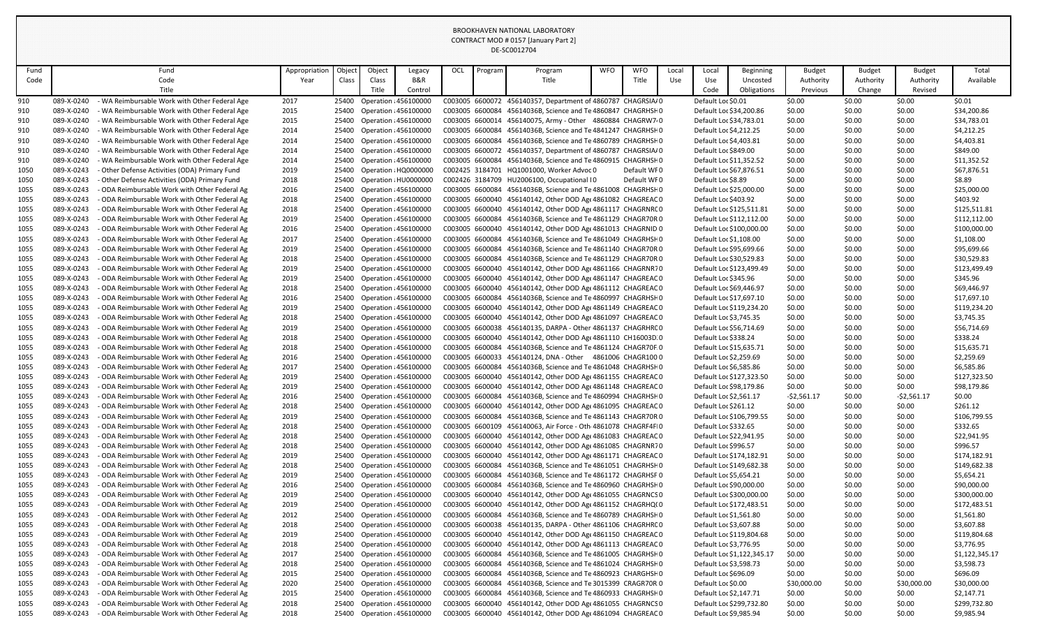BROOKHAVEN NATIONAL LABORATORY
CONTRACT MOD # 0157 [January Part 2]
DE-SC0012704

| Fund Code | Fund Code Title | Appropriation Year | Object Class | Object Class Title | Legacy B&R Control | OCL | Program | Program Title | WFO | WFO Title | Local Use | Local Use Code | Beginning Uncosted Obligations | Budget Authority Previous | Budget Authority Change | Budget Authority Revised | Total Available |
|---|---|---|---|---|---|---|---|---|---|---|---|---|---|---|---|---|---|
| 910 | 089-X-0240 - WA Reimbursable Work with Other Federal Age | 2017 | 25400 | Operation : 456100000 | | C003005 | 6600072 | 456140357, Department of 4860787 | | CHAGRSIA/ 0 | | Default Loc | $0.01 | $0.00 | $0.00 | $0.00 | $0.01 |
| 910 | 089-X-0240 - WA Reimbursable Work with Other Federal Age | 2015 | 25400 | Operation : 456100000 | | C003005 | 6600084 | 4561403 6B, Science and Te 4860847 | | CHAGRHSH 0 | | Default Loc | $34,200.86 | $0.00 | $0.00 | $0.00 | $34,200.86 |
| 910 | 089-X-0240 - WA Reimbursable Work with Other Federal Age | 2015 | 25400 | Operation : 456100000 | | C003005 | 6600014 | 456140075, Army - Other 4860884 | | CHAGRW7 0 | | Default Loc | $34,783.01 | $0.00 | $0.00 | $0.00 | $34,783.01 |
| 910 | 089-X-0240 - WA Reimbursable Work with Other Federal Age | 2014 | 25400 | Operation : 456100000 | | C003005 | 6600084 | 4561403 6B, Science and Te 4841247 | | CHAGRHSH 0 | | Default Loc | $4,212.25 | $0.00 | $0.00 | $0.00 | $4,212.25 |
| 910 | 089-X-0240 - WA Reimbursable Work with Other Federal Age | 2014 | 25400 | Operation : 456100000 | | C003005 | 6600084 | 4561403 6B, Science and Te 4860789 | | CHAGRHSH 0 | | Default Loc | $4,403.81 | $0.00 | $0.00 | $0.00 | $4,403.81 |
| 910 | 089-X-0240 - WA Reimbursable Work with Other Federal Age | 2014 | 25400 | Operation : 456100000 | | C003005 | 6600072 | 456140357, Department of 4860787 | | CHAGRSIA/ 0 | | Default Loc | $849.00 | $0.00 | $0.00 | $0.00 | $849.00 |
| 910 | 089-X-0240 - WA Reimbursable Work with Other Federal Age | 2014 | 25400 | Operation : 456100000 | | C003005 | 6600084 | 4561403 6B, Science and Te 4860915 | | CHAGRHSH 0 | | Default Loc | $11,352.52 | $0.00 | $0.00 | $0.00 | $11,352.52 |
| 1050 | 089-X-0243 - Other Defense Activities (ODA) Primary Fund | 2019 | 25400 | Operation : HQ0000000 | | C002425 | 3184701 | HQ1001000, Worker Advoc 0 | | Default WF 0 | | Default Loc | $67,876.51 | $0.00 | $0.00 | $0.00 | $67,876.51 |
| 1050 | 089-X-0243 - Other Defense Activities (ODA) Primary Fund | 2018 | 25400 | Operation : HU0000000 | | C002426 | 3184709 | HU2006100, Occupational I 0 | | Default WF 0 | | Default Loc | $8.89 | $0.00 | $0.00 | $0.00 | $8.89 |
| 1055 | 089-X-0243 - ODA Reimbursable Work with Other Federal Ag | 2016 | 25400 | Operation : 456100000 | | C003005 | 6600084 | 4561403 6B, Science and Te 4861008 | | CHAGRHSH 0 | | Default Loc | $25,000.00 | $0.00 | $0.00 | $0.00 | $25,000.00 |
| 1055 | 089-X-0243 - ODA Reimbursable Work with Other Federal Ag | 2018 | 25400 | Operation : 456100000 | | C003005 | 6600040 | 456140142, Other DOD Age 4861082 | | CHAGREAC 0 | | Default Loc | $403.92 | $0.00 | $0.00 | $0.00 | $403.92 |
| 1055 | 089-X-0243 - ODA Reimbursable Work with Other Federal Ag | 2018 | 25400 | Operation : 456100000 | | C003005 | 6600040 | 456140142, Other DOD Age 4861117 | | CHAGRNRC 0 | | Default Loc | $125,511.81 | $0.00 | $0.00 | $0.00 | $125,511.81 |
| 1055 | 089-X-0243 - ODA Reimbursable Work with Other Federal Ag | 2019 | 25400 | Operation : 456100000 | | C003005 | 6600084 | 4561403 6B, Science and Te 4861129 | | CHAGR70R 0 | | Default Loc | $112,112.00 | $0.00 | $0.00 | $0.00 | $112,112.00 |
| 1055 | 089-X-0243 - ODA Reimbursable Work with Other Federal Ag | 2016 | 25400 | Operation : 456100000 | | C003005 | 6600040 | 456140142, Other DOD Age 4861013 | | CHAGRNID 0 | | Default Loc | $100,000.00 | $0.00 | $0.00 | $0.00 | $100,000.00 |
| 1055 | 089-X-0243 - ODA Reimbursable Work with Other Federal Ag | 2017 | 25400 | Operation : 456100000 | | C003005 | 6600084 | 4561403 6B, Science and Te 4861049 | | CHAGRHSH 0 | | Default Loc | $1,108.00 | $0.00 | $0.00 | $0.00 | $1,108.00 |
| 1055 | 089-X-0243 - ODA Reimbursable Work with Other Federal Ag | 2019 | 25400 | Operation : 456100000 | | C003005 | 6600084 | 4561403 6B, Science and Te 4861140 | | CHAGR70R 0 | | Default Loc | $95,699.66 | $0.00 | $0.00 | $0.00 | $95,699.66 |
| 1055 | 089-X-0243 - ODA Reimbursable Work with Other Federal Ag | 2018 | 25400 | Operation : 456100000 | | C003005 | 6600084 | 4561403 6B, Science and Te 4861129 | | CHAGR70R 0 | | Default Loc | $30,529.83 | $0.00 | $0.00 | $0.00 | $30,529.83 |
| 1055 | 089-X-0243 - ODA Reimbursable Work with Other Federal Ag | 2019 | 25400 | Operation : 456100000 | | C003005 | 6600040 | 456140142, Other DOD Age 4861166 | | CHAGRNR7 0 | | Default Loc | $123,499.49 | $0.00 | $0.00 | $0.00 | $123,499.49 |
| 1055 | 089-X-0243 - ODA Reimbursable Work with Other Federal Ag | 2019 | 25400 | Operation : 456100000 | | C003005 | 6600040 | 456140142, Other DOD Age 4861147 | | CHAGREAC 0 | | Default Loc | $345.96 | $0.00 | $0.00 | $0.00 | $345.96 |
| 1055 | 089-X-0243 - ODA Reimbursable Work with Other Federal Ag | 2018 | 25400 | Operation : 456100000 | | C003005 | 6600040 | 456140142, Other DOD Age 4861112 | | CHAGREAC 0 | | Default Loc | $69,446.97 | $0.00 | $0.00 | $0.00 | $69,446.97 |
| 1055 | 089-X-0243 - ODA Reimbursable Work with Other Federal Ag | 2016 | 25400 | Operation : 456100000 | | C003005 | 6600084 | 4561403 6B, Science and Te 4860997 | | CHAGRHSH 0 | | Default Loc | $17,697.10 | $0.00 | $0.00 | $0.00 | $17,697.10 |
| 1055 | 089-X-0243 - ODA Reimbursable Work with Other Federal Ag | 2019 | 25400 | Operation : 456100000 | | C003005 | 6600040 | 456140142, Other DOD Age 4861149 | | CHAGREAC 0 | | Default Loc | $119,234.20 | $0.00 | $0.00 | $0.00 | $119,234.20 |
| 1055 | 089-X-0243 - ODA Reimbursable Work with Other Federal Ag | 2018 | 25400 | Operation : 456100000 | | C003005 | 6600040 | 456140142, Other DOD Age 4861097 | | CHAGREAC 0 | | Default Loc | $3,745.35 | $0.00 | $0.00 | $0.00 | $3,745.35 |
| 1055 | 089-X-0243 - ODA Reimbursable Work with Other Federal Ag | 2019 | 25400 | Operation : 456100000 | | C003005 | 6600038 | 456140135, DARPA - Other 4861137 | | CHAGRHRC 0 | | Default Loc | $56,714.69 | $0.00 | $0.00 | $0.00 | $56,714.69 |
| 1055 | 089-X-0243 - ODA Reimbursable Work with Other Federal Ag | 2018 | 25400 | Operation : 456100000 | | C003005 | 6600040 | 456140142, Other DOD Age 4861110 | | CH16003D 0 | | Default Loc | $338.24 | $0.00 | $0.00 | $0.00 | $338.24 |
| 1055 | 089-X-0243 - ODA Reimbursable Work with Other Federal Ag | 2018 | 25400 | Operation : 456100000 | | C003005 | 6600084 | 4561403 6B, Science and Te 4861124 | | CHAGR70F 0 | | Default Loc | $15,635.71 | $0.00 | $0.00 | $0.00 | $15,635.71 |
| 1055 | 089-X-0243 - ODA Reimbursable Work with Other Federal Ag | 2016 | 25400 | Operation : 456100000 | | C003005 | 6600033 | 456140124, DNA - Other 4861006 | | CHAGR100 0 | | Default Loc | $2,259.69 | $0.00 | $0.00 | $0.00 | $2,259.69 |
| 1055 | 089-X-0243 - ODA Reimbursable Work with Other Federal Ag | 2017 | 25400 | Operation : 456100000 | | C003005 | 6600084 | 4561403 6B, Science and Te 4861048 | | CHAGRHSH 0 | | Default Loc | $6,585.86 | $0.00 | $0.00 | $0.00 | $6,585.86 |
| 1055 | 089-X-0243 - ODA Reimbursable Work with Other Federal Ag | 2019 | 25400 | Operation : 456100000 | | C003005 | 6600040 | 456140142, Other DOD Age 4861155 | | CHAGREAC 0 | | Default Loc | $127,323.50 | $0.00 | $0.00 | $0.00 | $127,323.50 |
| 1055 | 089-X-0243 - ODA Reimbursable Work with Other Federal Ag | 2019 | 25400 | Operation : 456100000 | | C003005 | 6600040 | 456140142, Other DOD Age 4861148 | | CHAGREAC 0 | | Default Loc | $98,179.86 | $0.00 | $0.00 | $0.00 | $98,179.86 |
| 1055 | 089-X-0243 - ODA Reimbursable Work with Other Federal Ag | 2016 | 25400 | Operation : 456100000 | | C003005 | 6600084 | 4561403 6B, Science and Te 4860994 | | CHAGRHSH 0 | | Default Loc | $2,561.17 | -$2,561.17 | $0.00 | -$2,561.17 | $0.00 |
| 1055 | 089-X-0243 - ODA Reimbursable Work with Other Federal Ag | 2018 | 25400 | Operation : 456100000 | | C003005 | 6600040 | 456140142, Other DOD Age 4861095 | | CHAGREAC 0 | | Default Loc | $261.12 | $0.00 | $0.00 | $0.00 | $261.12 |
| 1055 | 089-X-0243 - ODA Reimbursable Work with Other Federal Ag | 2019 | 25400 | Operation : 456100000 | | C003005 | 6600084 | 4561403 6B, Science and Te 4861143 | | CHAGR70R 0 | | Default Loc | $106,799.55 | $0.00 | $0.00 | $0.00 | $106,799.55 |
| 1055 | 089-X-0243 - ODA Reimbursable Work with Other Federal Ag | 2018 | 25400 | Operation : 456100000 | | C003005 | 6600109 | 456140063, Air Force - Oth 4861078 | | CHAGRF4FI 0 | | Default Loc | $332.65 | $0.00 | $0.00 | $0.00 | $332.65 |
| 1055 | 089-X-0243 - ODA Reimbursable Work with Other Federal Ag | 2018 | 25400 | Operation : 456100000 | | C003005 | 6600040 | 456140142, Other DOD Age 4861083 | | CHAGREAC 0 | | Default Loc | $22,941.95 | $0.00 | $0.00 | $0.00 | $22,941.95 |
| 1055 | 089-X-0243 - ODA Reimbursable Work with Other Federal Ag | 2018 | 25400 | Operation : 456100000 | | C003005 | 6600040 | 456140142, Other DOD Age 4861085 | | CHAGRNR7 0 | | Default Loc | $996.57 | $0.00 | $0.00 | $0.00 | $996.57 |
| 1055 | 089-X-0243 - ODA Reimbursable Work with Other Federal Ag | 2019 | 25400 | Operation : 456100000 | | C003005 | 6600040 | 456140142, Other DOD Age 4861171 | | CHAGREAC 0 | | Default Loc | $174,182.91 | $0.00 | $0.00 | $0.00 | $174,182.91 |
| 1055 | 089-X-0243 - ODA Reimbursable Work with Other Federal Ag | 2018 | 25400 | Operation : 456100000 | | C003005 | 6600084 | 4561403 6B, Science and Te 4861051 | | CHAGRHSH 0 | | Default Loc | $149,682.38 | $0.00 | $0.00 | $0.00 | $149,682.38 |
| 1055 | 089-X-0243 - ODA Reimbursable Work with Other Federal Ag | 2019 | 25400 | Operation : 456100000 | | C003005 | 6600084 | 4561403 6B, Science and Te 4861172 | | CHAGRHSF 0 | | Default Loc | $5,654.21 | $0.00 | $0.00 | $0.00 | $5,654.21 |
| 1055 | 089-X-0243 - ODA Reimbursable Work with Other Federal Ag | 2016 | 25400 | Operation : 456100000 | | C003005 | 6600084 | 4561403 6B, Science and Te 4860960 | | CHAGRHSH 0 | | Default Loc | $90,000.00 | $0.00 | $0.00 | $0.00 | $90,000.00 |
| 1055 | 089-X-0243 - ODA Reimbursable Work with Other Federal Ag | 2019 | 25400 | Operation : 456100000 | | C003005 | 6600040 | 456140142, Other DOD Age 4861055 | | CHAGRNCS 0 | | Default Loc | $300,000.00 | $0.00 | $0.00 | $0.00 | $300,000.00 |
| 1055 | 089-X-0243 - ODA Reimbursable Work with Other Federal Ag | 2019 | 25400 | Operation : 456100000 | | C003005 | 6600040 | 456140142, Other DOD Age 4861152 | | CHAGRHQ( 0 | | Default Loc | $172,483.51 | $0.00 | $0.00 | $0.00 | $172,483.51 |
| 1055 | 089-X-0243 - ODA Reimbursable Work with Other Federal Ag | 2012 | 25400 | Operation : 456100000 | | C003005 | 6600084 | 4561403 6B, Science and Te 4860789 | | CHAGRHSH 0 | | Default Loc | $1,561.80 | $0.00 | $0.00 | $0.00 | $1,561.80 |
| 1055 | 089-X-0243 - ODA Reimbursable Work with Other Federal Ag | 2018 | 25400 | Operation : 456100000 | | C003005 | 6600038 | 456140135, DARPA - Other 4861106 | | CHAGRHRC 0 | | Default Loc | $3,607.88 | $0.00 | $0.00 | $0.00 | $3,607.88 |
| 1055 | 089-X-0243 - ODA Reimbursable Work with Other Federal Ag | 2019 | 25400 | Operation : 456100000 | | C003005 | 6600040 | 456140142, Other DOD Age 4861150 | | CHAGREAC 0 | | Default Loc | $119,804.68 | $0.00 | $0.00 | $0.00 | $119,804.68 |
| 1055 | 089-X-0243 - ODA Reimbursable Work with Other Federal Ag | 2018 | 25400 | Operation : 456100000 | | C003005 | 6600040 | 456140142, Other DOD Age 4861113 | | CHAGREAC 0 | | Default Loc | $3,776.95 | $0.00 | $0.00 | $0.00 | $3,776.95 |
| 1055 | 089-X-0243 - ODA Reimbursable Work with Other Federal Ag | 2017 | 25400 | Operation : 456100000 | | C003005 | 6600084 | 4561403 6B, Science and Te 4861005 | | CHAGRHSH 0 | | Default Loc | $1,122,345.17 | $0.00 | $0.00 | $0.00 | $1,122,345.17 |
| 1055 | 089-X-0243 - ODA Reimbursable Work with Other Federal Ag | 2018 | 25400 | Operation : 456100000 | | C003005 | 6600084 | 4561403 6B, Science and Te 4861024 | | CHAGRHSH 0 | | Default Loc | $3,598.73 | $0.00 | $0.00 | $0.00 | $3,598.73 |
| 1055 | 089-X-0243 - ODA Reimbursable Work with Other Federal Ag | 2015 | 25400 | Operation : 456100000 | | C003005 | 6600084 | 4561403 6B, Science and Te 4860923 | | CHARGHSH 0 | | Default Loc | $696.09 | $0.00 | $0.00 | $0.00 | $696.09 |
| 1055 | 089-X-0243 - ODA Reimbursable Work with Other Federal Ag | 2020 | 25400 | Operation : 456100000 | | C003005 | 6600084 | 4561403 6B, Science and Te 3015399 | | CRAGR70R 0 | | Default Loc | $0.00 | $30,000.00 | $0.00 | $30,000.00 | $30,000.00 |
| 1055 | 089-X-0243 - ODA Reimbursable Work with Other Federal Ag | 2015 | 25400 | Operation : 456100000 | | C003005 | 6600084 | 4561403 6B, Science and Te 4860933 | | CHAGRHSH 0 | | Default Loc | $2,147.71 | $0.00 | $0.00 | $0.00 | $2,147.71 |
| 1055 | 089-X-0243 - ODA Reimbursable Work with Other Federal Ag | 2018 | 25400 | Operation : 456100000 | | C003005 | 6600040 | 456140142, Other DOD Age 4861055 | | CHAGRNCS 0 | | Default Loc | $299,732.80 | $0.00 | $0.00 | $0.00 | $299,732.80 |
| 1055 | 089-X-0243 - ODA Reimbursable Work with Other Federal Ag | 2018 | 25400 | Operation : 456100000 | | C003005 | 6600040 | 456140142, Other DOD Age 4861094 | | CHAGREAC 0 | | Default Loc | $9,985.94 | $0.00 | $0.00 | $0.00 | $9,985.94 |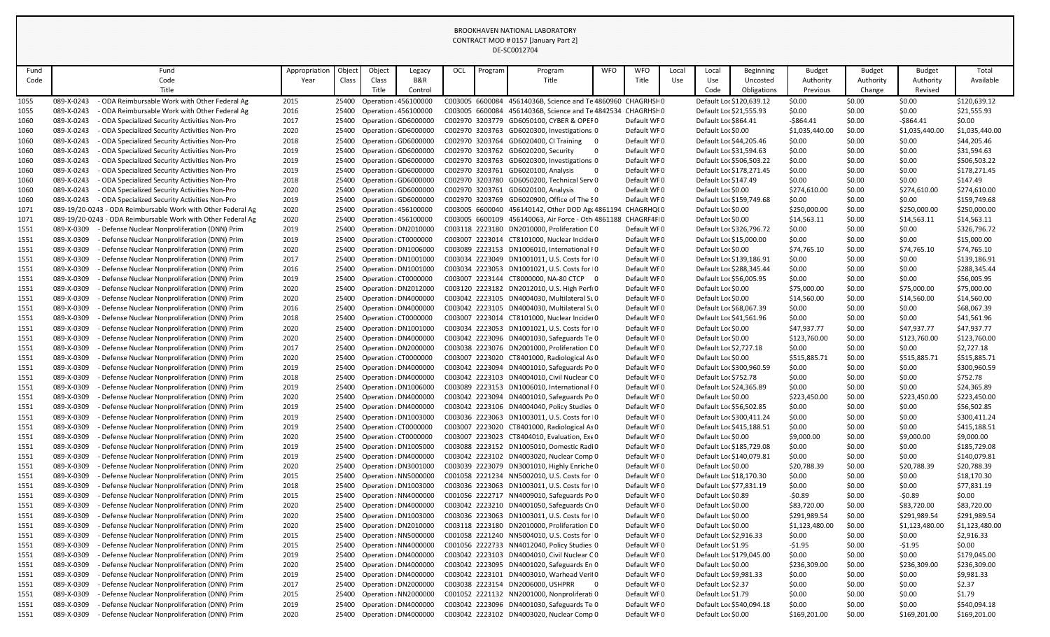BROOKHAVEN NATIONAL LABORATORY
CONTRACT MOD # 0157 [January Part 2]
DE-SC0012704

| Fund Code | Fund Code Title | Appropriation Year | Object Class | Object Class Title | Legacy B&R Control | OCL | Program | Program Title | WFO | WFO Title | Local Use | Local Use Code | Beginning Uncosted Obligations | Budget Authority Previous | Budget Authority Change | Budget Authority Revised | Total Available |
|---|---|---|---|---|---|---|---|---|---|---|---|---|---|---|---|---|---|
| 1055 | 089-X-0243 - ODA Reimbursable Work with Other Federal Ag | 2015 | 25400 | Operation : 456100000 | | C003005 | 6600084 | 45614036B, Science and Te 4860960 | | CHAGRHSH 0 | | Default Loc | $120,639.12 | $0.00 | $0.00 | $0.00 | $120,639.12 |
| 1055 | 089-X-0243 - ODA Reimbursable Work with Other Federal Ag | 2016 | 25400 | Operation : 456100000 | | C003005 | 6600084 | 45614036B, Science and Te 4842534 | | CHAGRHSH 0 | | Default Loc | $21,555.93 | $0.00 | $0.00 | $0.00 | $21,555.93 |
| 1060 | 089-X-0243 - ODA Specialized Security Activities Non-Pro | 2017 | 25400 | Operation : GD6000000 | | C002970 | 3203779 | GD6050100, CYBER & OPEF 0 | | Default WF 0 | | Default Loc | $864.41 | -$864.41 | $0.00 | -$864.41 | $0.00 |
| 1060 | 089-X-0243 - ODA Specialized Security Activities Non-Pro | 2020 | 25400 | Operation : GD6000000 | | C002970 | 3203763 | GD6020300, Investigations 0 | | Default WF 0 | | Default Loc | $0.00 | $1,035,440.00 | $0.00 | $1,035,440.00 | $1,035,440.00 |
| 1060 | 089-X-0243 - ODA Specialized Security Activities Non-Pro | 2018 | 25400 | Operation : GD6000000 | | C002970 | 3203764 | GD6020400, CI Training 0 | | Default WF 0 | | Default Loc | $44,205.46 | $0.00 | $0.00 | $0.00 | $44,205.46 |
| 1060 | 089-X-0243 - ODA Specialized Security Activities Non-Pro | 2019 | 25400 | Operation : GD6000000 | | C002970 | 3203762 | GD6020200, Security 0 | | Default WF 0 | | Default Loc | $31,594.63 | $0.00 | $0.00 | $0.00 | $31,594.63 |
| 1060 | 089-X-0243 - ODA Specialized Security Activities Non-Pro | 2019 | 25400 | Operation : GD6000000 | | C002970 | 3203763 | GD6020300, Investigations 0 | | Default WF 0 | | Default Loc | $506,503.22 | $0.00 | $0.00 | $0.00 | $506,503.22 |
| 1060 | 089-X-0243 - ODA Specialized Security Activities Non-Pro | 2019 | 25400 | Operation : GD6000000 | | C002970 | 3203761 | GD6020100, Analysis 0 | | Default WF 0 | | Default Loc | $178,271.45 | $0.00 | $0.00 | $0.00 | $178,271.45 |
| 1060 | 089-X-0243 - ODA Specialized Security Activities Non-Pro | 2018 | 25400 | Operation : GD6000000 | | C002970 | 3203780 | GD6050200, Technical Serv 0 | | Default WF 0 | | Default Loc | $147.49 | $0.00 | $0.00 | $0.00 | $147.49 |
| 1060 | 089-X-0243 - ODA Specialized Security Activities Non-Pro | 2020 | 25400 | Operation : GD6000000 | | C002970 | 3203761 | GD6020100, Analysis 0 | | Default WF 0 | | Default Loc | $0.00 | $274,610.00 | $0.00 | $274,610.00 | $274,610.00 |
| 1060 | 089-X-0243 - ODA Specialized Security Activities Non-Pro | 2019 | 25400 | Operation : GD6000000 | | C002970 | 3203769 | GD6020900, Office of The S 0 | | Default WF 0 | | Default Loc | $159,749.68 | $0.00 | $0.00 | $0.00 | $159,749.68 |
| 1071 | 089-19/20-0243 - ODA Reimbursable Work with Other Federal Ag | 2020 | 25400 | Operation : 456100000 | | C003005 | 6600040 | 456140142, Other DOD Age 4861194 | | CHAGRHQ( 0 | | Default Loc | $0.00 | $250,000.00 | $0.00 | $250,000.00 | $250,000.00 |
| 1071 | 089-19/20-0243 - ODA Reimbursable Work with Other Federal Ag | 2020 | 25400 | Operation : 456100000 | | C003005 | 6600109 | 456140063, Air Force - Oth 4861188 | | CHAGRF4FI 0 | | Default Loc | $0.00 | $14,563.11 | $0.00 | $14,563.11 | $14,563.11 |
| 1551 | 089-X-0309 - Defense Nuclear Nonproliferation (DNN) Prim | 2019 | 25400 | Operation : DN2010000 | | C003118 | 2223180 | DN2010000, Proliferation D 0 | | Default WF 0 | | Default Loc | $326,796.72 | $0.00 | $0.00 | $0.00 | $326,796.72 |
| 1551 | 089-X-0309 - Defense Nuclear Nonproliferation (DNN) Prim | 2019 | 25400 | Operation : CT0000000 | | C003007 | 2223014 | CT8101000, Nuclear Inciden 0 | | Default WF 0 | | Default Loc | $15,000.00 | $0.00 | $0.00 | $0.00 | $15,000.00 |
| 1551 | 089-X-0309 - Defense Nuclear Nonproliferation (DNN) Prim | 2020 | 25400 | Operation : DN1006000 | | C003089 | 2223153 | DN1006010, International F 0 | | Default WF 0 | | Default Loc | $0.00 | $74,765.10 | $0.00 | $74,765.10 | $74,765.10 |
| 1551 | 089-X-0309 - Defense Nuclear Nonproliferation (DNN) Prim | 2017 | 25400 | Operation : DN1001000 | | C003034 | 2223049 | DN1001011, U.S. Costs for I 0 | | Default WF 0 | | Default Loc | $139,186.91 | $0.00 | $0.00 | $0.00 | $139,186.91 |
| 1551 | 089-X-0309 - Defense Nuclear Nonproliferation (DNN) Prim | 2016 | 25400 | Operation : DN1001000 | | C003034 | 2223053 | DN1001021, U.S. Costs for I 0 | | Default WF 0 | | Default Loc | $288,345.44 | $0.00 | $0.00 | $0.00 | $288,345.44 |
| 1551 | 089-X-0309 - Defense Nuclear Nonproliferation (DNN) Prim | 2019 | 25400 | Operation : CT0000000 | | C003007 | 2223144 | CT8000000, NA-80 CTCP 0 | | Default WF 0 | | Default Loc | $56,005.95 | $0.00 | $0.00 | $0.00 | $56,005.95 |
| 1551 | 089-X-0309 - Defense Nuclear Nonproliferation (DNN) Prim | 2020 | 25400 | Operation : DN2012000 | | C003120 | 2223182 | DN2012010, U.S. High Perfo 0 | | Default WF 0 | | Default Loc | $0.00 | $75,000.00 | $0.00 | $75,000.00 | $75,000.00 |
| 1551 | 089-X-0309 - Defense Nuclear Nonproliferation (DNN) Prim | 2020 | 25400 | Operation : DN4000000 | | C003042 | 2223105 | DN4004030, Multilateral Su 0 | | Default WF 0 | | Default Loc | $0.00 | $14,560.00 | $0.00 | $14,560.00 | $14,560.00 |
| 1551 | 089-X-0309 - Defense Nuclear Nonproliferation (DNN) Prim | 2016 | 25400 | Operation : DN4000000 | | C003042 | 2223105 | DN4004030, Multilateral Su 0 | | Default WF 0 | | Default Loc | $68,067.39 | $0.00 | $0.00 | $0.00 | $68,067.39 |
| 1551 | 089-X-0309 - Defense Nuclear Nonproliferation (DNN) Prim | 2018 | 25400 | Operation : CT0000000 | | C003007 | 2223014 | CT8101000, Nuclear Inciden 0 | | Default WF 0 | | Default Loc | $41,561.96 | $0.00 | $0.00 | $0.00 | $41,561.96 |
| 1551 | 089-X-0309 - Defense Nuclear Nonproliferation (DNN) Prim | 2020 | 25400 | Operation : DN1001000 | | C003034 | 2223053 | DN1001021, U.S. Costs for I 0 | | Default WF 0 | | Default Loc | $0.00 | $47,937.77 | $0.00 | $47,937.77 | $47,937.77 |
| 1551 | 089-X-0309 - Defense Nuclear Nonproliferation (DNN) Prim | 2020 | 25400 | Operation : DN4000000 | | C003042 | 2223096 | DN4001030, Safeguards Te 0 | | Default WF 0 | | Default Loc | $0.00 | $123,760.00 | $0.00 | $123,760.00 | $123,760.00 |
| 1551 | 089-X-0309 - Defense Nuclear Nonproliferation (DNN) Prim | 2017 | 25400 | Operation : DN2000000 | | C003038 | 2223076 | DN2001000, Proliferation D 0 | | Default WF 0 | | Default Loc | $2,727.18 | $0.00 | $0.00 | $0.00 | $2,727.18 |
| 1551 | 089-X-0309 - Defense Nuclear Nonproliferation (DNN) Prim | 2020 | 25400 | Operation : CT0000000 | | C003007 | 2223020 | CT8401000, Radiological As 0 | | Default WF 0 | | Default Loc | $0.00 | $515,885.71 | $0.00 | $515,885.71 | $515,885.71 |
| 1551 | 089-X-0309 - Defense Nuclear Nonproliferation (DNN) Prim | 2019 | 25400 | Operation : DN4000000 | | C003042 | 2223094 | DN4001010, Safeguards Po 0 | | Default WF 0 | | Default Loc | $300,960.59 | $0.00 | $0.00 | $0.00 | $300,960.59 |
| 1551 | 089-X-0309 - Defense Nuclear Nonproliferation (DNN) Prim | 2018 | 25400 | Operation : DN4000000 | | C003042 | 2223103 | DN4004010, Civil Nuclear C 0 | | Default WF 0 | | Default Loc | $752.78 | $0.00 | $0.00 | $0.00 | $752.78 |
| 1551 | 089-X-0309 - Defense Nuclear Nonproliferation (DNN) Prim | 2019 | 25400 | Operation : DN1006000 | | C003089 | 2223153 | DN1006010, International F 0 | | Default WF 0 | | Default Loc | $24,365.89 | $0.00 | $0.00 | $0.00 | $24,365.89 |
| 1551 | 089-X-0309 - Defense Nuclear Nonproliferation (DNN) Prim | 2020 | 25400 | Operation : DN4000000 | | C003042 | 2223094 | DN4001010, Safeguards Po 0 | | Default WF 0 | | Default Loc | $0.00 | $223,450.00 | $0.00 | $223,450.00 | $223,450.00 |
| 1551 | 089-X-0309 - Defense Nuclear Nonproliferation (DNN) Prim | 2019 | 25400 | Operation : DN4000000 | | C003042 | 2223106 | DN4004040, Policy Studies 0 | | Default WF 0 | | Default Loc | $56,502.85 | $0.00 | $0.00 | $0.00 | $56,502.85 |
| 1551 | 089-X-0309 - Defense Nuclear Nonproliferation (DNN) Prim | 2019 | 25400 | Operation : DN1003000 | | C003036 | 2223063 | DN1003011, U.S. Costs for I 0 | | Default WF 0 | | Default Loc | $300,411.24 | $0.00 | $0.00 | $0.00 | $300,411.24 |
| 1551 | 089-X-0309 - Defense Nuclear Nonproliferation (DNN) Prim | 2019 | 25400 | Operation : CT0000000 | | C003007 | 2223020 | CT8401000, Radiological As 0 | | Default WF 0 | | Default Loc | $415,188.51 | $0.00 | $0.00 | $0.00 | $415,188.51 |
| 1551 | 089-X-0309 - Defense Nuclear Nonproliferation (DNN) Prim | 2020 | 25400 | Operation : CT0000000 | | C003007 | 2223023 | CT8404010, Evaluation, Exe 0 | | Default WF 0 | | Default Loc | $0.00 | $9,000.00 | $0.00 | $9,000.00 | $9,000.00 |
| 1551 | 089-X-0309 - Defense Nuclear Nonproliferation (DNN) Prim | 2019 | 25400 | Operation : DN1005000 | | C003088 | 2223152 | DN1005010, Domestic Radi 0 | | Default WF 0 | | Default Loc | $185,729.08 | $0.00 | $0.00 | $0.00 | $185,729.08 |
| 1551 | 089-X-0309 - Defense Nuclear Nonproliferation (DNN) Prim | 2019 | 25400 | Operation : DN4000000 | | C003042 | 2223102 | DN4003020, Nuclear Comp 0 | | Default WF 0 | | Default Loc | $140,079.81 | $0.00 | $0.00 | $0.00 | $140,079.81 |
| 1551 | 089-X-0309 - Defense Nuclear Nonproliferation (DNN) Prim | 2020 | 25400 | Operation : DN3001000 | | C003039 | 2223079 | DN3001010, Highly Enriche 0 | | Default WF 0 | | Default Loc | $0.00 | $20,788.39 | $0.00 | $20,788.39 | $20,788.39 |
| 1551 | 089-X-0309 - Defense Nuclear Nonproliferation (DNN) Prim | 2015 | 25400 | Operation : NN5000000 | | C001058 | 2221234 | NN5002010, U.S. Costs for 0 | | Default WF 0 | | Default Loc | $18,170.30 | $0.00 | $0.00 | $0.00 | $18,170.30 |
| 1551 | 089-X-0309 - Defense Nuclear Nonproliferation (DNN) Prim | 2018 | 25400 | Operation : DN1003000 | | C003036 | 2223063 | DN1003011, U.S. Costs for I 0 | | Default WF 0 | | Default Loc | $77,831.19 | $0.00 | $0.00 | $0.00 | $77,831.19 |
| 1551 | 089-X-0309 - Defense Nuclear Nonproliferation (DNN) Prim | 2015 | 25400 | Operation : NN4000000 | | C001056 | 2222717 | NN4009010, Safeguards Po 0 | | Default WF 0 | | Default Loc | $0.89 | -$0.89 | $0.00 | -$0.89 | $0.00 |
| 1551 | 089-X-0309 - Defense Nuclear Nonproliferation (DNN) Prim | 2020 | 25400 | Operation : DN4000000 | | C003042 | 2223210 | DN4001050, Safeguards Cr 0 | | Default WF 0 | | Default Loc | $0.00 | $83,720.00 | $0.00 | $83,720.00 | $83,720.00 |
| 1551 | 089-X-0309 - Defense Nuclear Nonproliferation (DNN) Prim | 2020 | 25400 | Operation : DN1003000 | | C003036 | 2223063 | DN1003011, U.S. Costs for I 0 | | Default WF 0 | | Default Loc | $0.00 | $291,989.54 | $0.00 | $291,989.54 | $291,989.54 |
| 1551 | 089-X-0309 - Defense Nuclear Nonproliferation (DNN) Prim | 2020 | 25400 | Operation : DN2010000 | | C003118 | 2223180 | DN2010000, Proliferation D 0 | | Default WF 0 | | Default Loc | $0.00 | $1,123,480.00 | $0.00 | $1,123,480.00 | $1,123,480.00 |
| 1551 | 089-X-0309 - Defense Nuclear Nonproliferation (DNN) Prim | 2015 | 25400 | Operation : NN5000000 | | C001058 | 2221240 | NN5004010, U.S. Costs for 0 | | Default WF 0 | | Default Loc | $2,916.33 | $0.00 | $0.00 | $0.00 | $2,916.33 |
| 1551 | 089-X-0309 - Defense Nuclear Nonproliferation (DNN) Prim | 2015 | 25400 | Operation : NN4000000 | | C001056 | 2222733 | NN4012040, Policy Studies 0 | | Default WF 0 | | Default Loc | $1.95 | -$1.95 | $0.00 | -$1.95 | $0.00 |
| 1551 | 089-X-0309 - Defense Nuclear Nonproliferation (DNN) Prim | 2019 | 25400 | Operation : DN4000000 | | C003042 | 2223103 | DN4004010, Civil Nuclear C 0 | | Default WF 0 | | Default Loc | $179,045.00 | $0.00 | $0.00 | $0.00 | $179,045.00 |
| 1551 | 089-X-0309 - Defense Nuclear Nonproliferation (DNN) Prim | 2020 | 25400 | Operation : DN4000000 | | C003042 | 2223095 | DN4001020, Safeguards En 0 | | Default WF 0 | | Default Loc | $0.00 | $236,309.00 | $0.00 | $236,309.00 | $236,309.00 |
| 1551 | 089-X-0309 - Defense Nuclear Nonproliferation (DNN) Prim | 2019 | 25400 | Operation : DN4000000 | | C003042 | 2223101 | DN4003010, Warhead Verif 0 | | Default WF 0 | | Default Loc | $9,981.33 | $0.00 | $0.00 | $0.00 | $9,981.33 |
| 1551 | 089-X-0309 - Defense Nuclear Nonproliferation (DNN) Prim | 2017 | 25400 | Operation : DN2000000 | | C003038 | 2223154 | DN2006000, USHPRR 0 | | Default WF 0 | | Default Loc | $2.37 | $0.00 | $0.00 | $0.00 | $2.37 |
| 1551 | 089-X-0309 - Defense Nuclear Nonproliferation (DNN) Prim | 2015 | 25400 | Operation : NN2000000 | | C001052 | 2221132 | NN2001000, Nonproliferati 0 | | Default WF 0 | | Default Loc | $1.79 | $0.00 | $0.00 | $0.00 | $1.79 |
| 1551 | 089-X-0309 - Defense Nuclear Nonproliferation (DNN) Prim | 2019 | 25400 | Operation : DN4000000 | | C003042 | 2223096 | DN4001030, Safeguards Te 0 | | Default WF 0 | | Default Loc | $540,094.18 | $0.00 | $0.00 | $0.00 | $540,094.18 |
| 1551 | 089-X-0309 - Defense Nuclear Nonproliferation (DNN) Prim | 2020 | 25400 | Operation : DN4000000 | | C003042 | 2223102 | DN4003020, Nuclear Comp 0 | | Default WF 0 | | Default Loc | $0.00 | $169,201.00 | $0.00 | $169,201.00 | $169,201.00 |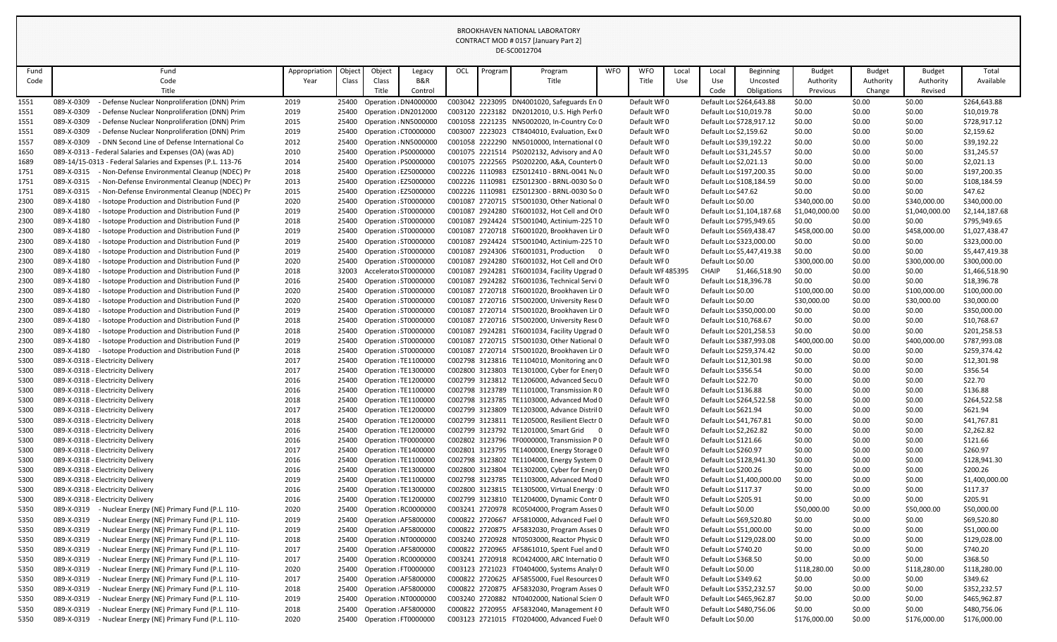BROOKHAVEN NATIONAL LABORATORY
CONTRACT MOD # 0157 [January Part 2]
DE-SC0012704

| Fund Code | Fund Code Title | Appropriation Year | Object Class | Object Class Title | Legacy B&R Control | OCL | Program | Program Title | WFO | WFO Title | Local Use | Local Use Code | Beginning Uncosted Obligations | Budget Authority Previous | Budget Authority Change | Budget Authority Revised | Total Available |
|---|---|---|---|---|---|---|---|---|---|---|---|---|---|---|---|---|---|
| 1551 | 089-X-0309 - Defense Nuclear Nonproliferation (DNN) Prim | 2019 | 25400 | Operation | DN4000000 | C003042 | 2223095 | DN4001020, Safeguards En | 0 | Default WF | 0 | Default Loc | $264,643.88 | $0.00 | $0.00 | $0.00 | $264,643.88 |
| 1551 | 089-X-0309 - Defense Nuclear Nonproliferation (DNN) Prim | 2019 | 25400 | Operation | DN2012000 | C003120 | 2223182 | DN2012010, U.S. High Perf | 0 | Default WF | 0 | Default Loc | $10,019.78 | $0.00 | $0.00 | $0.00 | $10,019.78 |
| 1551 | 089-X-0309 - Defense Nuclear Nonproliferation (DNN) Prim | 2015 | 25400 | Operation | NN5000000 | C001058 | 2221235 | NN5002020, In-Country Co | 0 | Default WF | 0 | Default Loc | $728,917.12 | $0.00 | $0.00 | $0.00 | $728,917.12 |
| 1551 | 089-X-0309 - Defense Nuclear Nonproliferation (DNN) Prim | 2019 | 25400 | Operation | CT0000000 | C003007 | 2223023 | CT8404010, Evaluation, Exe | 0 | Default WF | 0 | Default Loc | $2,159.62 | $0.00 | $0.00 | $0.00 | $2,159.62 |
| 1557 | 089-X-0309 - DNN Second Line of Defense International Co | 2012 | 25400 | Operation | NN5000000 | C001058 | 2222290 | NN5010000, International ( | 0 | Default WF | 0 | Default Loc | $39,192.22 | $0.00 | $0.00 | $0.00 | $39,192.22 |
| 1650 | 089-X-0313 - Federal Salaries and Expenses (OA) (was AD) | 2010 | 25400 | Operation | PS0000000 | C001075 | 2221514 | PS0202132, Advisory and A | 0 | Default WF | 0 | Default Loc | $31,245.57 | $0.00 | $0.00 | $0.00 | $31,245.57 |
| 1689 | 089-14/15-0313 - Federal Salaries and Expenses (P.L. 113-76 | 2014 | 25400 | Operation | PS0000000 | C001075 | 2222565 | PS0202200, A&A, Countert | 0 | Default WF | 0 | Default Loc | $2,021.13 | $0.00 | $0.00 | $0.00 | $2,021.13 |
| 1751 | 089-X-0315 - Non-Defense Environmental Cleanup (NDEC) Pr | 2018 | 25400 | Operation | EZ5000000 | C002226 | 1110983 | EZ5012410 - BRNL-0041 Nu | 0 | Default WF | 0 | Default Loc | $197,200.35 | $0.00 | $0.00 | $0.00 | $197,200.35 |
| 1751 | 089-X-0315 - Non-Defense Environmental Cleanup (NDEC) Pr | 2013 | 25400 | Operation | EZ5000000 | C002226 | 1110981 | EZ5012300 - BRNL-0030 So | 0 | Default WF | 0 | Default Loc | $108,184.59 | $0.00 | $0.00 | $0.00 | $108,184.59 |
| 1751 | 089-X-0315 - Non-Defense Environmental Cleanup (NDEC) Pr | 2015 | 25400 | Operation | EZ5000000 | C002226 | 1110981 | EZ5012300 - BRNL-0030 So | 0 | Default WF | 0 | Default Loc | $47.62 | $0.00 | $0.00 | $0.00 | $47.62 |
| 2300 | 089-X-4180 - Isotope Production and Distribution Fund (P | 2020 | 25400 | Operation | ST0000000 | C001087 | 2720715 | ST5001030, Other National | 0 | Default WF | 0 | Default Loc | $0.00 | $340,000.00 | $0.00 | $340,000.00 | $340,000.00 |
| 2300 | 089-X-4180 - Isotope Production and Distribution Fund (P | 2019 | 25400 | Operation | ST0000000 | C001087 | 2924280 | ST6001032, Hot Cell and Ot | 0 | Default WF | 0 | Default Loc | $1,104,187.68 | $1,040,000.00 | $0.00 | $1,040,000.00 | $2,144,187.68 |
| 2300 | 089-X-4180 - Isotope Production and Distribution Fund (P | 2018 | 25400 | Operation | ST0000000 | C001087 | 2924424 | ST5001040, Actinium-225 T | 0 | Default WF | 0 | Default Loc | $795,949.65 | $0.00 | $0.00 | $0.00 | $795,949.65 |
| 2300 | 089-X-4180 - Isotope Production and Distribution Fund (P | 2019 | 25400 | Operation | ST0000000 | C001087 | 2720718 | ST6001020, Brookhaven Lir | 0 | Default WF | 0 | Default Loc | $569,438.47 | $458,000.00 | $0.00 | $458,000.00 | $1,027,438.47 |
| 2300 | 089-X-4180 - Isotope Production and Distribution Fund (P | 2019 | 25400 | Operation | ST0000000 | C001087 | 2924424 | ST5001040, Actinium-225 T | 0 | Default WF | 0 | Default Loc | $323,000.00 | $0.00 | $0.00 | $0.00 | $323,000.00 |
| 2300 | 089-X-4180 - Isotope Production and Distribution Fund (P | 2019 | 25400 | Operation | ST0000000 | C001087 | 2924306 | ST6001031, Production | 0 | Default WF | 0 | Default Loc | $5,447,419.38 | $0.00 | $0.00 | $0.00 | $5,447,419.38 |
| 2300 | 089-X-4180 - Isotope Production and Distribution Fund (P | 2020 | 25400 | Operation | ST0000000 | C001087 | 2924280 | ST6001032, Hot Cell and Ot | 0 | Default WF | 0 | Default Loc | $0.00 | $300,000.00 | $0.00 | $300,000.00 | $300,000.00 |
| 2300 | 089-X-4180 - Isotope Production and Distribution Fund (P | 2018 | 32003 | Accelerator | ST0000000 | C001087 | 2924281 | ST6001034, Facility Upgrad | 0 | Default WF | 485395 | CHAIP | $1,466,518.90 | $0.00 | $0.00 | $0.00 | $1,466,518.90 |
| 2300 | 089-X-4180 - Isotope Production and Distribution Fund (P | 2016 | 25400 | Operation | ST0000000 | C001087 | 2924282 | ST6001036, Technical Servi | 0 | Default WF | 0 | Default Loc | $18,396.78 | $0.00 | $0.00 | $0.00 | $18,396.78 |
| 2300 | 089-X-4180 - Isotope Production and Distribution Fund (P | 2020 | 25400 | Operation | ST0000000 | C001087 | 2720718 | ST6001020, Brookhaven Lir | 0 | Default WF | 0 | Default Loc | $0.00 | $100,000.00 | $0.00 | $100,000.00 | $100,000.00 |
| 2300 | 089-X-4180 - Isotope Production and Distribution Fund (P | 2020 | 25400 | Operation | ST0000000 | C001087 | 2720716 | ST5002000, University Rese | 0 | Default WF | 0 | Default Loc | $0.00 | $30,000.00 | $0.00 | $30,000.00 | $30,000.00 |
| 2300 | 089-X-4180 - Isotope Production and Distribution Fund (P | 2019 | 25400 | Operation | ST0000000 | C001087 | 2720714 | ST5001020, Brookhaven Lir | 0 | Default WF | 0 | Default Loc | $350,000.00 | $0.00 | $0.00 | $0.00 | $350,000.00 |
| 2300 | 089-X-4180 - Isotope Production and Distribution Fund (P | 2018 | 25400 | Operation | ST0000000 | C001087 | 2720716 | ST5002000, University Rese | 0 | Default WF | 0 | Default Loc | $10,768.67 | $0.00 | $0.00 | $0.00 | $10,768.67 |
| 2300 | 089-X-4180 - Isotope Production and Distribution Fund (P | 2018 | 25400 | Operation | ST0000000 | C001087 | 2924281 | ST6001034, Facility Upgrad | 0 | Default WF | 0 | Default Loc | $201,258.53 | $0.00 | $0.00 | $0.00 | $201,258.53 |
| 2300 | 089-X-4180 - Isotope Production and Distribution Fund (P | 2019 | 25400 | Operation | ST0000000 | C001087 | 2720715 | ST5001030, Other National | 0 | Default WF | 0 | Default Loc | $387,993.08 | $400,000.00 | $0.00 | $400,000.00 | $787,993.08 |
| 2300 | 089-X-4180 - Isotope Production and Distribution Fund (P | 2018 | 25400 | Operation | ST0000000 | C001087 | 2720714 | ST5001020, Brookhaven Lir | 0 | Default WF | 0 | Default Loc | $259,374.42 | $0.00 | $0.00 | $0.00 | $259,374.42 |
| 5300 | 089-X-0318 - Electricity Delivery | 2017 | 25400 | Operation | TE1100000 | C002798 | 3123816 | TE1104010, Monitoring and | 0 | Default WF | 0 | Default Loc | $12,301.98 | $0.00 | $0.00 | $0.00 | $12,301.98 |
| 5300 | 089-X-0318 - Electricity Delivery | 2017 | 25400 | Operation | TE1300000 | C002800 | 3123803 | TE1301000, Cyber for Energ | 0 | Default WF | 0 | Default Loc | $356.54 | $0.00 | $0.00 | $0.00 | $356.54 |
| 5300 | 089-X-0318 - Electricity Delivery | 2016 | 25400 | Operation | TE1200000 | C002799 | 3123812 | TE1206000, Advanced Secu | 0 | Default WF | 0 | Default Loc | $22.70 | $0.00 | $0.00 | $0.00 | $22.70 |
| 5300 | 089-X-0318 - Electricity Delivery | 2016 | 25400 | Operation | TE1100000 | C002798 | 3123789 | TE1101000, Transmission R | 0 | Default WF | 0 | Default Loc | $136.88 | $0.00 | $0.00 | $0.00 | $136.88 |
| 5300 | 089-X-0318 - Electricity Delivery | 2018 | 25400 | Operation | TE1100000 | C002798 | 3123785 | TE1103000, Advanced Mod | 0 | Default WF | 0 | Default Loc | $264,522.58 | $0.00 | $0.00 | $0.00 | $264,522.58 |
| 5300 | 089-X-0318 - Electricity Delivery | 2017 | 25400 | Operation | TE1200000 | C002799 | 3123809 | TE1203000, Advance Distril | 0 | Default WF | 0 | Default Loc | $621.94 | $0.00 | $0.00 | $0.00 | $621.94 |
| 5300 | 089-X-0318 - Electricity Delivery | 2018 | 25400 | Operation | TE1200000 | C002799 | 3123811 | TE1205000, Resilient Electr | 0 | Default WF | 0 | Default Loc | $41,767.81 | $0.00 | $0.00 | $0.00 | $41,767.81 |
| 5300 | 089-X-0318 - Electricity Delivery | 2016 | 25400 | Operation | TE1200000 | C002799 | 3123792 | TE1201000, Smart Grid | 0 | Default WF | 0 | Default Loc | $2,262.82 | $0.00 | $0.00 | $0.00 | $2,262.82 |
| 5300 | 089-X-0318 - Electricity Delivery | 2016 | 25400 | Operation | TF0000000 | C002802 | 3123796 | TF0000000, Transmission P | 0 | Default WF | 0 | Default Loc | $121.66 | $0.00 | $0.00 | $0.00 | $121.66 |
| 5300 | 089-X-0318 - Electricity Delivery | 2017 | 25400 | Operation | TE1400000 | C002801 | 3123795 | TE1400000, Energy Storage | 0 | Default WF | 0 | Default Loc | $260.97 | $0.00 | $0.00 | $0.00 | $260.97 |
| 5300 | 089-X-0318 - Electricity Delivery | 2016 | 25400 | Operation | TE1100000 | C002798 | 3123802 | TE1104000, Energy System | 0 | Default WF | 0 | Default Loc | $128,941.30 | $0.00 | $0.00 | $0.00 | $128,941.30 |
| 5300 | 089-X-0318 - Electricity Delivery | 2016 | 25400 | Operation | TE1300000 | C002800 | 3123804 | TE1302000, Cyber for Energ | 0 | Default WF | 0 | Default Loc | $200.26 | $0.00 | $0.00 | $0.00 | $200.26 |
| 5300 | 089-X-0318 - Electricity Delivery | 2019 | 25400 | Operation | TE1100000 | C002798 | 3123785 | TE1103000, Advanced Mod | 0 | Default WF | 0 | Default Loc | $1,400,000.00 | $0.00 | $0.00 | $0.00 | $1,400,000.00 |
| 5300 | 089-X-0318 - Electricity Delivery | 2016 | 25400 | Operation | TE1300000 | C002800 | 3123815 | TE1305000, Virtual Energy | 0 | Default WF | 0 | Default Loc | $117.37 | $0.00 | $0.00 | $0.00 | $117.37 |
| 5300 | 089-X-0318 - Electricity Delivery | 2016 | 25400 | Operation | TE1200000 | C002799 | 3123810 | TE1204000, Dynamic Contr | 0 | Default WF | 0 | Default Loc | $205.91 | $0.00 | $0.00 | $0.00 | $205.91 |
| 5350 | 089-X-0319 - Nuclear Energy (NE) Primary Fund (P.L. 110- | 2020 | 25400 | Operation | RC0000000 | C003241 | 2720978 | RC0504000, Program Asses | 0 | Default WF | 0 | Default Loc | $0.00 | $50,000.00 | $0.00 | $50,000.00 | $50,000.00 |
| 5350 | 089-X-0319 - Nuclear Energy (NE) Primary Fund (P.L. 110- | 2019 | 25400 | Operation | AF5800000 | C000822 | 2720667 | AF5810000, Advanced Fuel | 0 | Default WF | 0 | Default Loc | $69,520.80 | $0.00 | $0.00 | $0.00 | $69,520.80 |
| 5350 | 089-X-0319 - Nuclear Energy (NE) Primary Fund (P.L. 110- | 2019 | 25400 | Operation | AF5800000 | C000822 | 2720875 | AF5832030, Program Asses | 0 | Default WF | 0 | Default Loc | $51,000.00 | $0.00 | $0.00 | $0.00 | $51,000.00 |
| 5350 | 089-X-0319 - Nuclear Energy (NE) Primary Fund (P.L. 110- | 2018 | 25400 | Operation | NT0000000 | C003240 | 2720928 | NT0503000, Reactor Physic | 0 | Default WF | 0 | Default Loc | $129,028.00 | $0.00 | $0.00 | $0.00 | $129,028.00 |
| 5350 | 089-X-0319 - Nuclear Energy (NE) Primary Fund (P.L. 110- | 2017 | 25400 | Operation | AF5800000 | C000822 | 2720965 | AF5861010, Spent Fuel and | 0 | Default WF | 0 | Default Loc | $740.20 | $0.00 | $0.00 | $0.00 | $740.20 |
| 5350 | 089-X-0319 - Nuclear Energy (NE) Primary Fund (P.L. 110- | 2017 | 25400 | Operation | RC0000000 | C003241 | 2720918 | RC0424000, ARC Internatio | 0 | Default WF | 0 | Default Loc | $368.50 | $0.00 | $0.00 | $0.00 | $368.50 |
| 5350 | 089-X-0319 - Nuclear Energy (NE) Primary Fund (P.L. 110- | 2020 | 25400 | Operation | FT0000000 | C003123 | 2721023 | FT0404000, Systems Analys | 0 | Default WF | 0 | Default Loc | $0.00 | $118,280.00 | $0.00 | $118,280.00 | $118,280.00 |
| 5350 | 089-X-0319 - Nuclear Energy (NE) Primary Fund (P.L. 110- | 2017 | 25400 | Operation | AF5800000 | C000822 | 2720625 | AF5855000, Fuel Resources | 0 | Default WF | 0 | Default Loc | $349.62 | $0.00 | $0.00 | $0.00 | $349.62 |
| 5350 | 089-X-0319 - Nuclear Energy (NE) Primary Fund (P.L. 110- | 2018 | 25400 | Operation | AF5800000 | C000822 | 2720875 | AF5832030, Program Asses | 0 | Default WF | 0 | Default Loc | $352,232.57 | $0.00 | $0.00 | $0.00 | $352,232.57 |
| 5350 | 089-X-0319 - Nuclear Energy (NE) Primary Fund (P.L. 110- | 2019 | 25400 | Operation | NT0000000 | C003240 | 2720882 | NT0402000, National Scien | 0 | Default WF | 0 | Default Loc | $465,962.87 | $0.00 | $0.00 | $0.00 | $465,962.87 |
| 5350 | 089-X-0319 - Nuclear Energy (NE) Primary Fund (P.L. 110- | 2018 | 25400 | Operation | AF5800000 | C000822 | 2720955 | AF5832040, Management & | 0 | Default WF | 0 | Default Loc | $480,756.06 | $0.00 | $0.00 | $0.00 | $480,756.06 |
| 5350 | 089-X-0319 - Nuclear Energy (NE) Primary Fund (P.L. 110- | 2020 | 25400 | Operation | FT0000000 | C003123 | 2721015 | FT0204000, Advanced Fuel | 0 | Default WF | 0 | Default Loc | $0.00 | $176,000.00 | $0.00 | $176,000.00 | $176,000.00 |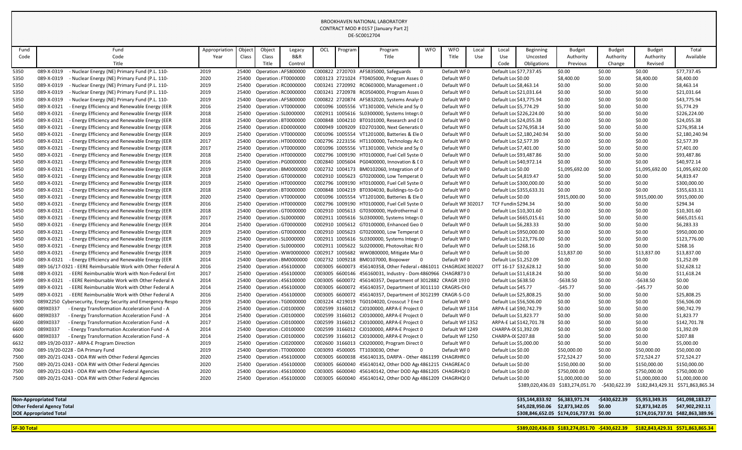BROOKHAVEN NATIONAL LABORATORY
CONTRACT MOD # 0157 [January Part 2]
DE-SC0012704

| Fund Code | Fund Code Title | Appropriation Year | Object Class | Object Class Title | Legacy B&R Control | OCL | Program | Program Title | WFO | WFO Title | Local Use | Local Use Code | Beginning Uncosted Obligations | Budget Authority Previous | Budget Authority Change | Budget Authority Revised | Total Available |
|---|---|---|---|---|---|---|---|---|---|---|---|---|---|---|---|---|---|
| 5350 | 089-X-0319 - Nuclear Energy (NE) Primary Fund (P.L. 110- | 2019 | 25400 | Operation : AF5800000 | | C000822 | 2720703 | AF5835000, Safeguards | 0 | Default WF 0 | | Default Loc | $77,737.45 | $0.00 | $0.00 | $0.00 | $77,737.45 |
| 5350 | 089-X-0319 - Nuclear Energy (NE) Primary Fund (P.L. 110- | 2020 | 25400 | Operation : FT0000000 | | C003123 | 2721024 | FT0405000, Program Asses 0 | | Default WF 0 | | Default Loc | $0.00 | $8,400.00 | $0.00 | $8,400.00 | $8,400.00 |
| 5350 | 089-X-0319 - Nuclear Energy (NE) Primary Fund (P.L. 110- | 2019 | 25400 | Operation : RC0000000 | | C003241 | 2720992 | RC0603000, Management a 0 | | Default WF 0 | | Default Loc | $8,463.14 | $0.00 | $0.00 | $0.00 | $8,463.14 |
| 5350 | 089-X-0319 - Nuclear Energy (NE) Primary Fund (P.L. 110- | 2019 | 25400 | Operation : RC0000000 | | C003241 | 2720978 | RC0504000, Program Asses 0 | | Default WF 0 | | Default Loc | $21,031.64 | $0.00 | $0.00 | $0.00 | $21,031.64 |
| 5350 | 089-X-0319 - Nuclear Energy (NE) Primary Fund (P.L. 110- | 2019 | 25400 | Operation : AF5800000 | | C000822 | 2720874 | AF5832020, Systems Analy 0 | | Default WF 0 | | Default Loc | $43,775.94 | $0.00 | $0.00 | $0.00 | $43,775.94 |
| 5450 | 089-X-0321 - Energy Efficiency and Renewable Energy (EER | 2016 | 25400 | Operation : VT0000000 | | C001096 | 1005556 | VT1301000, Vehicle and Sy 0 | | Default WF 0 | | Default Loc | $5,774.29 | $0.00 | $0.00 | $0.00 | $5,774.29 |
| 5450 | 089-X-0321 - Energy Efficiency and Renewable Energy (EER | 2018 | 25400 | Operation : SL0000000 | | C002911 | 1005616 | SL0300000, Systems Integr 0 | | Default WF 0 | | Default Loc | $226,224.00 | $0.00 | $0.00 | $0.00 | $226,224.00 |
| 5450 | 089-X-0321 - Energy Efficiency and Renewable Energy (EER | 2018 | 25400 | Operation : BT0000000 | | C000848 | 1004210 | BT0101000, Research and D 0 | | Default WF 0 | | Default Loc | $24,055.38 | $0.00 | $0.00 | $0.00 | $24,055.38 |
| 5450 | 089-X-0321 - Energy Efficiency and Renewable Energy (EER | 2016 | 25400 | Operation : ED0000000 | | C000949 | 1009209 | ED2701000, Next Generatio 0 | | Default WF 0 | | Default Loc | $276,958.14 | $0.00 | $0.00 | $0.00 | $276,958.14 |
| 5450 | 089-X-0321 - Energy Efficiency and Renewable Energy (EER | 2019 | 25400 | Operation : VT0000000 | | C001096 | 1005554 | VT1201000, Batteries & Ele 0 | | Default WF 0 | | Default Loc | $2,180,240.94 | $0.00 | $0.00 | $0.00 | $2,180,240.94 |
| 5450 | 089-X-0321 - Energy Efficiency and Renewable Energy (EER | 2017 | 25400 | Operation : HT0000000 | | C002796 | 2223156 | HT1100000, Technology Ac 0 | | Default WF 0 | | Default Loc | $2,577.39 | $0.00 | $0.00 | $0.00 | $2,577.39 |
| 5450 | 089-X-0321 - Energy Efficiency and Renewable Energy (EER | 2017 | 25400 | Operation : VT0000000 | | C001096 | 1005556 | VT1301000, Vehicle and Sy 0 | | Default WF 0 | | Default Loc | $7,401.00 | $0.00 | $0.00 | $0.00 | $7,401.00 |
| 5450 | 089-X-0321 - Energy Efficiency and Renewable Energy (EER | 2018 | 25400 | Operation : HT0000000 | | C002796 | 1009190 | HT0100000, Fuel Cell Syste 0 | | Default WF 0 | | Default Loc | $93,487.86 | $0.00 | $0.00 | $0.00 | $93,487.86 |
| 5450 | 089-X-0321 - Energy Efficiency and Renewable Energy (EER | 2016 | 25400 | Operation : PG0000000 | | C002840 | 1005604 | PG0400000, Innovation & D 0 | | Default WF 0 | | Default Loc | $40,972.14 | $0.00 | $0.00 | $0.00 | $40,972.14 |
| 5450 | 089-X-0321 - Energy Efficiency and Renewable Energy (EER | 2019 | 25400 | Operation : BM0000000 | | C002732 | 1004173 | BM0102060, Integration of 0 | | Default WF 0 | | Default Loc | $0.00 | $1,095,692.00 | $0.00 | $1,095,692.00 | $1,095,692.00 |
| 5450 | 089-X-0321 - Energy Efficiency and Renewable Energy (EER | 2018 | 25400 | Operation : GT0000000 | | C002910 | 1005623 | GT0200000, Low Temperat 0 | | Default WF 0 | | Default Loc | $4,819.47 | $0.00 | $0.00 | $0.00 | $4,819.47 |
| 5450 | 089-X-0321 - Energy Efficiency and Renewable Energy (EER | 2019 | 25400 | Operation : HT0000000 | | C002796 | 1009190 | HT0100000, Fuel Cell Syste 0 | | Default WF 0 | | Default Loc | $300,000.00 | $0.00 | $0.00 | $0.00 | $300,000.00 |
| 5450 | 089-X-0321 - Energy Efficiency and Renewable Energy (EER | 2018 | 25400 | Operation : BT0000000 | | C000848 | 1004219 | BT0304030, Buildings-to-Gr 0 | | Default WF 0 | | Default Loc | $355,633.31 | $0.00 | $0.00 | $0.00 | $355,633.31 |
| 5450 | 089-X-0321 - Energy Efficiency and Renewable Energy (EER | 2020 | 25400 | Operation : VT0000000 | | C001096 | 1005554 | VT1201000, Batteries & Ele 0 | | Default WF 0 | | Default Loc | $0.00 | $915,000.00 | $0.00 | $915,000.00 | $915,000.00 |
| 5450 | 089-X-0321 - Energy Efficiency and Renewable Energy (EER | 2016 | 25400 | Operation : HT0000000 | | C002796 | 1009190 | HT0100000, Fuel Cell Syste 0 | | Default WF | 302017 | TCF Fundin | $294.34 | $0.00 | $0.00 | $0.00 | $294.34 |
| 5450 | 089-X-0321 - Energy Efficiency and Renewable Energy (EER | 2018 | 25400 | Operation : GT0000000 | | C002910 | 1005613 | GT0300000, Hydrothermal 0 | | Default WF 0 | | Default Loc | $10,301.60 | $0.00 | $0.00 | $0.00 | $10,301.60 |
| 5450 | 089-X-0321 - Energy Efficiency and Renewable Energy (EER | 2017 | 25400 | Operation : SL0000000 | | C002911 | 1005616 | SL0300000, Systems Integr 0 | | Default WF 0 | | Default Loc | $665,015.61 | $0.00 | $0.00 | $0.00 | $665,015.61 |
| 5450 | 089-X-0321 - Energy Efficiency and Renewable Energy (EER | 2014 | 25400 | Operation : GT0000000 | | C002910 | 1005612 | GT0100000, Enhanced Geo 0 | | Default WF 0 | | Default Loc | $6,283.33 | $0.00 | $0.00 | $0.00 | $6,283.33 |
| 5450 | 089-X-0321 - Energy Efficiency and Renewable Energy (EER | 2019 | 25400 | Operation : GT0000000 | | C002910 | 1005623 | GT0200000, Low Temperat 0 | | Default WF 0 | | Default Loc | $950,000.00 | $0.00 | $0.00 | $0.00 | $950,000.00 |
| 5450 | 089-X-0321 - Energy Efficiency and Renewable Energy (EER | 2019 | 25400 | Operation : SL0000000 | | C002911 | 1005616 | SL0300000, Systems Integr 0 | | Default WF 0 | | Default Loc | $123,776.00 | $0.00 | $0.00 | $0.00 | $123,776.00 |
| 5450 | 089-X-0321 - Energy Efficiency and Renewable Energy (EER | 2018 | 25400 | Operation : SL0000000 | | C002911 | 1005622 | SL0200000, Photovoltaic R 0 | | Default WF 0 | | Default Loc | $268.16 | $0.00 | $0.00 | $0.00 | $268.16 |
| 5450 | 089-X-0321 - Energy Efficiency and Renewable Energy (EER | 2019 | 25400 | Operation : WW0000000 | | C002917 | 1005682 | WW0800000, Mitigate Mar 0 | | Default WF 0 | | Default Loc | $0.00 | $13,837.00 | $0.00 | $13,837.00 | $13,837.00 |
| 5450 | 089-X-0321 - Energy Efficiency and Renewable Energy (EER | 2014 | 25400 | Operation : BM0000000 | | C002732 | 1009218 | BM0107000, Biopower | 0 | Default WF 0 | | Default Loc | $1,252.09 | $0.00 | $0.00 | $0.00 | $1,252.09 |
| 5489 | 089-16/17-0321 - EERE Reimbursable Work with Other Federal A | 2016 | 25400 | Operation : 456100000 | | C003005 | 6600073 | 456140358, Other Federal A | 4861011 | CHAGRGX0 | 302027 | OTT 16-17 | $32,628.12 | $0.00 | $0.00 | $0.00 | $32,628.12 |
| 5498 | 089-X-0321 - EERE Reimbursable Work with Non-Federal Ent | 2017 | 25400 | Operation : 456100000 | | C003005 | 6600146 | 456160031, Industry - Dom | 4860966 | CHAGR873 0 | | Default Loc | $11,618.24 | $0.00 | $0.00 | $0.00 | $11,618.24 |
| 5499 | 089-X-0321 - EERE Reimbursable Work with Other Federal A | 2014 | 25400 | Operation : 456100000 | | C003005 | 6600072 | 456140357, Department of | 3012882 | CRAGR 193 0 | | Default Loc | $638.50 | -$638.50 | $0.00 | -$638.50 | $0.00 |
| 5499 | 089-X-0321 - EERE Reimbursable Work with Other Federal A | 2014 | 25400 | Operation : 456100000 | | C003005 | 6600072 | 456140357, Department of | 3011110 | CRAGRS-OI 0 | | Default Loc | $45.77 | -$45.77 | $0.00 | -$45.77 | $0.00 |
| 5499 | 089-X-0321 - EERE Reimbursable Work with Other Federal A | 2016 | 25400 | Operation : 456100000 | | C003005 | 6600072 | 456140357, Department of | 3012199 | CRAGR-S-O 0 | | Default Loc | $25,808.25 | $0.00 | $0.00 | $0.00 | $25,808.25 |
| 5900 | 089X2250 Cybersecurity, Energy Security and Emergency Respo | 2019 | 25400 | Operation : TG0000000 | | C003224 | 4219019 | TG0104020, Crosscut ? Ene 0 | | Default WF 0 | | Default Loc | $56,506.00 | $0.00 | $0.00 | $0.00 | $56,506.00 |
| 6600 | 089X0337 - Energy Transformation Acceleration Fund - A | 2016 | 25400 | Operation : CJ0100000 | | C002599 | 3166012 | CJ0100000, ARPA-E Project 0 | | Default WF | 1314 | ARPA-E Lat | $90,742.79 | $0.00 | $0.00 | $0.00 | $90,742.79 |
| 6600 | 089X0337 - Energy Transformation Acceleration Fund - A | 2014 | 25400 | Operation : CJ0100000 | | C002599 | 3166012 | CJ0100000, ARPA-E Project 0 | | Default WF 0 | | Default Loc | $1,823.77 | $0.00 | $0.00 | $0.00 | $1,823.77 |
| 6600 | 089X0337 - Energy Transformation Acceleration Fund - A | 2017 | 25400 | Operation : CJ0100000 | | C002599 | 3166012 | CJ0100000, ARPA-E Project 0 | | Default WF | 1352 | ARPA-E Lat | $142,701.78 | $0.00 | $0.00 | $0.00 | $142,701.78 |
| 6600 | 089X0337 - Energy Transformation Acceleration Fund - A | 2014 | 25400 | Operation : CJ0100000 | | C002599 | 3166012 | CJ0100000, ARPA-E Project 0 | | Default WF | 1249 | CHARPA-0( | $1,392.09 | $0.00 | $0.00 | $0.00 | $1,392.09 |
| 6600 | 089X0337 - Energy Transformation Acceleration Fund - A | 2014 | 25400 | Operation : CJ0100000 | | C002599 | 3166012 | CJ0100000, ARPA-E Project 0 | | Default WF | 1250 | CHARPA-0( | $207.88 | $0.00 | $0.00 | $0.00 | $207.88 |
| 6632 | 089-19/20-0337 - ARPA-E Program Direction | 2019 | 25400 | Operation : CJ0200000 | | C002600 | 3166013 | CJ0200000, Program Direct 0 | | Default WF 0 | | Default Loc | $5,000.00 | $0.00 | $0.00 | $0.00 | $5,000.00 |
| 7060 | 089-19/20-0228 - DA Primary Fund | 2019 | 25400 | Operation : TT0000000 | | C003093 | 4500005 | TT1030030, Other | 0 | Default WF 0 | | Default Loc | $0.00 | $50,000.00 | $0.00 | $50,000.00 | $50,000.00 |
| 7500 | 089-20/21-0243 - ODA RW with Other Federal Agencies | 2020 | 25400 | Operation : 456100000 | | C003005 | 6600038 | 456140135, DARPA - Other | 4861199 | CHAGRHR 0 | | Default Loc | $0.00 | $72,524.27 | $0.00 | $72,524.27 | $72,524.27 |
| 7500 | 089-20/21-0243 - ODA RW with Other Federal Agencies | 2020 | 25400 | Operation : 456100000 | | C003005 | 6600040 | 456140142, Other DOD Age | 4861215 | CHAGREAC 0 | | Default Loc | $0.00 | $150,000.00 | $0.00 | $150,000.00 | $150,000.00 |
| 7500 | 089-20/21-0243 - ODA RW with Other Federal Agencies | 2020 | 25400 | Operation : 456100000 | | C003005 | 6600040 | 456140142, Other DOD Age | 4861205 | CHAGRHQ( 0 | | Default Loc | $0.00 | $750,000.00 | $0.00 | $750,000.00 | $750,000.00 |
| 7500 | 089-20/21-0243 - ODA RW with Other Federal Agencies | 2020 | 25400 | Operation : 456100000 | | C003005 | 6600040 | 456140142, Other DOD Age | 4861209 | CHAGRHQ( 0 | | Default Loc | $0.00 | $1,000,000.00 | $0.00 | $1,000,000.00 | $1,000,000.00 |
| | | | | | | | | | | | | | $389,020,436.03 | $183,274,051.70 | -$430,622.39 | $182,843,429.31 | $571,863,865.34 |

| | Beginning Uncosted Obligations | Budget Authority Previous | Budget Authority Change | Budget Authority Revised | Total Available |
|---|---|---|---|---|---|
| **Non-Appropriated Total** | $35,144,833.92 | $6,383,971.74 | -$430,622.39 | $5,953,349.35 | $41,098,183.27 |
| **Other Federal Agency Total** | $45,028,950.06 | $2,873,342.05 | $0.00 | $2,873,342.05 | $47,902,292.11 |
| **DOE Appropriated Total** | $308,846,652.05 | $174,016,737.91 | $0.00 | $174,016,737.91 | $482,863,389.96 |
| **SF-30 Total** | **$389,020,436.03** | **$183,274,051.70** | **-$430,622.39** | **$182,843,429.31** | **$571,863,865.34** |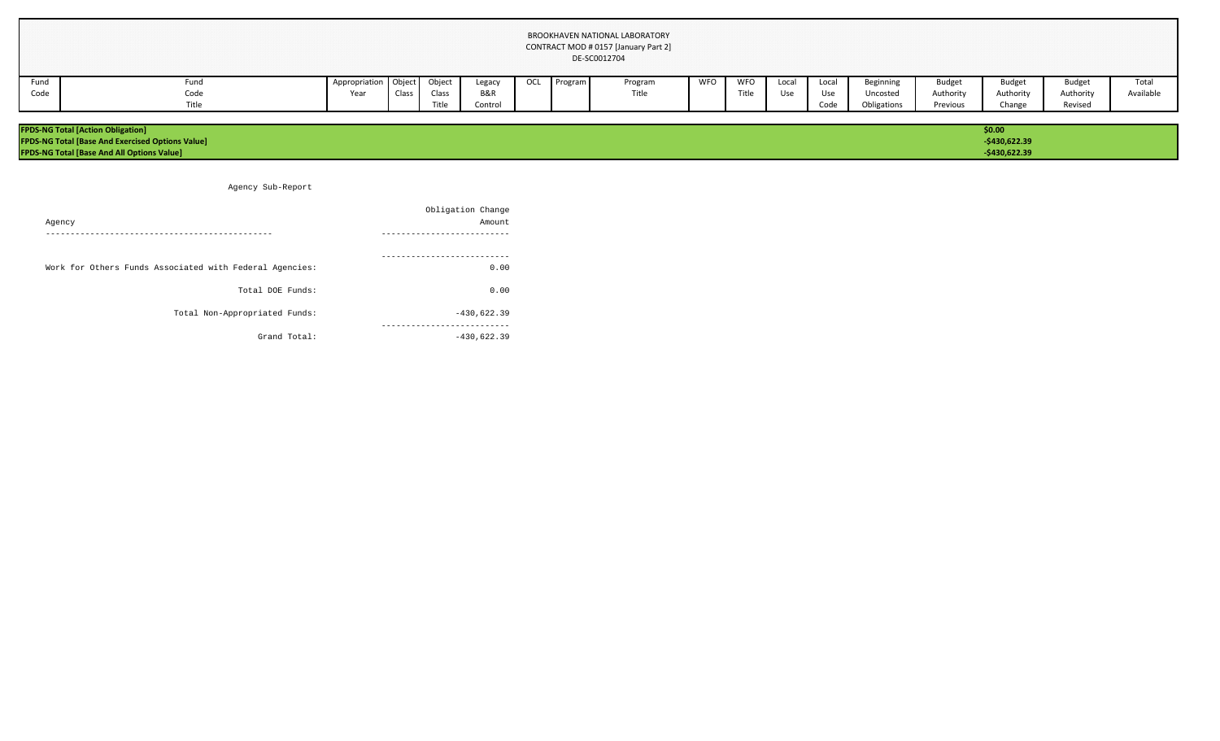BROOKHAVEN NATIONAL LABORATORY
CONTRACT MOD # 0157 [January Part 2]
DE-SC0012704

| Fund Code | Fund Code Title | Appropriation Year | Object Class | Object Class Title | Legacy B&R Control | OCL | Program | Program Title | WFO | WFO Title | Local Use | Local Use Code | Beginning Uncosted Obligations | Budget Authority Previous | Budget Authority Change | Budget Authority Revised | Total Available |
|---|---|---|---|---|---|---|---|---|---|---|---|---|---|---|---|---|---|
| **FPDS-NG Total [Action Obligation]** | | | | | | | | | | | | | | | **$0.00** | | |
| **FPDS-NG Total [Base And Exercised Options Value]** | | | | | | | | | | | | | | | **-$430,622.39** | | |
| **FPDS-NG Total [Base And All Options Value]** | | | | | | | | | | | | | | | **-$430,622.39** | | |

Agency Sub-Report

| Agency | Obligation Change Amount |
|---|---|
| Work for Others Funds Associated with Federal Agencies: | 0.00 |
| Total DOE Funds: | 0.00 |
| Total Non-Appropriated Funds: | -430,622.39 |
| Grand Total: | -430,622.39 |